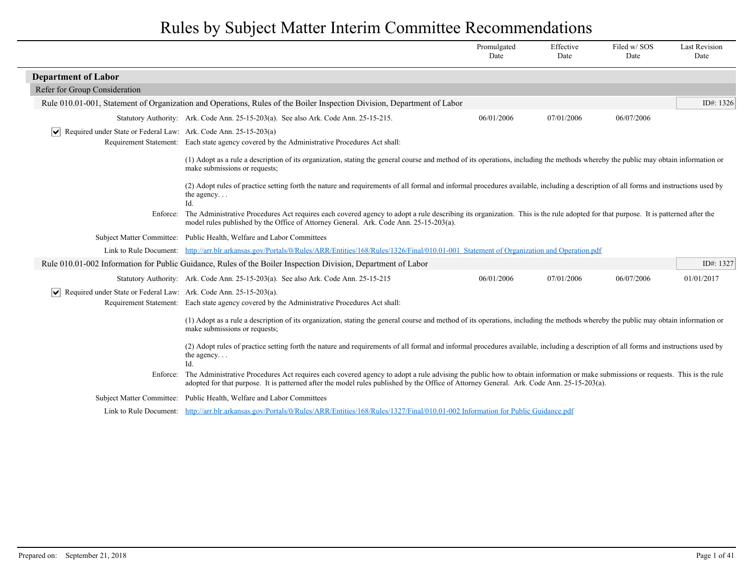# Rules by Subject Matter Interim Committee Recommendations

| | Promulgated Date | Effective Date | Filed w/ SOS Date | Last Revision Date |
|---|---|---|---|---|

## Department of Labor

### Refer for Group Consideration

**Rule 010.01-001, Statement of Organization and Operations, Rules of the Boiler Inspection Division, Department of Labor** — ID#: 1326

| | Promulgated Date | Effective Date | Filed w/ SOS Date | Last Revision Date |
|---|---|---|---|---|
| Statutory Authority: Ark. Code Ann. 25-15-203(a). See also Ark. Code Ann. 25-15-215. | 06/01/2006 | 07/01/2006 | 06/07/2006 | |

☑ Required under State or Federal Law: Ark. Code Ann. 25-15-203(a)

Requirement Statement: Each state agency covered by the Administrative Procedures Act shall:

(1) Adopt as a rule a description of its organization, stating the general course and method of its operations, including the methods whereby the public may obtain information or make submissions or requests;

(2) Adopt rules of practice setting forth the nature and requirements of all formal and informal procedures available, including a description of all forms and instructions used by the agency. . .
Id.

Enforce: The Administrative Procedures Act requires each covered agency to adopt a rule describing its organization. This is the rule adopted for that purpose. It is patterned after the model rules published by the Office of Attorney General. Ark. Code Ann. 25-15-203(a).

Subject Matter Committee: Public Health, Welfare and Labor Committees

Link to Rule Document: http://arr.blr.arkansas.gov/Portals/0/Rules/ARR/Entities/168/Rules/1326/Final/010.01-001 Statement of Organization and Operation.pdf

**Rule 010.01-002 Information for Public Guidance, Rules of the Boiler Inspection Division, Department of Labor** — ID#: 1327

| | Promulgated Date | Effective Date | Filed w/ SOS Date | Last Revision Date |
|---|---|---|---|---|
| Statutory Authority: Ark. Code Ann. 25-15-203(a). See also Ark. Code Ann. 25-15-215 | 06/01/2006 | 07/01/2006 | 06/07/2006 | 01/01/2017 |

☑ Required under State or Federal Law: Ark. Code Ann. 25-15-203(a).

Requirement Statement: Each state agency covered by the Administrative Procedures Act shall:

(1) Adopt as a rule a description of its organization, stating the general course and method of its operations, including the methods whereby the public may obtain information or make submissions or requests;

(2) Adopt rules of practice setting forth the nature and requirements of all formal and informal procedures available, including a description of all forms and instructions used by the agency. . .
Id.

Enforce: The Administrative Procedures Act requires each covered agency to adopt a rule advising the public how to obtain information or make submissions or requests. This is the rule adopted for that purpose. It is patterned after the model rules published by the Office of Attorney General. Ark. Code Ann. 25-15-203(a).

Subject Matter Committee: Public Health, Welfare and Labor Committees

Link to Rule Document: http://arr.blr.arkansas.gov/Portals/0/Rules/ARR/Entities/168/Rules/1327/Final/010.01-002 Information for Public Guidance.pdf

Prepared on: September 21, 2018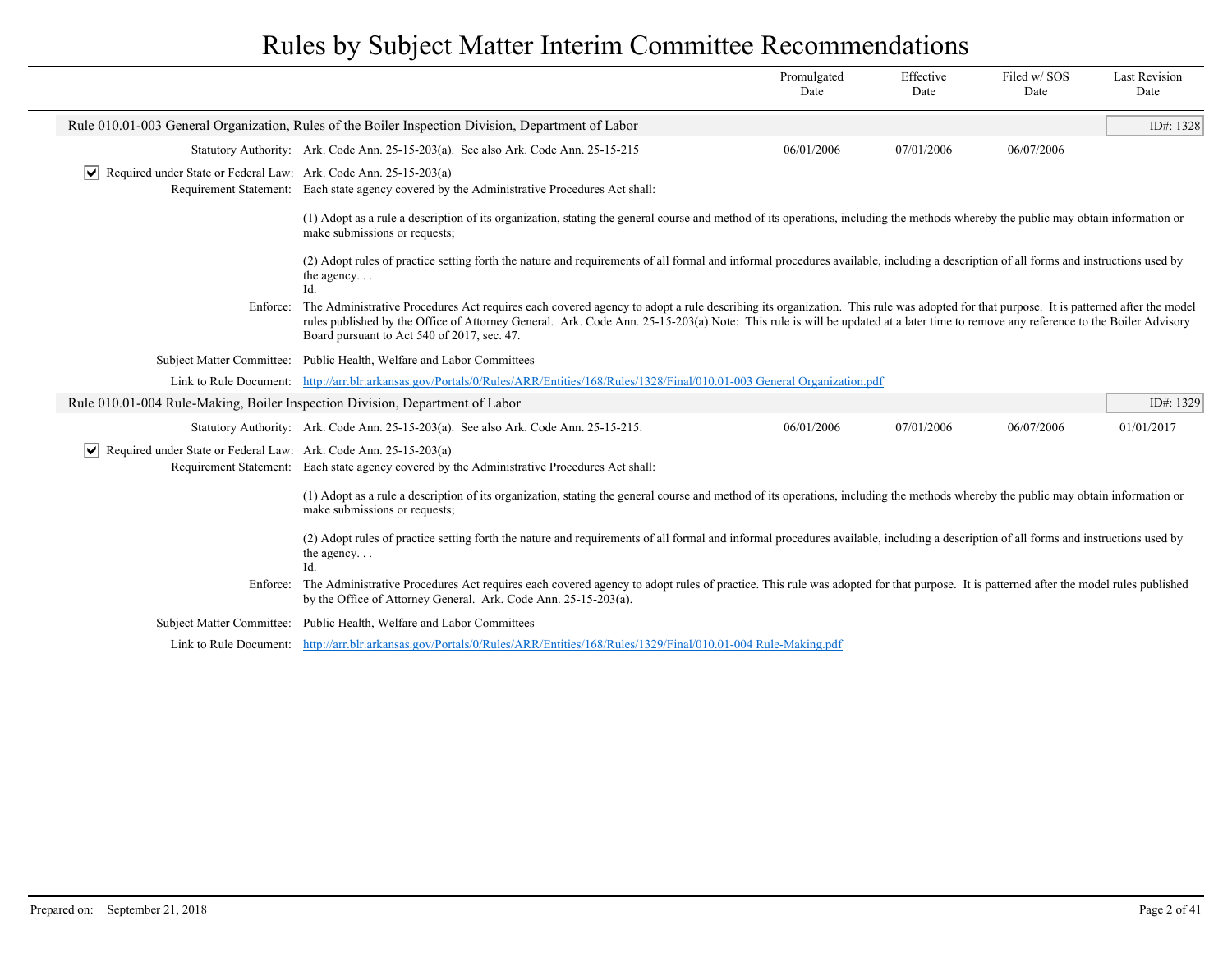# Rules by Subject Matter Interim Committee Recommendations

| | Promulgated Date | Effective Date | Filed w/ SOS Date | Last Revision Date |
|---|---|---|---|---|

## Rule 010.01-003 General Organization, Rules of the Boiler Inspection Division, Department of Labor

ID#: 1328

**Statutory Authority:** Ark. Code Ann. 25-15-203(a). See also Ark. Code Ann. 25-15-215

| Promulgated Date | Effective Date | Filed w/ SOS Date | Last Revision Date |
|---|---|---|---|
| 06/01/2006 | 07/01/2006 | 06/07/2006 | |

☑ **Required under State or Federal Law:** Ark. Code Ann. 25-15-203(a)

**Requirement Statement:** Each state agency covered by the Administrative Procedures Act shall:

(1) Adopt as a rule a description of its organization, stating the general course and method of its operations, including the methods whereby the public may obtain information or make submissions or requests;

(2) Adopt rules of practice setting forth the nature and requirements of all formal and informal procedures available, including a description of all forms and instructions used by the agency. . .
Id.

**Enforce:** The Administrative Procedures Act requires each covered agency to adopt a rule describing its organization. This rule was adopted for that purpose. It is patterned after the model rules published by the Office of Attorney General. Ark. Code Ann. 25-15-203(a).Note: This rule is will be updated at a later time to remove any reference to the Boiler Advisory Board pursuant to Act 540 of 2017, sec. 47.

**Subject Matter Committee:** Public Health, Welfare and Labor Committees

**Link to Rule Document:** [http://arr.blr.arkansas.gov/Portals/0/Rules/ARR/Entities/168/Rules/1328/Final/010.01-003 General Organization.pdf](http://arr.blr.arkansas.gov/Portals/0/Rules/ARR/Entities/168/Rules/1328/Final/010.01-003 General Organization.pdf)

## Rule 010.01-004 Rule-Making, Boiler Inspection Division, Department of Labor

ID#: 1329

**Statutory Authority:** Ark. Code Ann. 25-15-203(a). See also Ark. Code Ann. 25-15-215.

| Promulgated Date | Effective Date | Filed w/ SOS Date | Last Revision Date |
|---|---|---|---|
| 06/01/2006 | 07/01/2006 | 06/07/2006 | 01/01/2017 |

☑ **Required under State or Federal Law:** Ark. Code Ann. 25-15-203(a)

**Requirement Statement:** Each state agency covered by the Administrative Procedures Act shall:

(1) Adopt as a rule a description of its organization, stating the general course and method of its operations, including the methods whereby the public may obtain information or make submissions or requests;

(2) Adopt rules of practice setting forth the nature and requirements of all formal and informal procedures available, including a description of all forms and instructions used by the agency. . .
Id.

**Enforce:** The Administrative Procedures Act requires each covered agency to adopt rules of practice. This rule was adopted for that purpose. It is patterned after the model rules published by the Office of Attorney General. Ark. Code Ann. 25-15-203(a).

**Subject Matter Committee:** Public Health, Welfare and Labor Committees

**Link to Rule Document:** [http://arr.blr.arkansas.gov/Portals/0/Rules/ARR/Entities/168/Rules/1329/Final/010.01-004 Rule-Making.pdf](http://arr.blr.arkansas.gov/Portals/0/Rules/ARR/Entities/168/Rules/1329/Final/010.01-004 Rule-Making.pdf)

Prepared on: September 21, 2018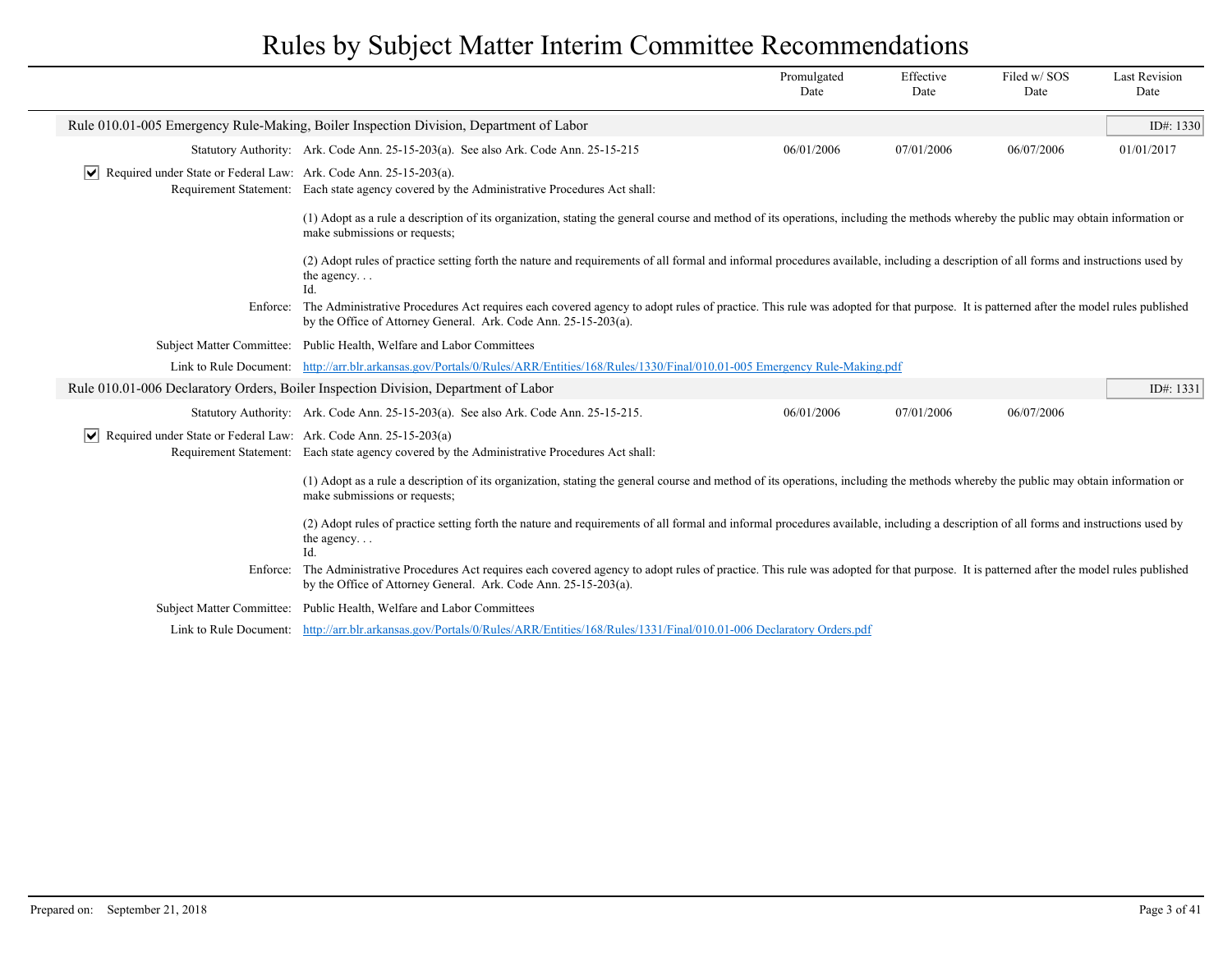# Rules by Subject Matter Interim Committee Recommendations

| | Promulgated Date | Effective Date | Filed w/ SOS Date | Last Revision Date |
|---|---|---|---|---|

## Rule 010.01-005 Emergency Rule-Making, Boiler Inspection Division, Department of Labor

ID#: 1330

**Statutory Authority:** Ark. Code Ann. 25-15-203(a). See also Ark. Code Ann. 25-15-215

| Promulgated Date | Effective Date | Filed w/ SOS Date | Last Revision Date |
|---|---|---|---|
| 06/01/2006 | 07/01/2006 | 06/07/2006 | 01/01/2017 |

☑ **Required under State or Federal Law:** Ark. Code Ann. 25-15-203(a).

**Requirement Statement:** Each state agency covered by the Administrative Procedures Act shall:

(1) Adopt as a rule a description of its organization, stating the general course and method of its operations, including the methods whereby the public may obtain information or make submissions or requests;

(2) Adopt rules of practice setting forth the nature and requirements of all formal and informal procedures available, including a description of all forms and instructions used by the agency. . .
Id.

**Enforce:** The Administrative Procedures Act requires each covered agency to adopt rules of practice. This rule was adopted for that purpose. It is patterned after the model rules published by the Office of Attorney General. Ark. Code Ann. 25-15-203(a).

**Subject Matter Committee:** Public Health, Welfare and Labor Committees

**Link to Rule Document:** http://arr.blr.arkansas.gov/Portals/0/Rules/ARR/Entities/168/Rules/1330/Final/010.01-005 Emergency Rule-Making.pdf

## Rule 010.01-006 Declaratory Orders, Boiler Inspection Division, Department of Labor

ID#: 1331

**Statutory Authority:** Ark. Code Ann. 25-15-203(a). See also Ark. Code Ann. 25-15-215.

| Promulgated Date | Effective Date | Filed w/ SOS Date | Last Revision Date |
|---|---|---|---|
| 06/01/2006 | 07/01/2006 | 06/07/2006 | |

☑ **Required under State or Federal Law:** Ark. Code Ann. 25-15-203(a)

**Requirement Statement:** Each state agency covered by the Administrative Procedures Act shall:

(1) Adopt as a rule a description of its organization, stating the general course and method of its operations, including the methods whereby the public may obtain information or make submissions or requests;

(2) Adopt rules of practice setting forth the nature and requirements of all formal and informal procedures available, including a description of all forms and instructions used by the agency. . .
Id.

**Enforce:** The Administrative Procedures Act requires each covered agency to adopt rules of practice. This rule was adopted for that purpose. It is patterned after the model rules published by the Office of Attorney General. Ark. Code Ann. 25-15-203(a).

**Subject Matter Committee:** Public Health, Welfare and Labor Committees

**Link to Rule Document:** http://arr.blr.arkansas.gov/Portals/0/Rules/ARR/Entities/168/Rules/1331/Final/010.01-006 Declaratory Orders.pdf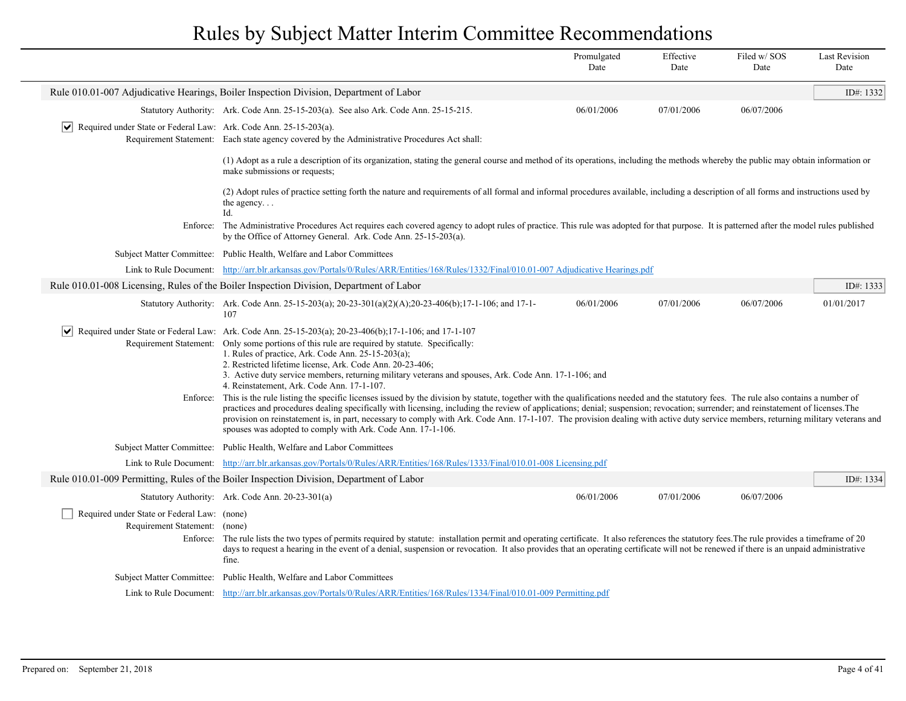# Rules by Subject Matter Interim Committee Recommendations

| | Promulgated Date | Effective Date | Filed w/ SOS Date | Last Revision Date |
|---|---|---|---|---|

## Rule 010.01-007 Adjudicative Hearings, Boiler Inspection Division, Department of Labor

ID#: 1332

| | | Promulgated Date | Effective Date | Filed w/ SOS Date | Last Revision Date |
|---|---|---|---|---|---|
| Statutory Authority: | Ark. Code Ann. 25-15-203(a). See also Ark. Code Ann. 25-15-215. | 06/01/2006 | 07/01/2006 | 06/07/2006 | |

☑ **Required under State or Federal Law:** Ark. Code Ann. 25-15-203(a).

**Requirement Statement:** Each state agency covered by the Administrative Procedures Act shall:

(1) Adopt as a rule a description of its organization, stating the general course and method of its operations, including the methods whereby the public may obtain information or make submissions or requests;

(2) Adopt rules of practice setting forth the nature and requirements of all formal and informal procedures available, including a description of all forms and instructions used by the agency. . .
Id.

**Enforce:** The Administrative Procedures Act requires each covered agency to adopt rules of practice. This rule was adopted for that purpose. It is patterned after the model rules published by the Office of Attorney General. Ark. Code Ann. 25-15-203(a).

**Subject Matter Committee:** Public Health, Welfare and Labor Committees

**Link to Rule Document:** http://arr.blr.arkansas.gov/Portals/0/Rules/ARR/Entities/168/Rules/1332/Final/010.01-007 Adjudicative Hearings.pdf

## Rule 010.01-008 Licensing, Rules of the Boiler Inspection Division, Department of Labor

ID#: 1333

| | | Promulgated Date | Effective Date | Filed w/ SOS Date | Last Revision Date |
|---|---|---|---|---|---|
| Statutory Authority: | Ark. Code Ann. 25-15-203(a); 20-23-301(a)(2)(A);20-23-406(b);17-1-106; and 17-1-107 | 06/01/2006 | 07/01/2006 | 06/07/2006 | 01/01/2017 |

☑ **Required under State or Federal Law:** Ark. Code Ann. 25-15-203(a); 20-23-406(b);17-1-106; and 17-1-107

**Requirement Statement:** Only some portions of this rule are required by statute. Specifically:
1. Rules of practice, Ark. Code Ann. 25-15-203(a);
2. Restricted lifetime license, Ark. Code Ann. 20-23-406;
3. Active duty service members, returning military veterans and spouses, Ark. Code Ann. 17-1-106; and
4. Reinstatement, Ark. Code Ann. 17-1-107.

**Enforce:** This is the rule listing the specific licenses issued by the division by statute, together with the qualifications needed and the statutory fees. The rule also contains a number of practices and procedures dealing specifically with licensing, including the review of applications; denial; suspension; revocation; surrender; and reinstatement of licenses.The provision on reinstatement is, in part, necessary to comply with Ark. Code Ann. 17-1-107. The provision dealing with active duty service members, returning military veterans and spouses was adopted to comply with Ark. Code Ann. 17-1-106.

**Subject Matter Committee:** Public Health, Welfare and Labor Committees

**Link to Rule Document:** http://arr.blr.arkansas.gov/Portals/0/Rules/ARR/Entities/168/Rules/1333/Final/010.01-008 Licensing.pdf

## Rule 010.01-009 Permitting, Rules of the Boiler Inspection Division, Department of Labor

ID#: 1334

| | | Promulgated Date | Effective Date | Filed w/ SOS Date | Last Revision Date |
|---|---|---|---|---|---|
| Statutory Authority: | Ark. Code Ann. 20-23-301(a) | 06/01/2006 | 07/01/2006 | 06/07/2006 | |

☐ **Required under State or Federal Law:** (none)

**Requirement Statement:** (none)

**Enforce:** The rule lists the two types of permits required by statute: installation permit and operating certificate. It also references the statutory fees.The rule provides a timeframe of 20 days to request a hearing in the event of a denial, suspension or revocation. It also provides that an operating certificate will not be renewed if there is an unpaid administrative fine.

**Subject Matter Committee:** Public Health, Welfare and Labor Committees

**Link to Rule Document:** http://arr.blr.arkansas.gov/Portals/0/Rules/ARR/Entities/168/Rules/1334/Final/010.01-009 Permitting.pdf

Prepared on: September 21, 2018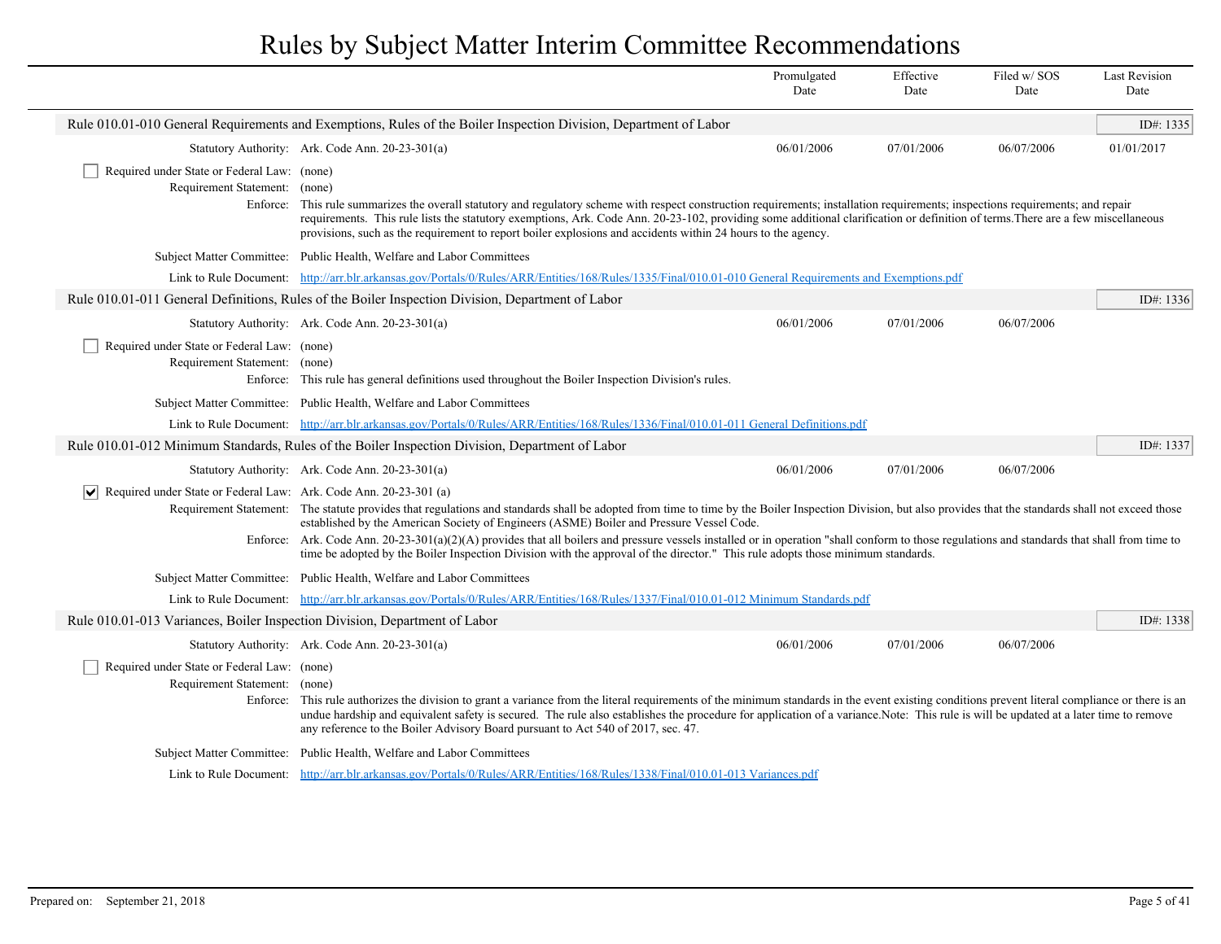# Rules by Subject Matter Interim Committee Recommendations

| | Promulgated Date | Effective Date | Filed w/ SOS Date | Last Revision Date |
|---|---|---|---|---|

## Rule 010.01-010 General Requirements and Exemptions, Rules of the Boiler Inspection Division, Department of Labor

ID#: 1335

| | Promulgated Date | Effective Date | Filed w/ SOS Date | Last Revision Date |
|---|---|---|---|---|
| Statutory Authority: Ark. Code Ann. 20-23-301(a) | 06/01/2006 | 07/01/2006 | 06/07/2006 | 01/01/2017 |

☐ Required under State or Federal Law: (none)

Requirement Statement: (none)

Enforce: This rule summarizes the overall statutory and regulatory scheme with respect construction requirements; installation requirements; inspections requirements; and repair requirements. This rule lists the statutory exemptions, Ark. Code Ann. 20-23-102, providing some additional clarification or definition of terms.There are a few miscellaneous provisions, such as the requirement to report boiler explosions and accidents within 24 hours to the agency.

Subject Matter Committee: Public Health, Welfare and Labor Committees

Link to Rule Document: [http://arr.blr.arkansas.gov/Portals/0/Rules/ARR/Entities/168/Rules/1335/Final/010.01-010 General Requirements and Exemptions.pdf](http://arr.blr.arkansas.gov/Portals/0/Rules/ARR/Entities/168/Rules/1335/Final/010.01-010 General Requirements and Exemptions.pdf)

## Rule 010.01-011 General Definitions, Rules of the Boiler Inspection Division, Department of Labor

ID#: 1336

| | Promulgated Date | Effective Date | Filed w/ SOS Date | Last Revision Date |
|---|---|---|---|---|
| Statutory Authority: Ark. Code Ann. 20-23-301(a) | 06/01/2006 | 07/01/2006 | 06/07/2006 | |

☐ Required under State or Federal Law: (none)

Requirement Statement: (none)

Enforce: This rule has general definitions used throughout the Boiler Inspection Division's rules.

Subject Matter Committee: Public Health, Welfare and Labor Committees

Link to Rule Document: [http://arr.blr.arkansas.gov/Portals/0/Rules/ARR/Entities/168/Rules/1336/Final/010.01-011 General Definitions.pdf](http://arr.blr.arkansas.gov/Portals/0/Rules/ARR/Entities/168/Rules/1336/Final/010.01-011 General Definitions.pdf)

## Rule 010.01-012 Minimum Standards, Rules of the Boiler Inspection Division, Department of Labor

ID#: 1337

| | Promulgated Date | Effective Date | Filed w/ SOS Date | Last Revision Date |
|---|---|---|---|---|
| Statutory Authority: Ark. Code Ann. 20-23-301(a) | 06/01/2006 | 07/01/2006 | 06/07/2006 | |

☑ Required under State or Federal Law: Ark. Code Ann. 20-23-301 (a)

Requirement Statement: The statute provides that regulations and standards shall be adopted from time to time by the Boiler Inspection Division, but also provides that the standards shall not exceed those established by the American Society of Engineers (ASME) Boiler and Pressure Vessel Code.

Enforce: Ark. Code Ann. 20-23-301(a)(2)(A) provides that all boilers and pressure vessels installed or in operation "shall conform to those regulations and standards that shall from time to time be adopted by the Boiler Inspection Division with the approval of the director." This rule adopts those minimum standards.

Subject Matter Committee: Public Health, Welfare and Labor Committees

Link to Rule Document: [http://arr.blr.arkansas.gov/Portals/0/Rules/ARR/Entities/168/Rules/1337/Final/010.01-012 Minimum Standards.pdf](http://arr.blr.arkansas.gov/Portals/0/Rules/ARR/Entities/168/Rules/1337/Final/010.01-012 Minimum Standards.pdf)

## Rule 010.01-013 Variances, Boiler Inspection Division, Department of Labor

ID#: 1338

| | Promulgated Date | Effective Date | Filed w/ SOS Date | Last Revision Date |
|---|---|---|---|---|
| Statutory Authority: Ark. Code Ann. 20-23-301(a) | 06/01/2006 | 07/01/2006 | 06/07/2006 | |

☐ Required under State or Federal Law: (none)

Requirement Statement: (none)

Enforce: This rule authorizes the division to grant a variance from the literal requirements of the minimum standards in the event existing conditions prevent literal compliance or there is an undue hardship and equivalent safety is secured. The rule also establishes the procedure for application of a variance.Note: This rule is will be updated at a later time to remove any reference to the Boiler Advisory Board pursuant to Act 540 of 2017, sec. 47.

Subject Matter Committee: Public Health, Welfare and Labor Committees

Link to Rule Document: [http://arr.blr.arkansas.gov/Portals/0/Rules/ARR/Entities/168/Rules/1338/Final/010.01-013 Variances.pdf](http://arr.blr.arkansas.gov/Portals/0/Rules/ARR/Entities/168/Rules/1338/Final/010.01-013 Variances.pdf)

Prepared on: September 21, 2018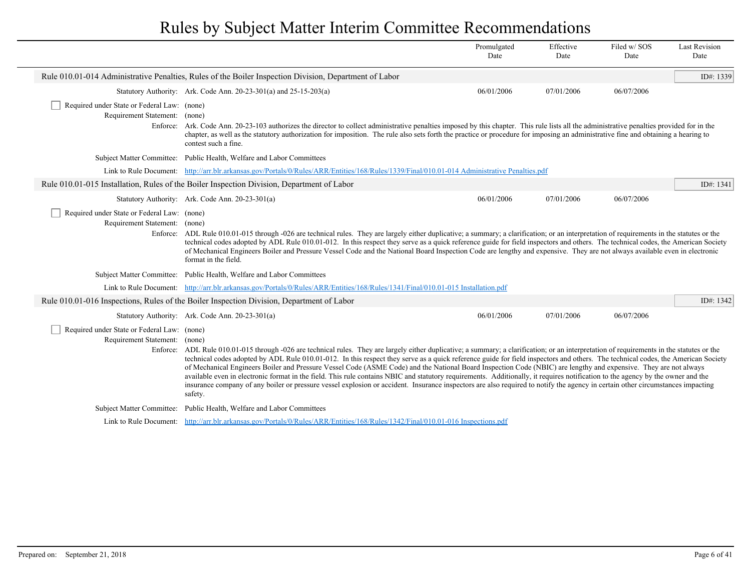# Rules by Subject Matter Interim Committee Recommendations

| | Promulgated Date | Effective Date | Filed w/ SOS Date | Last Revision Date |
|---|---|---|---|---|

## Rule 010.01-014 Administrative Penalties, Rules of the Boiler Inspection Division, Department of Labor

ID#: 1339

**Statutory Authority:** Ark. Code Ann. 20-23-301(a) and 25-15-203(a)

| Promulgated Date | Effective Date | Filed w/ SOS Date | Last Revision Date |
|---|---|---|---|
| 06/01/2006 | 07/01/2006 | 06/07/2006 | |

- [ ] **Required under State or Federal Law:** (none)

**Requirement Statement:** (none)

**Enforce:** Ark. Code Ann. 20-23-103 authorizes the director to collect administrative penalties imposed by this chapter. This rule lists all the administrative penalties provided for in the chapter, as well as the statutory authorization for imposition. The rule also sets forth the practice or procedure for imposing an administrative fine and obtaining a hearing to contest such a fine.

**Subject Matter Committee:** Public Health, Welfare and Labor Committees

**Link to Rule Document:** http://arr.blr.arkansas.gov/Portals/0/Rules/ARR/Entities/168/Rules/1339/Final/010.01-014 Administrative Penalties.pdf

## Rule 010.01-015 Installation, Rules of the Boiler Inspection Division, Department of Labor

ID#: 1341

**Statutory Authority:** Ark. Code Ann. 20-23-301(a)

| Promulgated Date | Effective Date | Filed w/ SOS Date | Last Revision Date |
|---|---|---|---|
| 06/01/2006 | 07/01/2006 | 06/07/2006 | |

- [ ] **Required under State or Federal Law:** (none)

**Requirement Statement:** (none)

**Enforce:** ADL Rule 010.01-015 through -026 are technical rules. They are largely either duplicative; a summary; a clarification; or an interpretation of requirements in the statutes or the technical codes adopted by ADL Rule 010.01-012. In this respect they serve as a quick reference guide for field inspectors and others. The technical codes, the American Society of Mechanical Engineers Boiler and Pressure Vessel Code and the National Board Inspection Code are lengthy and expensive. They are not always available even in electronic format in the field.

**Subject Matter Committee:** Public Health, Welfare and Labor Committees

**Link to Rule Document:** http://arr.blr.arkansas.gov/Portals/0/Rules/ARR/Entities/168/Rules/1341/Final/010.01-015 Installation.pdf

## Rule 010.01-016 Inspections, Rules of the Boiler Inspection Division, Department of Labor

ID#: 1342

**Statutory Authority:** Ark. Code Ann. 20-23-301(a)

| Promulgated Date | Effective Date | Filed w/ SOS Date | Last Revision Date |
|---|---|---|---|
| 06/01/2006 | 07/01/2006 | 06/07/2006 | |

- [ ] **Required under State or Federal Law:** (none)

**Requirement Statement:** (none)

**Enforce:** ADL Rule 010.01-015 through -026 are technical rules. They are largely either duplicative; a summary; a clarification; or an interpretation of requirements in the statutes or the technical codes adopted by ADL Rule 010.01-012. In this respect they serve as a quick reference guide for field inspectors and others. The technical codes, the American Society of Mechanical Engineers Boiler and Pressure Vessel Code (ASME Code) and the National Board Inspection Code (NBIC) are lengthy and expensive. They are not always available even in electronic format in the field. This rule contains NBIC and statutory requirements. Additionally, it requires notification to the agency by the owner and the insurance company of any boiler or pressure vessel explosion or accident. Insurance inspectors are also required to notify the agency in certain other circumstances impacting safety.

**Subject Matter Committee:** Public Health, Welfare and Labor Committees

**Link to Rule Document:** http://arr.blr.arkansas.gov/Portals/0/Rules/ARR/Entities/168/Rules/1342/Final/010.01-016 Inspections.pdf

Prepared on: September 21, 2018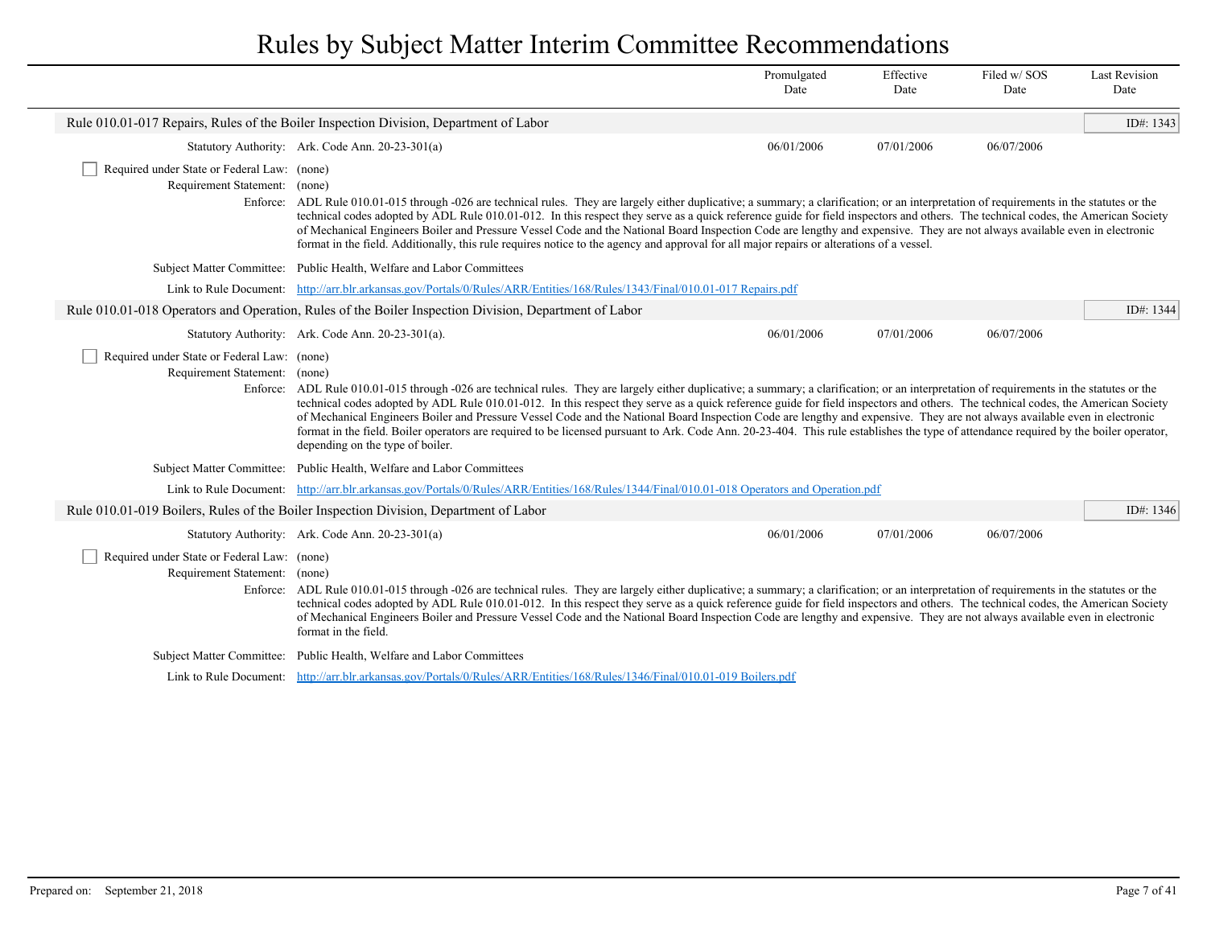# Rules by Subject Matter Interim Committee Recommendations

| | Promulgated Date | Effective Date | Filed w/ SOS Date | Last Revision Date |
|---|---|---|---|---|

## Rule 010.01-017 Repairs, Rules of the Boiler Inspection Division, Department of Labor

ID#: 1343

| | Promulgated Date | Effective Date | Filed w/ SOS Date | Last Revision Date |
|---|---|---|---|---|
| Statutory Authority: Ark. Code Ann. 20-23-301(a) | 06/01/2006 | 07/01/2006 | 06/07/2006 | |

☐ Required under State or Federal Law: (none)

Requirement Statement: (none)

Enforce: ADL Rule 010.01-015 through -026 are technical rules. They are largely either duplicative; a summary; a clarification; or an interpretation of requirements in the statutes or the technical codes adopted by ADL Rule 010.01-012. In this respect they serve as a quick reference guide for field inspectors and others. The technical codes, the American Society of Mechanical Engineers Boiler and Pressure Vessel Code and the National Board Inspection Code are lengthy and expensive. They are not always available even in electronic format in the field. Additionally, this rule requires notice to the agency and approval for all major repairs or alterations of a vessel.

Subject Matter Committee: Public Health, Welfare and Labor Committees

Link to Rule Document: http://arr.blr.arkansas.gov/Portals/0/Rules/ARR/Entities/168/Rules/1343/Final/010.01-017 Repairs.pdf

## Rule 010.01-018 Operators and Operation, Rules of the Boiler Inspection Division, Department of Labor

ID#: 1344

| | Promulgated Date | Effective Date | Filed w/ SOS Date | Last Revision Date |
|---|---|---|---|---|
| Statutory Authority: Ark. Code Ann. 20-23-301(a). | 06/01/2006 | 07/01/2006 | 06/07/2006 | |

☐ Required under State or Federal Law: (none)

Requirement Statement: (none)

Enforce: ADL Rule 010.01-015 through -026 are technical rules. They are largely either duplicative; a summary; a clarification; or an interpretation of requirements in the statutes or the technical codes adopted by ADL Rule 010.01-012. In this respect they serve as a quick reference guide for field inspectors and others. The technical codes, the American Society of Mechanical Engineers Boiler and Pressure Vessel Code and the National Board Inspection Code are lengthy and expensive. They are not always available even in electronic format in the field. Boiler operators are required to be licensed pursuant to Ark. Code Ann. 20-23-404. This rule establishes the type of attendance required by the boiler operator, depending on the type of boiler.

Subject Matter Committee: Public Health, Welfare and Labor Committees

Link to Rule Document: http://arr.blr.arkansas.gov/Portals/0/Rules/ARR/Entities/168/Rules/1344/Final/010.01-018 Operators and Operation.pdf

## Rule 010.01-019 Boilers, Rules of the Boiler Inspection Division, Department of Labor

ID#: 1346

| | Promulgated Date | Effective Date | Filed w/ SOS Date | Last Revision Date |
|---|---|---|---|---|
| Statutory Authority: Ark. Code Ann. 20-23-301(a) | 06/01/2006 | 07/01/2006 | 06/07/2006 | |

☐ Required under State or Federal Law: (none)

Requirement Statement: (none)

Enforce: ADL Rule 010.01-015 through -026 are technical rules. They are largely either duplicative; a summary; a clarification; or an interpretation of requirements in the statutes or the technical codes adopted by ADL Rule 010.01-012. In this respect they serve as a quick reference guide for field inspectors and others. The technical codes, the American Society of Mechanical Engineers Boiler and Pressure Vessel Code and the National Board Inspection Code are lengthy and expensive. They are not always available even in electronic format in the field.

Subject Matter Committee: Public Health, Welfare and Labor Committees

Link to Rule Document: http://arr.blr.arkansas.gov/Portals/0/Rules/ARR/Entities/168/Rules/1346/Final/010.01-019 Boilers.pdf

Prepared on: September 21, 2018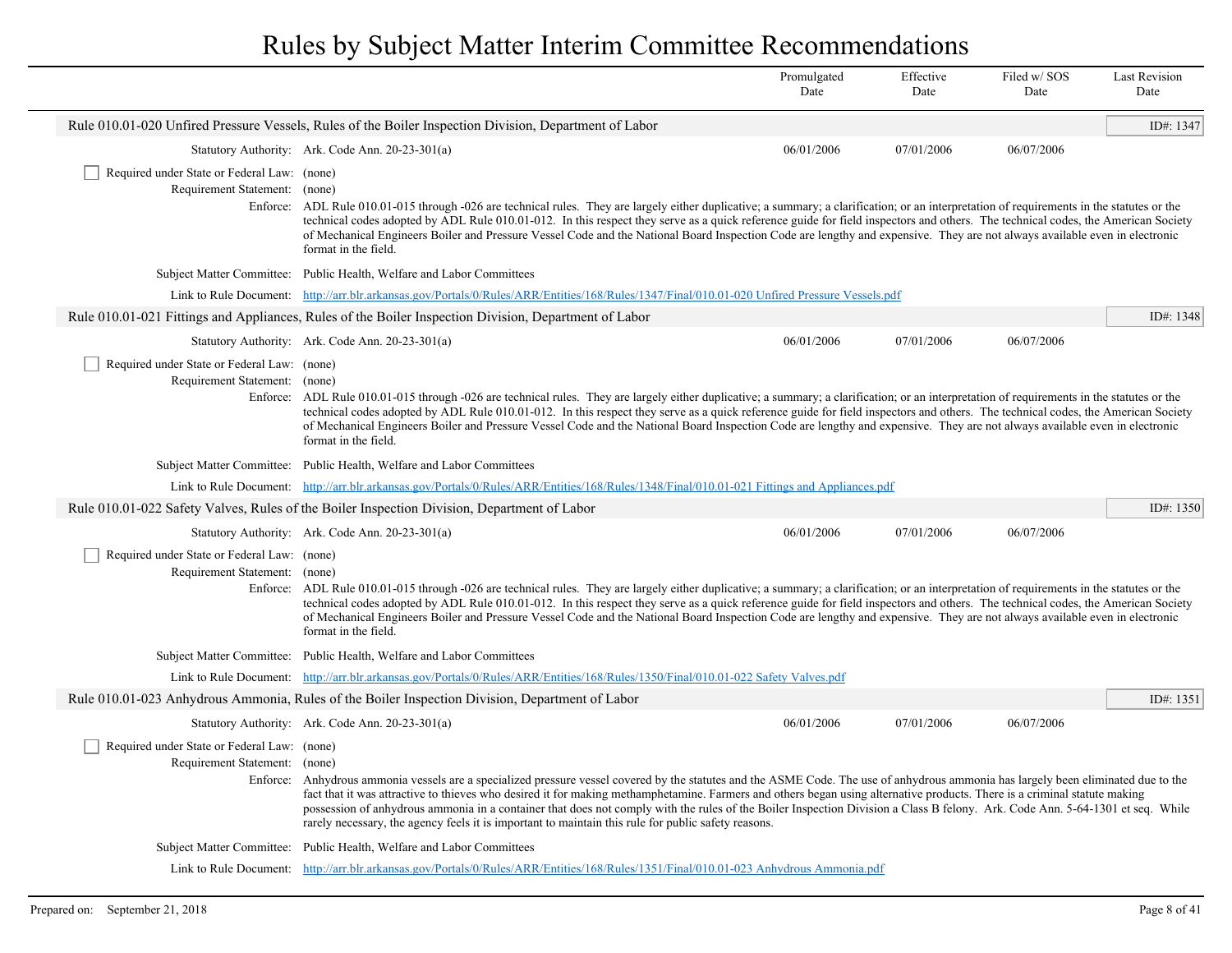# Rules by Subject Matter Interim Committee Recommendations

| | Promulgated Date | Effective Date | Filed w/ SOS Date | Last Revision Date |
|---|---|---|---|---|

## Rule 010.01-020 Unfired Pressure Vessels, Rules of the Boiler Inspection Division, Department of Labor

ID#: 1347

**Statutory Authority:** Ark. Code Ann. 20-23-301(a)

| Promulgated Date | Effective Date | Filed w/ SOS Date | Last Revision Date |
|---|---|---|---|
| 06/01/2006 | 07/01/2006 | 06/07/2006 | |

☐ **Required under State or Federal Law:** (none)

**Requirement Statement:** (none)

**Enforce:** ADL Rule 010.01-015 through -026 are technical rules. They are largely either duplicative; a summary; a clarification; or an interpretation of requirements in the statutes or the technical codes adopted by ADL Rule 010.01-012. In this respect they serve as a quick reference guide for field inspectors and others. The technical codes, the American Society of Mechanical Engineers Boiler and Pressure Vessel Code and the National Board Inspection Code are lengthy and expensive. They are not always available even in electronic format in the field.

**Subject Matter Committee:** Public Health, Welfare and Labor Committees

**Link to Rule Document:** http://arr.blr.arkansas.gov/Portals/0/Rules/ARR/Entities/168/Rules/1347/Final/010.01-020 Unfired Pressure Vessels.pdf

## Rule 010.01-021 Fittings and Appliances, Rules of the Boiler Inspection Division, Department of Labor

ID#: 1348

**Statutory Authority:** Ark. Code Ann. 20-23-301(a)

| Promulgated Date | Effective Date | Filed w/ SOS Date | Last Revision Date |
|---|---|---|---|
| 06/01/2006 | 07/01/2006 | 06/07/2006 | |

☐ **Required under State or Federal Law:** (none)

**Requirement Statement:** (none)

**Enforce:** ADL Rule 010.01-015 through -026 are technical rules. They are largely either duplicative; a summary; a clarification; or an interpretation of requirements in the statutes or the technical codes adopted by ADL Rule 010.01-012. In this respect they serve as a quick reference guide for field inspectors and others. The technical codes, the American Society of Mechanical Engineers Boiler and Pressure Vessel Code and the National Board Inspection Code are lengthy and expensive. They are not always available even in electronic format in the field.

**Subject Matter Committee:** Public Health, Welfare and Labor Committees

**Link to Rule Document:** http://arr.blr.arkansas.gov/Portals/0/Rules/ARR/Entities/168/Rules/1348/Final/010.01-021 Fittings and Appliances.pdf

## Rule 010.01-022 Safety Valves, Rules of the Boiler Inspection Division, Department of Labor

ID#: 1350

**Statutory Authority:** Ark. Code Ann. 20-23-301(a)

| Promulgated Date | Effective Date | Filed w/ SOS Date | Last Revision Date |
|---|---|---|---|
| 06/01/2006 | 07/01/2006 | 06/07/2006 | |

☐ **Required under State or Federal Law:** (none)

**Requirement Statement:** (none)

**Enforce:** ADL Rule 010.01-015 through -026 are technical rules. They are largely either duplicative; a summary; a clarification; or an interpretation of requirements in the statutes or the technical codes adopted by ADL Rule 010.01-012. In this respect they serve as a quick reference guide for field inspectors and others. The technical codes, the American Society of Mechanical Engineers Boiler and Pressure Vessel Code and the National Board Inspection Code are lengthy and expensive. They are not always available even in electronic format in the field.

**Subject Matter Committee:** Public Health, Welfare and Labor Committees

**Link to Rule Document:** http://arr.blr.arkansas.gov/Portals/0/Rules/ARR/Entities/168/Rules/1350/Final/010.01-022 Safety Valves.pdf

## Rule 010.01-023 Anhydrous Ammonia, Rules of the Boiler Inspection Division, Department of Labor

ID#: 1351

**Statutory Authority:** Ark. Code Ann. 20-23-301(a)

| Promulgated Date | Effective Date | Filed w/ SOS Date | Last Revision Date |
|---|---|---|---|
| 06/01/2006 | 07/01/2006 | 06/07/2006 | |

☐ **Required under State or Federal Law:** (none)

**Requirement Statement:** (none)

**Enforce:** Anhydrous ammonia vessels are a specialized pressure vessel covered by the statutes and the ASME Code. The use of anhydrous ammonia has largely been eliminated due to the fact that it was attractive to thieves who desired it for making methamphetamine. Farmers and others began using alternative products. There is a criminal statute making possession of anhydrous ammonia in a container that does not comply with the rules of the Boiler Inspection Division a Class B felony. Ark. Code Ann. 5-64-1301 et seq. While rarely necessary, the agency feels it is important to maintain this rule for public safety reasons.

**Subject Matter Committee:** Public Health, Welfare and Labor Committees

**Link to Rule Document:** http://arr.blr.arkansas.gov/Portals/0/Rules/ARR/Entities/168/Rules/1351/Final/010.01-023 Anhydrous Ammonia.pdf

Prepared on: September 21, 2018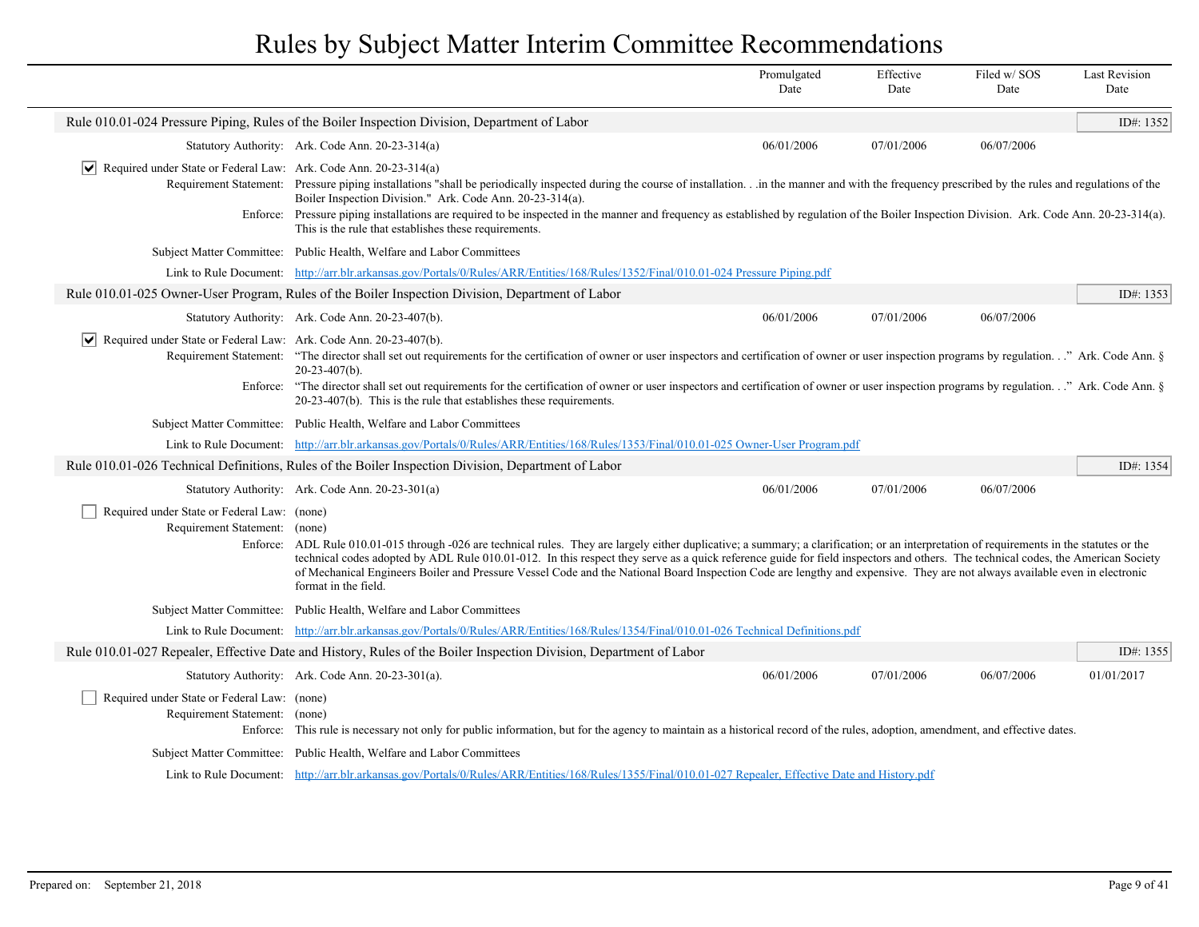# Rules by Subject Matter Interim Committee Recommendations

| | Promulgated Date | Effective Date | Filed w/ SOS Date | Last Revision Date |
|---|---|---|---|---|

## Rule 010.01-024 Pressure Piping, Rules of the Boiler Inspection Division, Department of Labor

ID#: 1352

**Statutory Authority:** Ark. Code Ann. 20-23-314(a)

| Promulgated Date | Effective Date | Filed w/ SOS Date | Last Revision Date |
|---|---|---|---|
| 06/01/2006 | 07/01/2006 | 06/07/2006 | |

☑ **Required under State or Federal Law:** Ark. Code Ann. 20-23-314(a)

**Requirement Statement:** Pressure piping installations "shall be periodically inspected during the course of installation. . .in the manner and with the frequency prescribed by the rules and regulations of the Boiler Inspection Division." Ark. Code Ann. 20-23-314(a).

**Enforce:** Pressure piping installations are required to be inspected in the manner and frequency as established by regulation of the Boiler Inspection Division. Ark. Code Ann. 20-23-314(a). This is the rule that establishes these requirements.

**Subject Matter Committee:** Public Health, Welfare and Labor Committees

**Link to Rule Document:** [http://arr.blr.arkansas.gov/Portals/0/Rules/ARR/Entities/168/Rules/1352/Final/010.01-024 Pressure Piping.pdf](http://arr.blr.arkansas.gov/Portals/0/Rules/ARR/Entities/168/Rules/1352/Final/010.01-024 Pressure Piping.pdf)

## Rule 010.01-025 Owner-User Program, Rules of the Boiler Inspection Division, Department of Labor

ID#: 1353

**Statutory Authority:** Ark. Code Ann. 20-23-407(b).

| Promulgated Date | Effective Date | Filed w/ SOS Date | Last Revision Date |
|---|---|---|---|
| 06/01/2006 | 07/01/2006 | 06/07/2006 | |

☑ **Required under State or Federal Law:** Ark. Code Ann. 20-23-407(b).

**Requirement Statement:** "The director shall set out requirements for the certification of owner or user inspectors and certification of owner or user inspection programs by regulation. . ." Ark. Code Ann. § 20-23-407(b).

**Enforce:** "The director shall set out requirements for the certification of owner or user inspectors and certification of owner or user inspection programs by regulation. . ." Ark. Code Ann. § 20-23-407(b). This is the rule that establishes these requirements.

**Subject Matter Committee:** Public Health, Welfare and Labor Committees

**Link to Rule Document:** [http://arr.blr.arkansas.gov/Portals/0/Rules/ARR/Entities/168/Rules/1353/Final/010.01-025 Owner-User Program.pdf](http://arr.blr.arkansas.gov/Portals/0/Rules/ARR/Entities/168/Rules/1353/Final/010.01-025 Owner-User Program.pdf)

## Rule 010.01-026 Technical Definitions, Rules of the Boiler Inspection Division, Department of Labor

ID#: 1354

**Statutory Authority:** Ark. Code Ann. 20-23-301(a)

| Promulgated Date | Effective Date | Filed w/ SOS Date | Last Revision Date |
|---|---|---|---|
| 06/01/2006 | 07/01/2006 | 06/07/2006 | |

☐ **Required under State or Federal Law:** (none)

**Requirement Statement:** (none)

**Enforce:** ADL Rule 010.01-015 through -026 are technical rules. They are largely either duplicative; a summary; a clarification; or an interpretation of requirements in the statutes or the technical codes adopted by ADL Rule 010.01-012. In this respect they serve as a quick reference guide for field inspectors and others. The technical codes, the American Society of Mechanical Engineers Boiler and Pressure Vessel Code and the National Board Inspection Code are lengthy and expensive. They are not always available even in electronic format in the field.

**Subject Matter Committee:** Public Health, Welfare and Labor Committees

**Link to Rule Document:** [http://arr.blr.arkansas.gov/Portals/0/Rules/ARR/Entities/168/Rules/1354/Final/010.01-026 Technical Definitions.pdf](http://arr.blr.arkansas.gov/Portals/0/Rules/ARR/Entities/168/Rules/1354/Final/010.01-026 Technical Definitions.pdf)

## Rule 010.01-027 Repealer, Effective Date and History, Rules of the Boiler Inspection Division, Department of Labor

ID#: 1355

**Statutory Authority:** Ark. Code Ann. 20-23-301(a).

| Promulgated Date | Effective Date | Filed w/ SOS Date | Last Revision Date |
|---|---|---|---|
| 06/01/2006 | 07/01/2006 | 06/07/2006 | 01/01/2017 |

☐ **Required under State or Federal Law:** (none)

**Requirement Statement:** (none)

**Enforce:** This rule is necessary not only for public information, but for the agency to maintain as a historical record of the rules, adoption, amendment, and effective dates.

**Subject Matter Committee:** Public Health, Welfare and Labor Committees

**Link to Rule Document:** [http://arr.blr.arkansas.gov/Portals/0/Rules/ARR/Entities/168/Rules/1355/Final/010.01-027 Repealer, Effective Date and History.pdf](http://arr.blr.arkansas.gov/Portals/0/Rules/ARR/Entities/168/Rules/1355/Final/010.01-027 Repealer, Effective Date and History.pdf)

Prepared on: September 21, 2018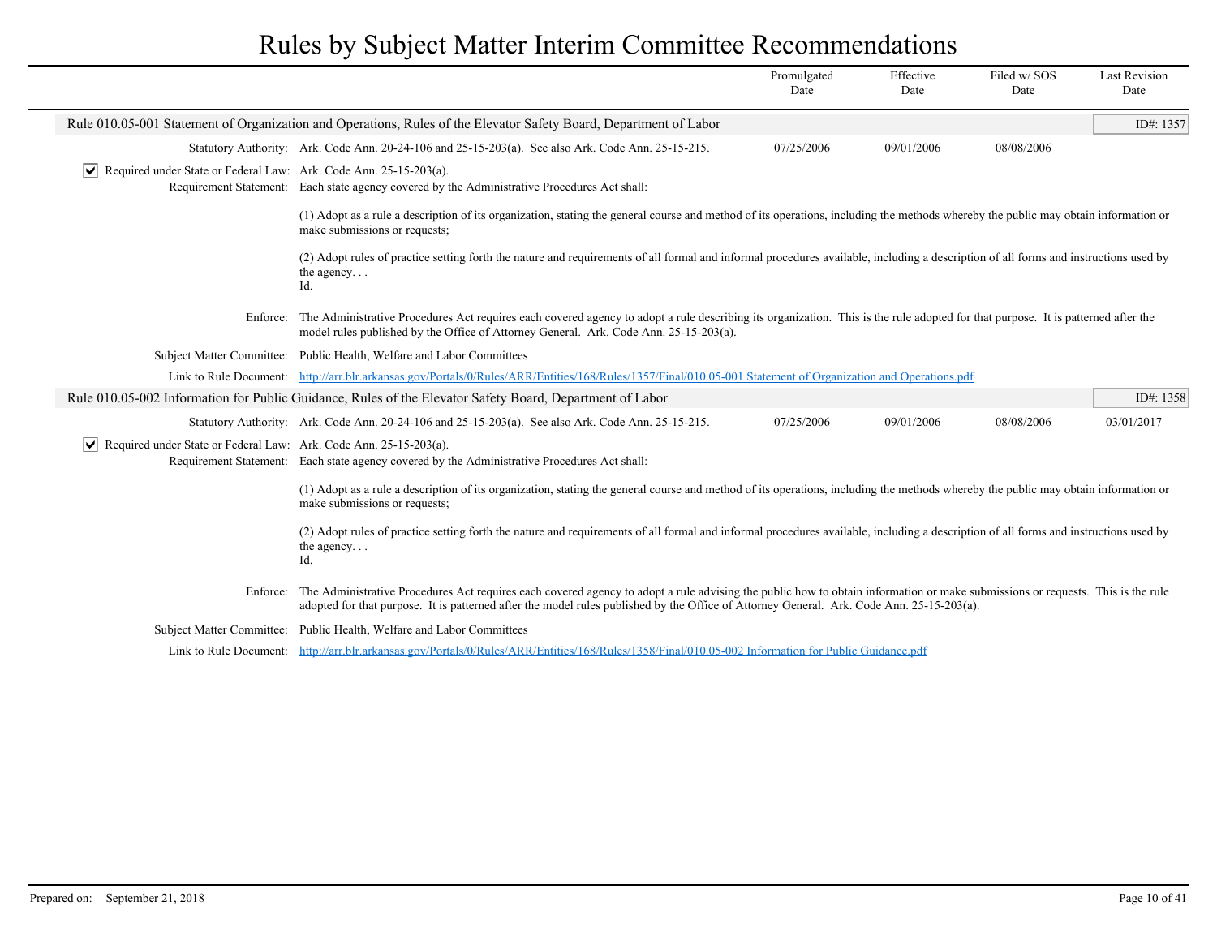# Rules by Subject Matter Interim Committee Recommendations

| | Promulgated Date | Effective Date | Filed w/ SOS Date | Last Revision Date |
|---|---|---|---|---|

## Rule 010.05-001 Statement of Organization and Operations, Rules of the Elevator Safety Board, Department of Labor

ID#: 1357

| | | Promulgated Date | Effective Date | Filed w/ SOS Date | Last Revision Date |
|---|---|---|---|---|---|
| Statutory Authority: | Ark. Code Ann. 20-24-106 and 25-15-203(a). See also Ark. Code Ann. 25-15-215. | 07/25/2006 | 09/01/2006 | 08/08/2006 | |

☑ Required under State or Federal Law: Ark. Code Ann. 25-15-203(a).

Requirement Statement: Each state agency covered by the Administrative Procedures Act shall:

(1) Adopt as a rule a description of its organization, stating the general course and method of its operations, including the methods whereby the public may obtain information or make submissions or requests;

(2) Adopt rules of practice setting forth the nature and requirements of all formal and informal procedures available, including a description of all forms and instructions used by the agency. . .
Id.

Enforce: The Administrative Procedures Act requires each covered agency to adopt a rule describing its organization. This is the rule adopted for that purpose. It is patterned after the model rules published by the Office of Attorney General. Ark. Code Ann. 25-15-203(a).

Subject Matter Committee: Public Health, Welfare and Labor Committees

Link to Rule Document: [http://arr.blr.arkansas.gov/Portals/0/Rules/ARR/Entities/168/Rules/1357/Final/010.05-001 Statement of Organization and Operations.pdf](http://arr.blr.arkansas.gov/Portals/0/Rules/ARR/Entities/168/Rules/1357/Final/010.05-001 Statement of Organization and Operations.pdf)

## Rule 010.05-002 Information for Public Guidance, Rules of the Elevator Safety Board, Department of Labor

ID#: 1358

| | | Promulgated Date | Effective Date | Filed w/ SOS Date | Last Revision Date |
|---|---|---|---|---|---|
| Statutory Authority: | Ark. Code Ann. 20-24-106 and 25-15-203(a). See also Ark. Code Ann. 25-15-215. | 07/25/2006 | 09/01/2006 | 08/08/2006 | 03/01/2017 |

☑ Required under State or Federal Law: Ark. Code Ann. 25-15-203(a).

Requirement Statement: Each state agency covered by the Administrative Procedures Act shall:

(1) Adopt as a rule a description of its organization, stating the general course and method of its operations, including the methods whereby the public may obtain information or make submissions or requests;

(2) Adopt rules of practice setting forth the nature and requirements of all formal and informal procedures available, including a description of all forms and instructions used by the agency. . .
Id.

Enforce: The Administrative Procedures Act requires each covered agency to adopt a rule advising the public how to obtain information or make submissions or requests. This is the rule adopted for that purpose. It is patterned after the model rules published by the Office of Attorney General. Ark. Code Ann. 25-15-203(a).

Subject Matter Committee: Public Health, Welfare and Labor Committees

Link to Rule Document: [http://arr.blr.arkansas.gov/Portals/0/Rules/ARR/Entities/168/Rules/1358/Final/010.05-002 Information for Public Guidance.pdf](http://arr.blr.arkansas.gov/Portals/0/Rules/ARR/Entities/168/Rules/1358/Final/010.05-002 Information for Public Guidance.pdf)

Prepared on: September 21, 2018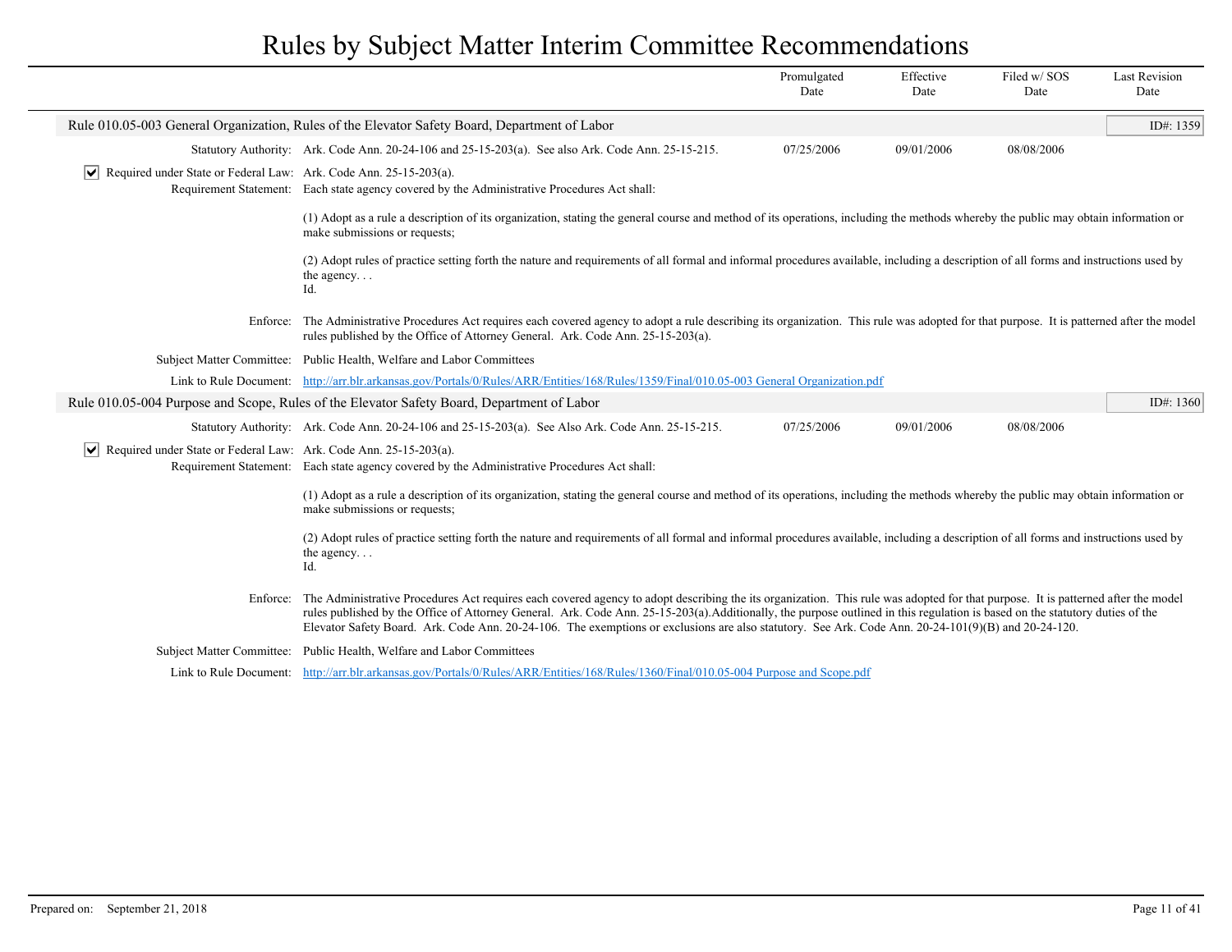# Rules by Subject Matter Interim Committee Recommendations

| | | Promulgated Date | Effective Date | Filed w/ SOS Date | Last Revision Date |
|---|---|---|---|---|---|

## Rule 010.05-003 General Organization, Rules of the Elevator Safety Board, Department of Labor

ID#: 1359

**Statutory Authority:** Ark. Code Ann. 20-24-106 and 25-15-203(a). See also Ark. Code Ann. 25-15-215.

| Promulgated Date | Effective Date | Filed w/ SOS Date | Last Revision Date |
|---|---|---|---|
| 07/25/2006 | 09/01/2006 | 08/08/2006 | |

☑ **Required under State or Federal Law:** Ark. Code Ann. 25-15-203(a).

**Requirement Statement:** Each state agency covered by the Administrative Procedures Act shall:

(1) Adopt as a rule a description of its organization, stating the general course and method of its operations, including the methods whereby the public may obtain information or make submissions or requests;

(2) Adopt rules of practice setting forth the nature and requirements of all formal and informal procedures available, including a description of all forms and instructions used by the agency. . .
Id.

**Enforce:** The Administrative Procedures Act requires each covered agency to adopt a rule describing its organization. This rule was adopted for that purpose. It is patterned after the model rules published by the Office of Attorney General. Ark. Code Ann. 25-15-203(a).

**Subject Matter Committee:** Public Health, Welfare and Labor Committees

**Link to Rule Document:** http://arr.blr.arkansas.gov/Portals/0/Rules/ARR/Entities/168/Rules/1359/Final/010.05-003 General Organization.pdf

## Rule 010.05-004 Purpose and Scope, Rules of the Elevator Safety Board, Department of Labor

ID#: 1360

**Statutory Authority:** Ark. Code Ann. 20-24-106 and 25-15-203(a). See Also Ark. Code Ann. 25-15-215.

| Promulgated Date | Effective Date | Filed w/ SOS Date | Last Revision Date |
|---|---|---|---|
| 07/25/2006 | 09/01/2006 | 08/08/2006 | |

☑ **Required under State or Federal Law:** Ark. Code Ann. 25-15-203(a).

**Requirement Statement:** Each state agency covered by the Administrative Procedures Act shall:

(1) Adopt as a rule a description of its organization, stating the general course and method of its operations, including the methods whereby the public may obtain information or make submissions or requests;

(2) Adopt rules of practice setting forth the nature and requirements of all formal and informal procedures available, including a description of all forms and instructions used by the agency. . .
Id.

**Enforce:** The Administrative Procedures Act requires each covered agency to adopt describing the its organization. This rule was adopted for that purpose. It is patterned after the model rules published by the Office of Attorney General. Ark. Code Ann. 25-15-203(a).Additionally, the purpose outlined in this regulation is based on the statutory duties of the Elevator Safety Board. Ark. Code Ann. 20-24-106. The exemptions or exclusions are also statutory. See Ark. Code Ann. 20-24-101(9)(B) and 20-24-120.

**Subject Matter Committee:** Public Health, Welfare and Labor Committees

**Link to Rule Document:** http://arr.blr.arkansas.gov/Portals/0/Rules/ARR/Entities/168/Rules/1360/Final/010.05-004 Purpose and Scope.pdf

Prepared on: September 21, 2018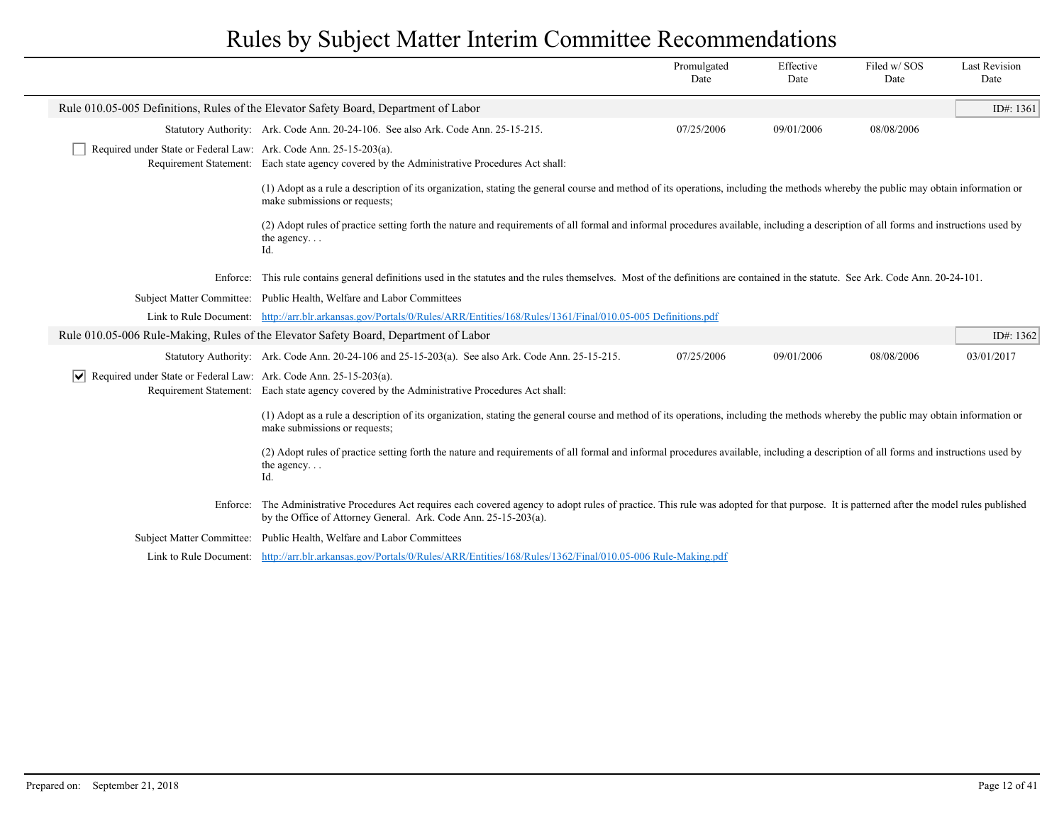# Rules by Subject Matter Interim Committee Recommendations

| | Promulgated Date | Effective Date | Filed w/ SOS Date | Last Revision Date |
|---|---|---|---|---|

## Rule 010.05-005 Definitions, Rules of the Elevator Safety Board, Department of Labor

ID#: 1361

| | Promulgated Date | Effective Date | Filed w/ SOS Date | Last Revision Date |
|---|---|---|---|---|
| **Statutory Authority:** Ark. Code Ann. 20-24-106. See also Ark. Code Ann. 25-15-215. | 07/25/2006 | 09/01/2006 | 08/08/2006 | |

☐ **Required under State or Federal Law:** Ark. Code Ann. 25-15-203(a).

**Requirement Statement:** Each state agency covered by the Administrative Procedures Act shall:

(1) Adopt as a rule a description of its organization, stating the general course and method of its operations, including the methods whereby the public may obtain information or make submissions or requests;

(2) Adopt rules of practice setting forth the nature and requirements of all formal and informal procedures available, including a description of all forms and instructions used by the agency. . .
Id.

**Enforce:** This rule contains general definitions used in the statutes and the rules themselves. Most of the definitions are contained in the statute. See Ark. Code Ann. 20-24-101.

**Subject Matter Committee:** Public Health, Welfare and Labor Committees

**Link to Rule Document:** [http://arr.blr.arkansas.gov/Portals/0/Rules/ARR/Entities/168/Rules/1361/Final/010.05-005 Definitions.pdf](http://arr.blr.arkansas.gov/Portals/0/Rules/ARR/Entities/168/Rules/1361/Final/010.05-005 Definitions.pdf)

## Rule 010.05-006 Rule-Making, Rules of the Elevator Safety Board, Department of Labor

ID#: 1362

| | Promulgated Date | Effective Date | Filed w/ SOS Date | Last Revision Date |
|---|---|---|---|---|
| **Statutory Authority:** Ark. Code Ann. 20-24-106 and 25-15-203(a). See also Ark. Code Ann. 25-15-215. | 07/25/2006 | 09/01/2006 | 08/08/2006 | 03/01/2017 |

☑ **Required under State or Federal Law:** Ark. Code Ann. 25-15-203(a).

**Requirement Statement:** Each state agency covered by the Administrative Procedures Act shall:

(1) Adopt as a rule a description of its organization, stating the general course and method of its operations, including the methods whereby the public may obtain information or make submissions or requests;

(2) Adopt rules of practice setting forth the nature and requirements of all formal and informal procedures available, including a description of all forms and instructions used by the agency. . .
Id.

**Enforce:** The Administrative Procedures Act requires each covered agency to adopt rules of practice. This rule was adopted for that purpose. It is patterned after the model rules published by the Office of Attorney General. Ark. Code Ann. 25-15-203(a).

**Subject Matter Committee:** Public Health, Welfare and Labor Committees

**Link to Rule Document:** [http://arr.blr.arkansas.gov/Portals/0/Rules/ARR/Entities/168/Rules/1362/Final/010.05-006 Rule-Making.pdf](http://arr.blr.arkansas.gov/Portals/0/Rules/ARR/Entities/168/Rules/1362/Final/010.05-006 Rule-Making.pdf)

Prepared on: September 21, 2018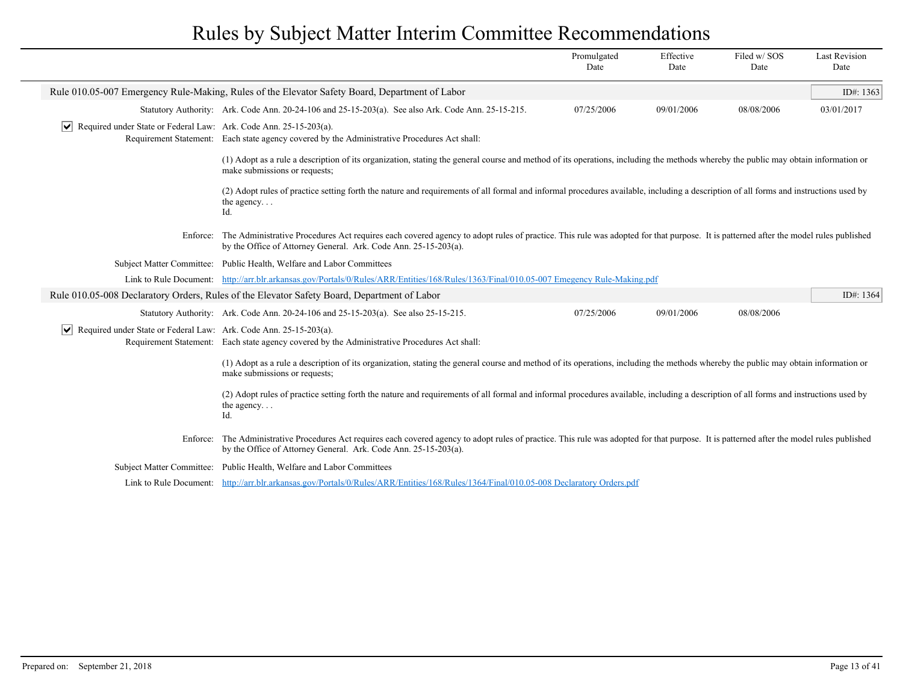# Rules by Subject Matter Interim Committee Recommendations

| | Promulgated Date | Effective Date | Filed w/ SOS Date | Last Revision Date |
|---|---|---|---|---|

## Rule 010.05-007 Emergency Rule-Making, Rules of the Elevator Safety Board, Department of Labor

ID#: 1363

| | Promulgated Date | Effective Date | Filed w/ SOS Date | Last Revision Date |
|---|---|---|---|---|
| **Statutory Authority:** Ark. Code Ann. 20-24-106 and 25-15-203(a). See also Ark. Code Ann. 25-15-215. | 07/25/2006 | 09/01/2006 | 08/08/2006 | 03/01/2017 |

☑ **Required under State or Federal Law:** Ark. Code Ann. 25-15-203(a).

**Requirement Statement:** Each state agency covered by the Administrative Procedures Act shall:

(1) Adopt as a rule a description of its organization, stating the general course and method of its operations, including the methods whereby the public may obtain information or make submissions or requests;

(2) Adopt rules of practice setting forth the nature and requirements of all formal and informal procedures available, including a description of all forms and instructions used by the agency. . .
Id.

**Enforce:** The Administrative Procedures Act requires each covered agency to adopt rules of practice. This rule was adopted for that purpose. It is patterned after the model rules published by the Office of Attorney General. Ark. Code Ann. 25-15-203(a).

**Subject Matter Committee:** Public Health, Welfare and Labor Committees

**Link to Rule Document:** [http://arr.blr.arkansas.gov/Portals/0/Rules/ARR/Entities/168/Rules/1363/Final/010.05-007 Emegency Rule-Making.pdf](http://arr.blr.arkansas.gov/Portals/0/Rules/ARR/Entities/168/Rules/1363/Final/010.05-007 Emegency Rule-Making.pdf)

## Rule 010.05-008 Declaratory Orders, Rules of the Elevator Safety Board, Department of Labor

ID#: 1364

| | Promulgated Date | Effective Date | Filed w/ SOS Date | Last Revision Date |
|---|---|---|---|---|
| **Statutory Authority:** Ark. Code Ann. 20-24-106 and 25-15-203(a). See also 25-15-215. | 07/25/2006 | 09/01/2006 | 08/08/2006 | |

☑ **Required under State or Federal Law:** Ark. Code Ann. 25-15-203(a).

**Requirement Statement:** Each state agency covered by the Administrative Procedures Act shall:

(1) Adopt as a rule a description of its organization, stating the general course and method of its operations, including the methods whereby the public may obtain information or make submissions or requests;

(2) Adopt rules of practice setting forth the nature and requirements of all formal and informal procedures available, including a description of all forms and instructions used by the agency. . .
Id.

**Enforce:** The Administrative Procedures Act requires each covered agency to adopt rules of practice. This rule was adopted for that purpose. It is patterned after the model rules published by the Office of Attorney General. Ark. Code Ann. 25-15-203(a).

**Subject Matter Committee:** Public Health, Welfare and Labor Committees

**Link to Rule Document:** [http://arr.blr.arkansas.gov/Portals/0/Rules/ARR/Entities/168/Rules/1364/Final/010.05-008 Declaratory Orders.pdf](http://arr.blr.arkansas.gov/Portals/0/Rules/ARR/Entities/168/Rules/1364/Final/010.05-008 Declaratory Orders.pdf)

Prepared on: September 21, 2018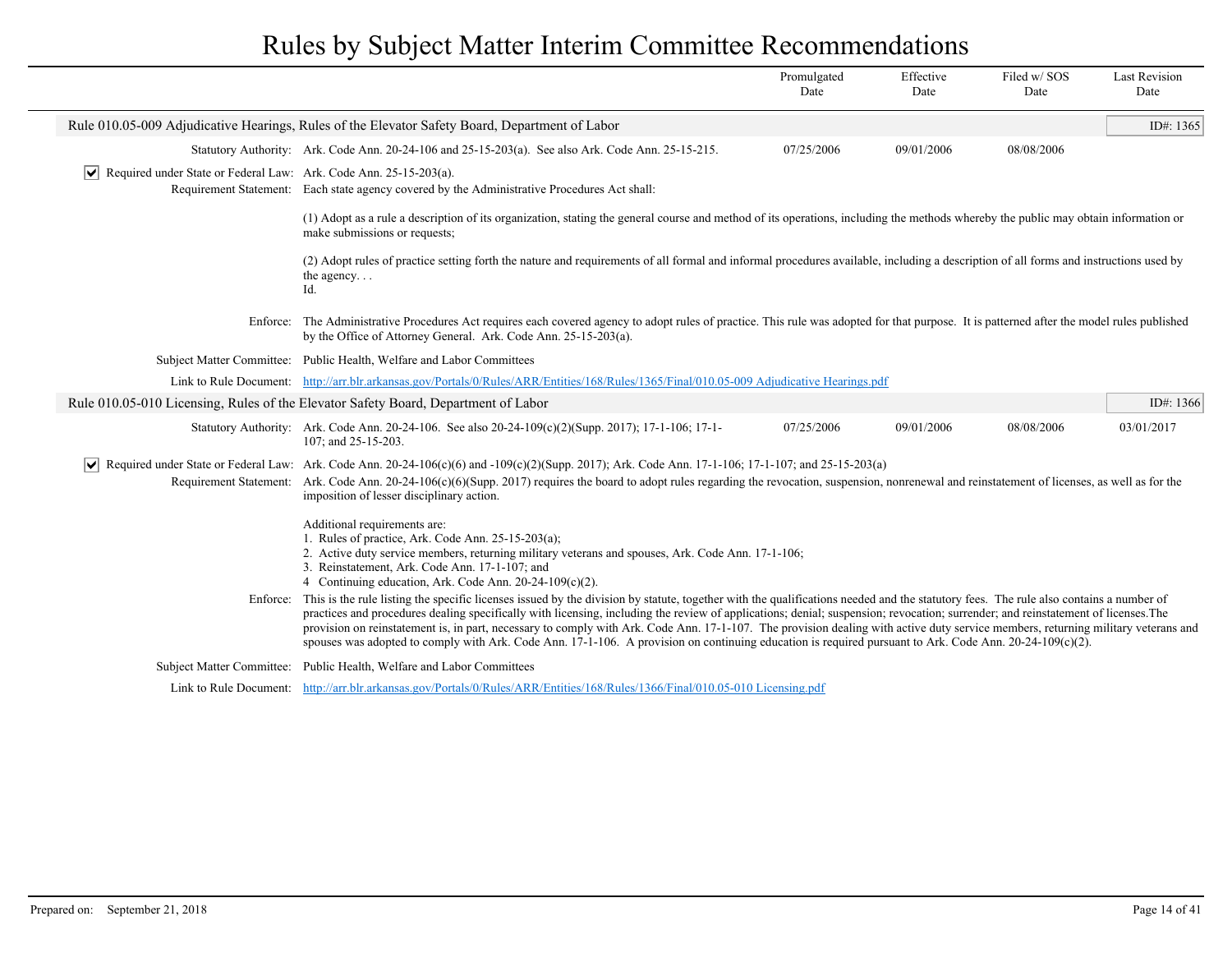## Rule 010.05-009 Adjudicative Hearings, Rules of the Elevator Safety Board, Department of Labor

ID#: 1365

| | Promulgated Date | Effective Date | Filed w/ SOS Date | Last Revision Date |
|---|---|---|---|---|
| **Statutory Authority:** Ark. Code Ann. 20-24-106 and 25-15-203(a). See also Ark. Code Ann. 25-15-215. | 07/25/2006 | 09/01/2006 | 08/08/2006 | |

☑ **Required under State or Federal Law:** Ark. Code Ann. 25-15-203(a).

**Requirement Statement:** Each state agency covered by the Administrative Procedures Act shall:

(1) Adopt as a rule a description of its organization, stating the general course and method of its operations, including the methods whereby the public may obtain information or make submissions or requests;

(2) Adopt rules of practice setting forth the nature and requirements of all formal and informal procedures available, including a description of all forms and instructions used by the agency. . .
Id.

**Enforce:** The Administrative Procedures Act requires each covered agency to adopt rules of practice. This rule was adopted for that purpose. It is patterned after the model rules published by the Office of Attorney General. Ark. Code Ann. 25-15-203(a).

**Subject Matter Committee:** Public Health, Welfare and Labor Committees

**Link to Rule Document:** http://arr.blr.arkansas.gov/Portals/0/Rules/ARR/Entities/168/Rules/1365/Final/010.05-009 Adjudicative Hearings.pdf

## Rule 010.05-010 Licensing, Rules of the Elevator Safety Board, Department of Labor

ID#: 1366

| | Promulgated Date | Effective Date | Filed w/ SOS Date | Last Revision Date |
|---|---|---|---|---|
| **Statutory Authority:** Ark. Code Ann. 20-24-106. See also 20-24-109(c)(2)(Supp. 2017); 17-1-106; 17-1-107; and 25-15-203. | 07/25/2006 | 09/01/2006 | 08/08/2006 | 03/01/2017 |

☑ **Required under State or Federal Law:** Ark. Code Ann. 20-24-106(c)(6) and -109(c)(2)(Supp. 2017); Ark. Code Ann. 17-1-106; 17-1-107; and 25-15-203(a)

**Requirement Statement:** Ark. Code Ann. 20-24-106(c)(6)(Supp. 2017) requires the board to adopt rules regarding the revocation, suspension, nonrenewal and reinstatement of licenses, as well as for the imposition of lesser disciplinary action.

Additional requirements are:
1. Rules of practice, Ark. Code Ann. 25-15-203(a);
2. Active duty service members, returning military veterans and spouses, Ark. Code Ann. 17-1-106;
3. Reinstatement, Ark. Code Ann. 17-1-107; and
4 Continuing education, Ark. Code Ann. 20-24-109(c)(2).

**Enforce:** This is the rule listing the specific licenses issued by the division by statute, together with the qualifications needed and the statutory fees. The rule also contains a number of practices and procedures dealing specifically with licensing, including the review of applications; denial; suspension; revocation; surrender; and reinstatement of licenses.The provision on reinstatement is, in part, necessary to comply with Ark. Code Ann. 17-1-107. The provision dealing with active duty service members, returning military veterans and spouses was adopted to comply with Ark. Code Ann. 17-1-106. A provision on continuing education is required pursuant to Ark. Code Ann. 20-24-109(c)(2).

**Subject Matter Committee:** Public Health, Welfare and Labor Committees

**Link to Rule Document:** http://arr.blr.arkansas.gov/Portals/0/Rules/ARR/Entities/168/Rules/1366/Final/010.05-010 Licensing.pdf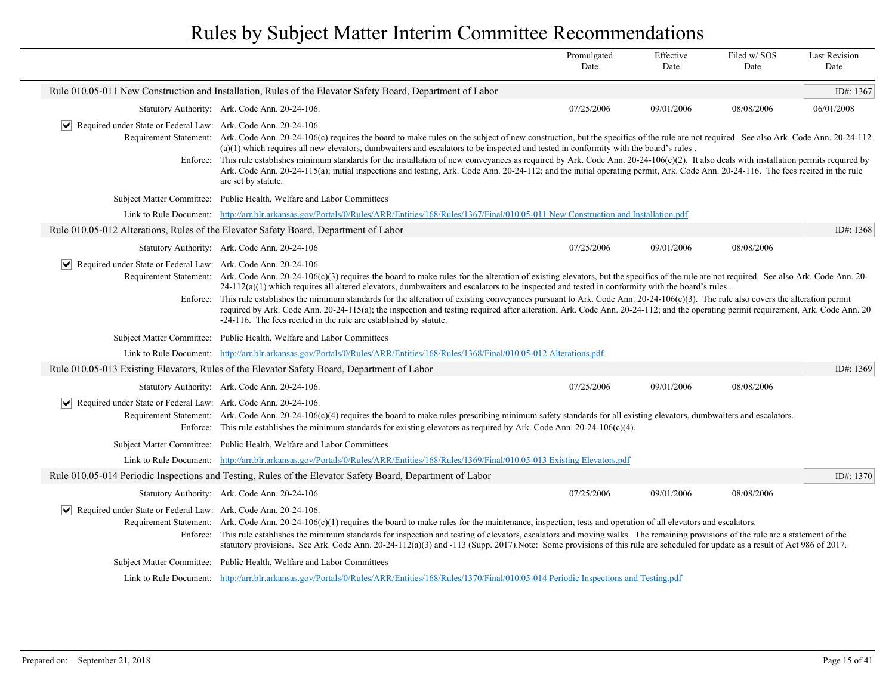| | Promulgated Date | Effective Date | Filed w/ SOS Date | Last Revision Date |
|---|---|---|---|---|

## Rule 010.05-011 New Construction and Installation, Rules of the Elevator Safety Board, Department of Labor

ID#: 1367

Statutory Authority: Ark. Code Ann. 20-24-106.

| Promulgated Date | Effective Date | Filed w/ SOS Date | Last Revision Date |
|---|---|---|---|
| 07/25/2006 | 09/01/2006 | 08/08/2006 | 06/01/2008 |

☑ Required under State or Federal Law: Ark. Code Ann. 20-24-106.

Requirement Statement: Ark. Code Ann. 20-24-106(c) requires the board to make rules on the subject of new construction, but the specifics of the rule are not required. See also Ark. Code Ann. 20-24-112 (a)(1) which requires all new elevators, dumbwaiters and escalators to be inspected and tested in conformity with the board's rules .

Enforce: This rule establishes minimum standards for the installation of new conveyances as required by Ark. Code Ann. 20-24-106(c)(2). It also deals with installation permits required by Ark. Code Ann. 20-24-115(a); initial inspections and testing, Ark. Code Ann. 20-24-112; and the initial operating permit, Ark. Code Ann. 20-24-116. The fees recited in the rule are set by statute.

Subject Matter Committee: Public Health, Welfare and Labor Committees

Link to Rule Document: [http://arr.blr.arkansas.gov/Portals/0/Rules/ARR/Entities/168/Rules/1367/Final/010.05-011 New Construction and Installation.pdf](http://arr.blr.arkansas.gov/Portals/0/Rules/ARR/Entities/168/Rules/1367/Final/010.05-011 New Construction and Installation.pdf)

## Rule 010.05-012 Alterations, Rules of the Elevator Safety Board, Department of Labor

ID#: 1368

Statutory Authority: Ark. Code Ann. 20-24-106

| Promulgated Date | Effective Date | Filed w/ SOS Date | Last Revision Date |
|---|---|---|---|
| 07/25/2006 | 09/01/2006 | 08/08/2006 | |

☑ Required under State or Federal Law: Ark. Code Ann. 20-24-106

Requirement Statement: Ark. Code Ann. 20-24-106(c)(3) requires the board to make rules for the alteration of existing elevators, but the specifics of the rule are not required. See also Ark. Code Ann. 20-24-112(a)(1) which requires all altered elevators, dumbwaiters and escalators to be inspected and tested in conformity with the board's rules .

Enforce: This rule establishes the minimum standards for the alteration of existing conveyances pursuant to Ark. Code Ann. 20-24-106(c)(3). The rule also covers the alteration permit required by Ark. Code Ann. 20-24-115(a); the inspection and testing required after alteration, Ark. Code Ann. 20-24-112; and the operating permit requirement, Ark. Code Ann. 20-24-116. The fees recited in the rule are established by statute.

Subject Matter Committee: Public Health, Welfare and Labor Committees

Link to Rule Document: [http://arr.blr.arkansas.gov/Portals/0/Rules/ARR/Entities/168/Rules/1368/Final/010.05-012 Alterations.pdf](http://arr.blr.arkansas.gov/Portals/0/Rules/ARR/Entities/168/Rules/1368/Final/010.05-012 Alterations.pdf)

## Rule 010.05-013 Existing Elevators, Rules of the Elevator Safety Board, Department of Labor

ID#: 1369

Statutory Authority: Ark. Code Ann. 20-24-106.

| Promulgated Date | Effective Date | Filed w/ SOS Date | Last Revision Date |
|---|---|---|---|
| 07/25/2006 | 09/01/2006 | 08/08/2006 | |

☑ Required under State or Federal Law: Ark. Code Ann. 20-24-106.

Requirement Statement: Ark. Code Ann. 20-24-106(c)(4) requires the board to make rules prescribing minimum safety standards for all existing elevators, dumbwaiters and escalators.

Enforce: This rule establishes the minimum standards for existing elevators as required by Ark. Code Ann. 20-24-106(c)(4).

Subject Matter Committee: Public Health, Welfare and Labor Committees

Link to Rule Document: [http://arr.blr.arkansas.gov/Portals/0/Rules/ARR/Entities/168/Rules/1369/Final/010.05-013 Existing Elevators.pdf](http://arr.blr.arkansas.gov/Portals/0/Rules/ARR/Entities/168/Rules/1369/Final/010.05-013 Existing Elevators.pdf)

## Rule 010.05-014 Periodic Inspections and Testing, Rules of the Elevator Safety Board, Department of Labor

ID#: 1370

Statutory Authority: Ark. Code Ann. 20-24-106.

| Promulgated Date | Effective Date | Filed w/ SOS Date | Last Revision Date |
|---|---|---|---|
| 07/25/2006 | 09/01/2006 | 08/08/2006 | |

☑ Required under State or Federal Law: Ark. Code Ann. 20-24-106.

Requirement Statement: Ark. Code Ann. 20-24-106(c)(1) requires the board to make rules for the maintenance, inspection, tests and operation of all elevators and escalators.

Enforce: This rule establishes the minimum standards for inspection and testing of elevators, escalators and moving walks. The remaining provisions of the rule are a statement of the statutory provisions. See Ark. Code Ann. 20-24-112(a)(3) and -113 (Supp. 2017).Note: Some provisions of this rule are scheduled for update as a result of Act 986 of 2017.

Subject Matter Committee: Public Health, Welfare and Labor Committees

Link to Rule Document: [http://arr.blr.arkansas.gov/Portals/0/Rules/ARR/Entities/168/Rules/1370/Final/010.05-014 Periodic Inspections and Testing.pdf](http://arr.blr.arkansas.gov/Portals/0/Rules/ARR/Entities/168/Rules/1370/Final/010.05-014 Periodic Inspections and Testing.pdf)

Prepared on: September 21, 2018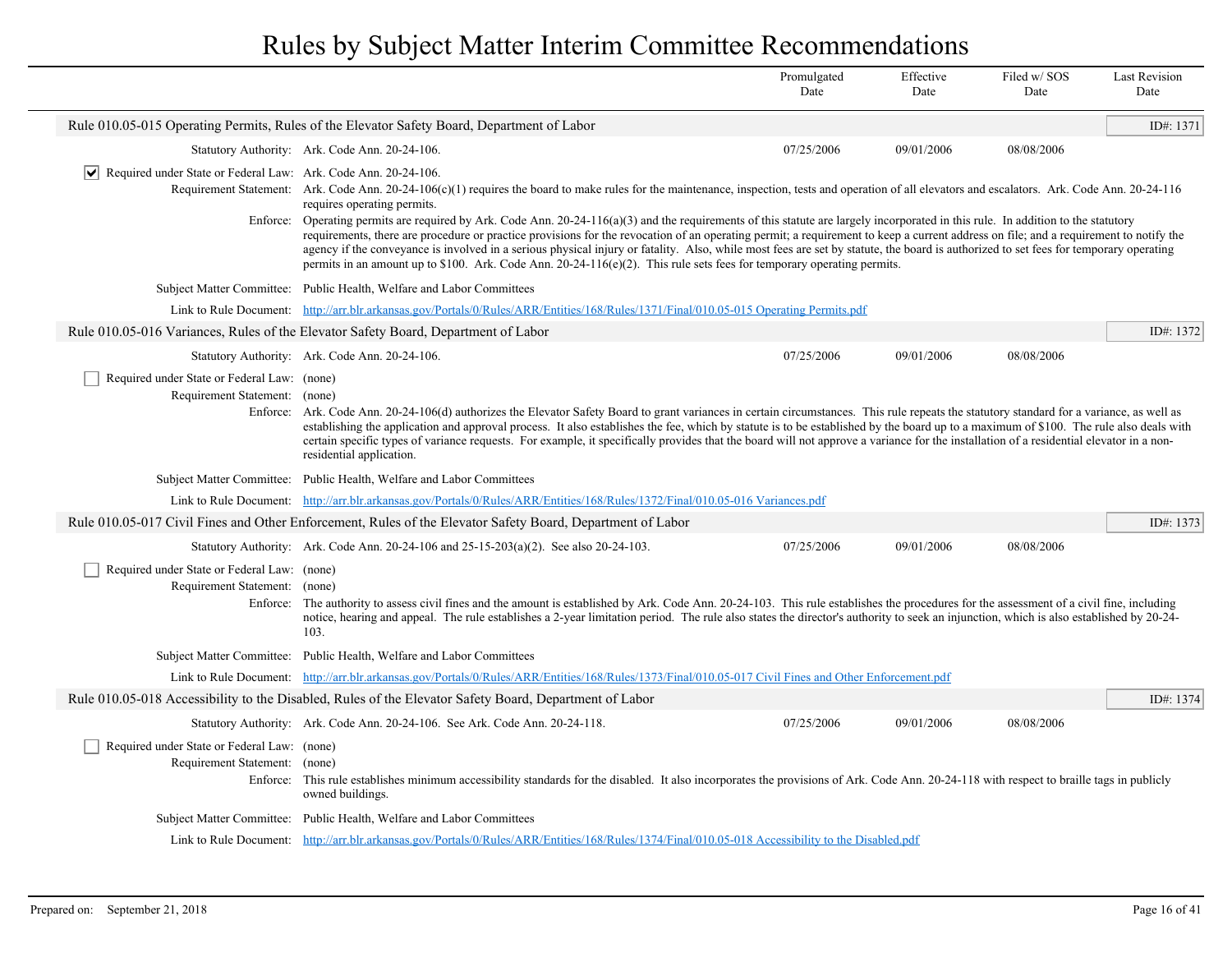# Rules by Subject Matter Interim Committee Recommendations

| | Promulgated Date | Effective Date | Filed w/ SOS Date | Last Revision Date |
|---|---|---|---|---|

## Rule 010.05-015 Operating Permits, Rules of the Elevator Safety Board, Department of Labor

ID#: 1371

| | Promulgated Date | Effective Date | Filed w/ SOS Date | Last Revision Date |
|---|---|---|---|---|
| Statutory Authority: Ark. Code Ann. 20-24-106. | 07/25/2006 | 09/01/2006 | 08/08/2006 | |

☑ Required under State or Federal Law: Ark. Code Ann. 20-24-106.

Requirement Statement: Ark. Code Ann. 20-24-106(c)(1) requires the board to make rules for the maintenance, inspection, tests and operation of all elevators and escalators. Ark. Code Ann. 20-24-116 requires operating permits.

Enforce: Operating permits are required by Ark. Code Ann. 20-24-116(a)(3) and the requirements of this statute are largely incorporated in this rule. In addition to the statutory requirements, there are procedure or practice provisions for the revocation of an operating permit; a requirement to keep a current address on file; and a requirement to notify the agency if the conveyance is involved in a serious physical injury or fatality. Also, while most fees are set by statute, the board is authorized to set fees for temporary operating permits in an amount up to $100. Ark. Code Ann. 20-24-116(e)(2). This rule sets fees for temporary operating permits.

Subject Matter Committee: Public Health, Welfare and Labor Committees

Link to Rule Document: [http://arr.blr.arkansas.gov/Portals/0/Rules/ARR/Entities/168/Rules/1371/Final/010.05-015 Operating Permits.pdf](http://arr.blr.arkansas.gov/Portals/0/Rules/ARR/Entities/168/Rules/1371/Final/010.05-015 Operating Permits.pdf)

## Rule 010.05-016 Variances, Rules of the Elevator Safety Board, Department of Labor

ID#: 1372

| | Promulgated Date | Effective Date | Filed w/ SOS Date | Last Revision Date |
|---|---|---|---|---|
| Statutory Authority: Ark. Code Ann. 20-24-106. | 07/25/2006 | 09/01/2006 | 08/08/2006 | |

☐ Required under State or Federal Law: (none)

Requirement Statement: (none)

Enforce: Ark. Code Ann. 20-24-106(d) authorizes the Elevator Safety Board to grant variances in certain circumstances. This rule repeats the statutory standard for a variance, as well as establishing the application and approval process. It also establishes the fee, which by statute is to be established by the board up to a maximum of $100. The rule also deals with certain specific types of variance requests. For example, it specifically provides that the board will not approve a variance for the installation of a residential elevator in a non-residential application.

Subject Matter Committee: Public Health, Welfare and Labor Committees

Link to Rule Document: [http://arr.blr.arkansas.gov/Portals/0/Rules/ARR/Entities/168/Rules/1372/Final/010.05-016 Variances.pdf](http://arr.blr.arkansas.gov/Portals/0/Rules/ARR/Entities/168/Rules/1372/Final/010.05-016 Variances.pdf)

## Rule 010.05-017 Civil Fines and Other Enforcement, Rules of the Elevator Safety Board, Department of Labor

ID#: 1373

| | Promulgated Date | Effective Date | Filed w/ SOS Date | Last Revision Date |
|---|---|---|---|---|
| Statutory Authority: Ark. Code Ann. 20-24-106 and 25-15-203(a)(2). See also 20-24-103. | 07/25/2006 | 09/01/2006 | 08/08/2006 | |

☐ Required under State or Federal Law: (none)

Requirement Statement: (none)

Enforce: The authority to assess civil fines and the amount is established by Ark. Code Ann. 20-24-103. This rule establishes the procedures for the assessment of a civil fine, including notice, hearing and appeal. The rule establishes a 2-year limitation period. The rule also states the director's authority to seek an injunction, which is also established by 20-24-103.

Subject Matter Committee: Public Health, Welfare and Labor Committees

Link to Rule Document: [http://arr.blr.arkansas.gov/Portals/0/Rules/ARR/Entities/168/Rules/1373/Final/010.05-017 Civil Fines and Other Enforcement.pdf](http://arr.blr.arkansas.gov/Portals/0/Rules/ARR/Entities/168/Rules/1373/Final/010.05-017 Civil Fines and Other Enforcement.pdf)

## Rule 010.05-018 Accessibility to the Disabled, Rules of the Elevator Safety Board, Department of Labor

ID#: 1374

| | Promulgated Date | Effective Date | Filed w/ SOS Date | Last Revision Date |
|---|---|---|---|---|
| Statutory Authority: Ark. Code Ann. 20-24-106. See Ark. Code Ann. 20-24-118. | 07/25/2006 | 09/01/2006 | 08/08/2006 | |

☐ Required under State or Federal Law: (none)

Requirement Statement: (none)

Enforce: This rule establishes minimum accessibility standards for the disabled. It also incorporates the provisions of Ark. Code Ann. 20-24-118 with respect to braille tags in publicly owned buildings.

Subject Matter Committee: Public Health, Welfare and Labor Committees

Link to Rule Document: [http://arr.blr.arkansas.gov/Portals/0/Rules/ARR/Entities/168/Rules/1374/Final/010.05-018 Accessibility to the Disabled.pdf](http://arr.blr.arkansas.gov/Portals/0/Rules/ARR/Entities/168/Rules/1374/Final/010.05-018 Accessibility to the Disabled.pdf)

Prepared on: September 21, 2018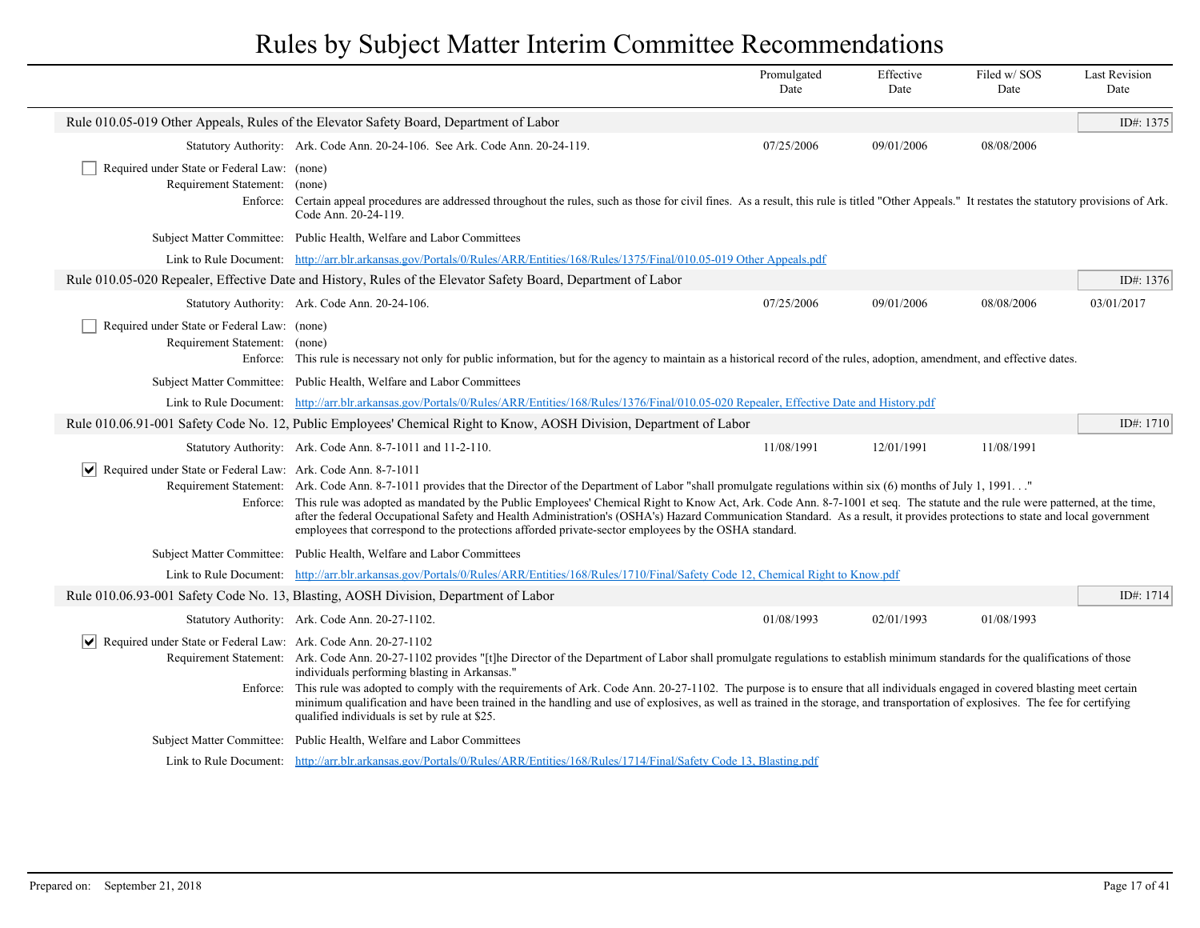# Rules by Subject Matter Interim Committee Recommendations

| | Promulgated Date | Effective Date | Filed w/ SOS Date | Last Revision Date |
|---|---|---|---|---|

## Rule 010.05-019 Other Appeals, Rules of the Elevator Safety Board, Department of Labor

ID#: 1375

| | Promulgated Date | Effective Date | Filed w/ SOS Date | Last Revision Date |
|---|---|---|---|---|
| Statutory Authority: Ark. Code Ann. 20-24-106. See Ark. Code Ann. 20-24-119. | 07/25/2006 | 09/01/2006 | 08/08/2006 | |

☐ Required under State or Federal Law: (none)

Requirement Statement: (none)

Enforce: Certain appeal procedures are addressed throughout the rules, such as those for civil fines. As a result, this rule is titled "Other Appeals." It restates the statutory provisions of Ark. Code Ann. 20-24-119.

Subject Matter Committee: Public Health, Welfare and Labor Committees

Link to Rule Document: [http://arr.blr.arkansas.gov/Portals/0/Rules/ARR/Entities/168/Rules/1375/Final/010.05-019 Other Appeals.pdf](http://arr.blr.arkansas.gov/Portals/0/Rules/ARR/Entities/168/Rules/1375/Final/010.05-019 Other Appeals.pdf)

## Rule 010.05-020 Repealer, Effective Date and History, Rules of the Elevator Safety Board, Department of Labor

ID#: 1376

| | Promulgated Date | Effective Date | Filed w/ SOS Date | Last Revision Date |
|---|---|---|---|---|
| Statutory Authority: Ark. Code Ann. 20-24-106. | 07/25/2006 | 09/01/2006 | 08/08/2006 | 03/01/2017 |

☐ Required under State or Federal Law: (none)

Requirement Statement: (none)

Enforce: This rule is necessary not only for public information, but for the agency to maintain as a historical record of the rules, adoption, amendment, and effective dates.

Subject Matter Committee: Public Health, Welfare and Labor Committees

Link to Rule Document: [http://arr.blr.arkansas.gov/Portals/0/Rules/ARR/Entities/168/Rules/1376/Final/010.05-020 Repealer, Effective Date and History.pdf](http://arr.blr.arkansas.gov/Portals/0/Rules/ARR/Entities/168/Rules/1376/Final/010.05-020 Repealer, Effective Date and History.pdf)

## Rule 010.06.91-001 Safety Code No. 12, Public Employees' Chemical Right to Know, AOSH Division, Department of Labor

ID#: 1710

| | Promulgated Date | Effective Date | Filed w/ SOS Date | Last Revision Date |
|---|---|---|---|---|
| Statutory Authority: Ark. Code Ann. 8-7-1011 and 11-2-110. | 11/08/1991 | 12/01/1991 | 11/08/1991 | |

☑ Required under State or Federal Law: Ark. Code Ann. 8-7-1011

Requirement Statement: Ark. Code Ann. 8-7-1011 provides that the Director of the Department of Labor "shall promulgate regulations within six (6) months of July 1, 1991. . ."

Enforce: This rule was adopted as mandated by the Public Employees' Chemical Right to Know Act, Ark. Code Ann. 8-7-1001 et seq. The statute and the rule were patterned, at the time, after the federal Occupational Safety and Health Administration's (OSHA's) Hazard Communication Standard. As a result, it provides protections to state and local government employees that correspond to the protections afforded private-sector employees by the OSHA standard.

Subject Matter Committee: Public Health, Welfare and Labor Committees

Link to Rule Document: [http://arr.blr.arkansas.gov/Portals/0/Rules/ARR/Entities/168/Rules/1710/Final/Safety Code 12, Chemical Right to Know.pdf](http://arr.blr.arkansas.gov/Portals/0/Rules/ARR/Entities/168/Rules/1710/Final/Safety Code 12, Chemical Right to Know.pdf)

## Rule 010.06.93-001 Safety Code No. 13, Blasting, AOSH Division, Department of Labor

ID#: 1714

| | Promulgated Date | Effective Date | Filed w/ SOS Date | Last Revision Date |
|---|---|---|---|---|
| Statutory Authority: Ark. Code Ann. 20-27-1102. | 01/08/1993 | 02/01/1993 | 01/08/1993 | |

☑ Required under State or Federal Law: Ark. Code Ann. 20-27-1102

Requirement Statement: Ark. Code Ann. 20-27-1102 provides "[t]he Director of the Department of Labor shall promulgate regulations to establish minimum standards for the qualifications of those individuals performing blasting in Arkansas."

Enforce: This rule was adopted to comply with the requirements of Ark. Code Ann. 20-27-1102. The purpose is to ensure that all individuals engaged in covered blasting meet certain minimum qualification and have been trained in the handling and use of explosives, as well as trained in the storage, and transportation of explosives. The fee for certifying qualified individuals is set by rule at $25.

Subject Matter Committee: Public Health, Welfare and Labor Committees

Link to Rule Document: [http://arr.blr.arkansas.gov/Portals/0/Rules/ARR/Entities/168/Rules/1714/Final/Safety Code 13, Blasting.pdf](http://arr.blr.arkansas.gov/Portals/0/Rules/ARR/Entities/168/Rules/1714/Final/Safety Code 13, Blasting.pdf)

Prepared on: September 21, 2018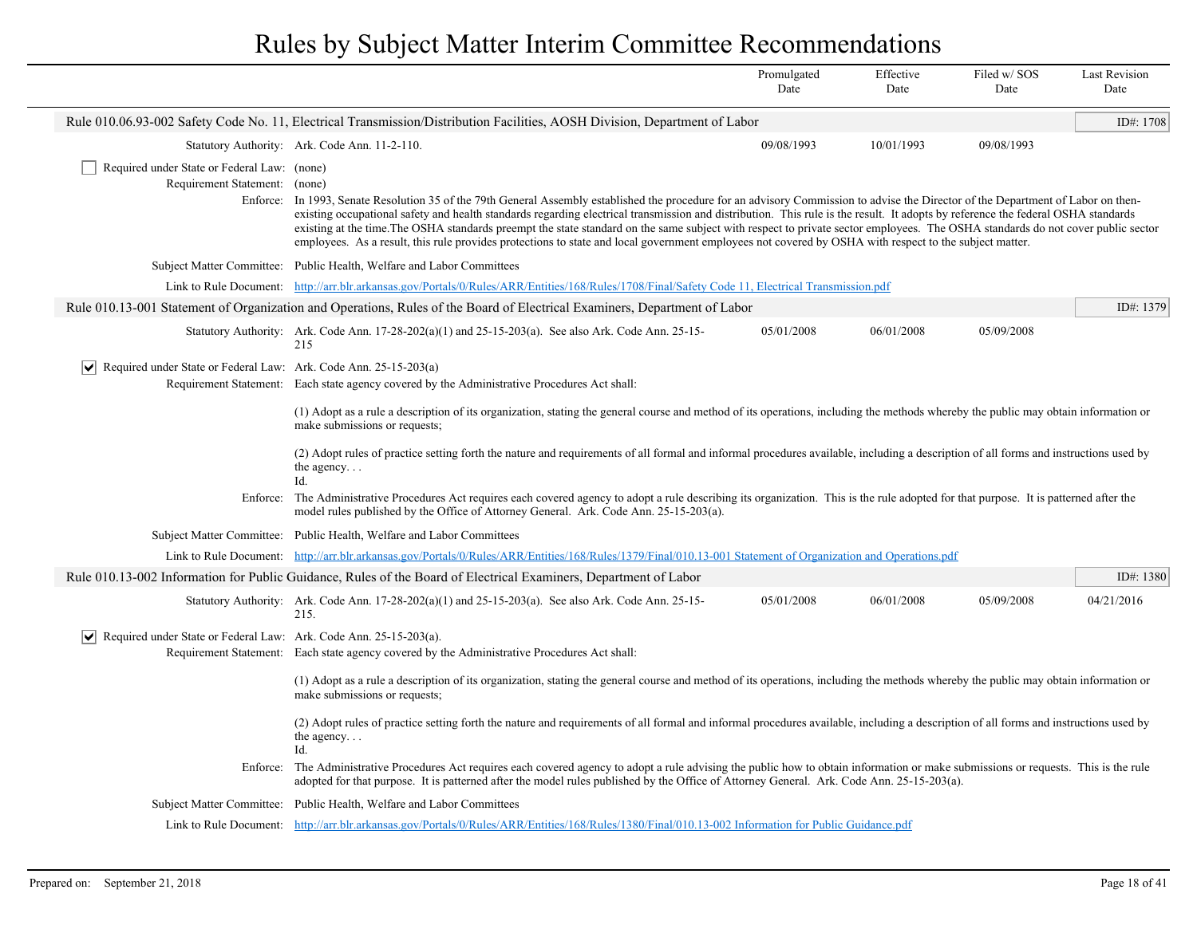# Rules by Subject Matter Interim Committee Recommendations

| | Promulgated Date | Effective Date | Filed w/ SOS Date | Last Revision Date |
|---|---|---|---|---|

## Rule 010.06.93-002 Safety Code No. 11, Electrical Transmission/Distribution Facilities, AOSH Division, Department of Labor

ID#: 1708

| | Promulgated Date | Effective Date | Filed w/ SOS Date | Last Revision Date |
|---|---|---|---|---|
| Statutory Authority: Ark. Code Ann. 11-2-110. | 09/08/1993 | 10/01/1993 | 09/08/1993 | |

☐ Required under State or Federal Law: (none)

Requirement Statement: (none)

Enforce: In 1993, Senate Resolution 35 of the 79th General Assembly established the procedure for an advisory Commission to advise the Director of the Department of Labor on then-existing occupational safety and health standards regarding electrical transmission and distribution. This rule is the result. It adopts by reference the federal OSHA standards existing at the time.The OSHA standards preempt the state standard on the same subject with respect to private sector employees. The OSHA standards do not cover public sector employees. As a result, this rule provides protections to state and local government employees not covered by OSHA with respect to the subject matter.

Subject Matter Committee: Public Health, Welfare and Labor Committees

Link to Rule Document: [http://arr.blr.arkansas.gov/Portals/0/Rules/ARR/Entities/168/Rules/1708/Final/Safety Code 11, Electrical Transmission.pdf](http://arr.blr.arkansas.gov/Portals/0/Rules/ARR/Entities/168/Rules/1708/Final/Safety Code 11, Electrical Transmission.pdf)

## Rule 010.13-001 Statement of Organization and Operations, Rules of the Board of Electrical Examiners, Department of Labor

ID#: 1379

| | Promulgated Date | Effective Date | Filed w/ SOS Date | Last Revision Date |
|---|---|---|---|---|
| Statutory Authority: Ark. Code Ann. 17-28-202(a)(1) and 25-15-203(a). See also Ark. Code Ann. 25-15-215 | 05/01/2008 | 06/01/2008 | 05/09/2008 | |

☑ Required under State or Federal Law: Ark. Code Ann. 25-15-203(a)

Requirement Statement: Each state agency covered by the Administrative Procedures Act shall:

(1) Adopt as a rule a description of its organization, stating the general course and method of its operations, including the methods whereby the public may obtain information or make submissions or requests;

(2) Adopt rules of practice setting forth the nature and requirements of all formal and informal procedures available, including a description of all forms and instructions used by the agency. . .
Id.

Enforce: The Administrative Procedures Act requires each covered agency to adopt a rule describing its organization. This is the rule adopted for that purpose. It is patterned after the model rules published by the Office of Attorney General. Ark. Code Ann. 25-15-203(a).

Subject Matter Committee: Public Health, Welfare and Labor Committees

Link to Rule Document: [http://arr.blr.arkansas.gov/Portals/0/Rules/ARR/Entities/168/Rules/1379/Final/010.13-001 Statement of Organization and Operations.pdf](http://arr.blr.arkansas.gov/Portals/0/Rules/ARR/Entities/168/Rules/1379/Final/010.13-001 Statement of Organization and Operations.pdf)

## Rule 010.13-002 Information for Public Guidance, Rules of the Board of Electrical Examiners, Department of Labor

ID#: 1380

| | Promulgated Date | Effective Date | Filed w/ SOS Date | Last Revision Date |
|---|---|---|---|---|
| Statutory Authority: Ark. Code Ann. 17-28-202(a)(1) and 25-15-203(a). See also Ark. Code Ann. 25-15-215. | 05/01/2008 | 06/01/2008 | 05/09/2008 | 04/21/2016 |

☑ Required under State or Federal Law: Ark. Code Ann. 25-15-203(a).

Requirement Statement: Each state agency covered by the Administrative Procedures Act shall:

(1) Adopt as a rule a description of its organization, stating the general course and method of its operations, including the methods whereby the public may obtain information or make submissions or requests;

(2) Adopt rules of practice setting forth the nature and requirements of all formal and informal procedures available, including a description of all forms and instructions used by the agency. . .
Id.

Enforce: The Administrative Procedures Act requires each covered agency to adopt a rule advising the public how to obtain information or make submissions or requests. This is the rule adopted for that purpose. It is patterned after the model rules published by the Office of Attorney General. Ark. Code Ann. 25-15-203(a).

Subject Matter Committee: Public Health, Welfare and Labor Committees

Link to Rule Document: [http://arr.blr.arkansas.gov/Portals/0/Rules/ARR/Entities/168/Rules/1380/Final/010.13-002 Information for Public Guidance.pdf](http://arr.blr.arkansas.gov/Portals/0/Rules/ARR/Entities/168/Rules/1380/Final/010.13-002 Information for Public Guidance.pdf)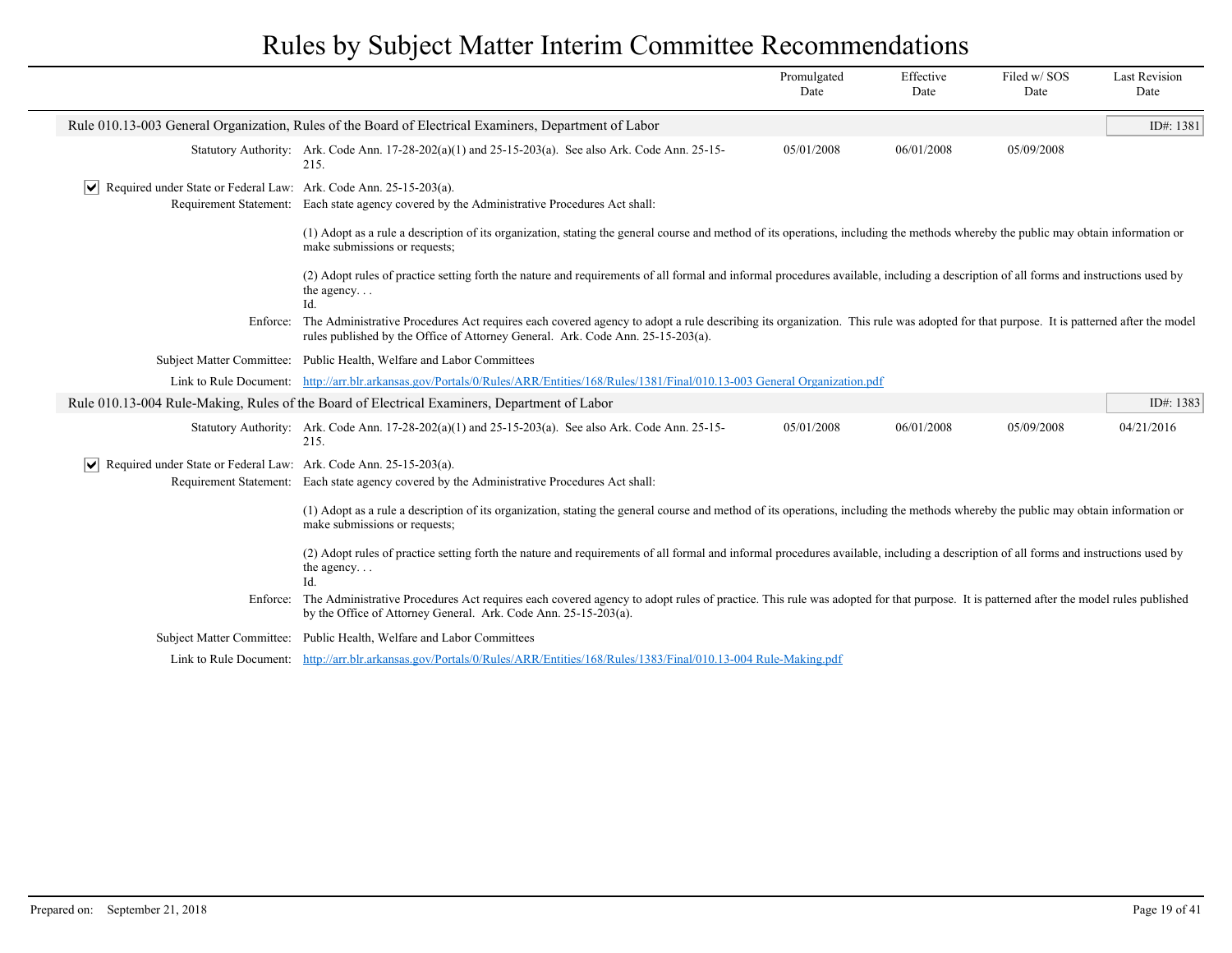# Rules by Subject Matter Interim Committee Recommendations

| | Promulgated Date | Effective Date | Filed w/ SOS Date | Last Revision Date |
|---|---|---|---|---|

## Rule 010.13-003 General Organization, Rules of the Board of Electrical Examiners, Department of Labor

ID#: 1381

| Statutory Authority | Promulgated Date | Effective Date | Filed w/ SOS Date | Last Revision Date |
|---|---|---|---|---|
| Ark. Code Ann. 17-28-202(a)(1) and 25-15-203(a). See also Ark. Code Ann. 25-15-215. | 05/01/2008 | 06/01/2008 | 05/09/2008 | |

☑ **Required under State or Federal Law:** Ark. Code Ann. 25-15-203(a).

**Requirement Statement:** Each state agency covered by the Administrative Procedures Act shall:

(1) Adopt as a rule a description of its organization, stating the general course and method of its operations, including the methods whereby the public may obtain information or make submissions or requests;

(2) Adopt rules of practice setting forth the nature and requirements of all formal and informal procedures available, including a description of all forms and instructions used by the agency. . .
Id.

**Enforce:** The Administrative Procedures Act requires each covered agency to adopt a rule describing its organization. This rule was adopted for that purpose. It is patterned after the model rules published by the Office of Attorney General. Ark. Code Ann. 25-15-203(a).

**Subject Matter Committee:** Public Health, Welfare and Labor Committees

**Link to Rule Document:** http://arr.blr.arkansas.gov/Portals/0/Rules/ARR/Entities/168/Rules/1381/Final/010.13-003 General Organization.pdf

## Rule 010.13-004 Rule-Making, Rules of the Board of Electrical Examiners, Department of Labor

ID#: 1383

| Statutory Authority | Promulgated Date | Effective Date | Filed w/ SOS Date | Last Revision Date |
|---|---|---|---|---|
| Ark. Code Ann. 17-28-202(a)(1) and 25-15-203(a). See also Ark. Code Ann. 25-15-215. | 05/01/2008 | 06/01/2008 | 05/09/2008 | 04/21/2016 |

☑ **Required under State or Federal Law:** Ark. Code Ann. 25-15-203(a).

**Requirement Statement:** Each state agency covered by the Administrative Procedures Act shall:

(1) Adopt as a rule a description of its organization, stating the general course and method of its operations, including the methods whereby the public may obtain information or make submissions or requests;

(2) Adopt rules of practice setting forth the nature and requirements of all formal and informal procedures available, including a description of all forms and instructions used by the agency. . .
Id.

**Enforce:** The Administrative Procedures Act requires each covered agency to adopt rules of practice. This rule was adopted for that purpose. It is patterned after the model rules published by the Office of Attorney General. Ark. Code Ann. 25-15-203(a).

**Subject Matter Committee:** Public Health, Welfare and Labor Committees

**Link to Rule Document:** http://arr.blr.arkansas.gov/Portals/0/Rules/ARR/Entities/168/Rules/1383/Final/010.13-004 Rule-Making.pdf

Prepared on: September 21, 2018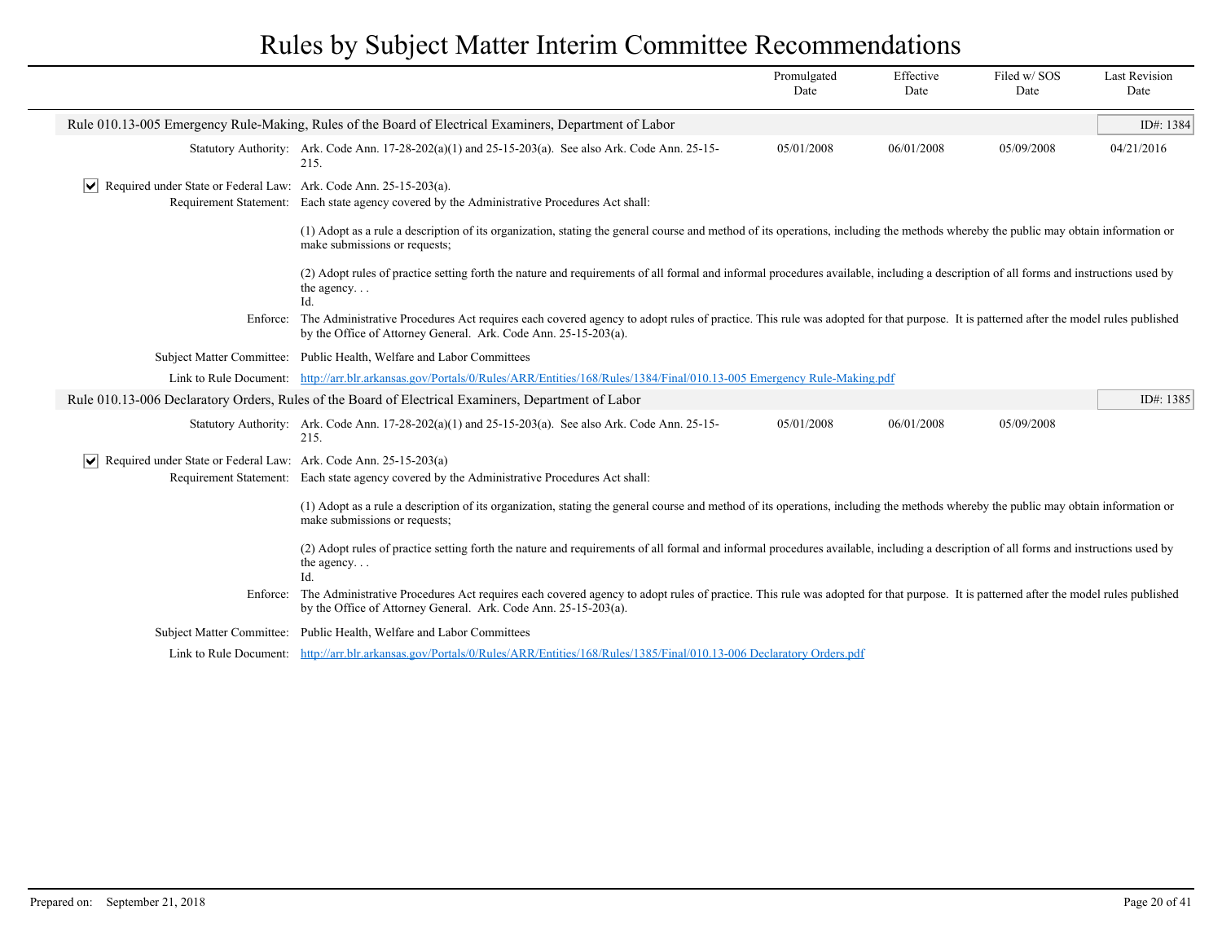# Rules by Subject Matter Interim Committee Recommendations

| | | Promulgated Date | Effective Date | Filed w/ SOS Date | Last Revision Date |
|---|---|---|---|---|---|

## Rule 010.13-005 Emergency Rule-Making, Rules of the Board of Electrical Examiners, Department of Labor

ID#: 1384

| | | Promulgated Date | Effective Date | Filed w/ SOS Date | Last Revision Date |
|---|---|---|---|---|---|
| Statutory Authority: | Ark. Code Ann. 17-28-202(a)(1) and 25-15-203(a). See also Ark. Code Ann. 25-15-215. | 05/01/2008 | 06/01/2008 | 05/09/2008 | 04/21/2016 |

☑ **Required under State or Federal Law:** Ark. Code Ann. 25-15-203(a).

**Requirement Statement:** Each state agency covered by the Administrative Procedures Act shall:

(1) Adopt as a rule a description of its organization, stating the general course and method of its operations, including the methods whereby the public may obtain information or make submissions or requests;

(2) Adopt rules of practice setting forth the nature and requirements of all formal and informal procedures available, including a description of all forms and instructions used by the agency. . .
Id.

**Enforce:** The Administrative Procedures Act requires each covered agency to adopt rules of practice. This rule was adopted for that purpose. It is patterned after the model rules published by the Office of Attorney General. Ark. Code Ann. 25-15-203(a).

**Subject Matter Committee:** Public Health, Welfare and Labor Committees

**Link to Rule Document:** [http://arr.blr.arkansas.gov/Portals/0/Rules/ARR/Entities/168/Rules/1384/Final/010.13-005 Emergency Rule-Making.pdf](http://arr.blr.arkansas.gov/Portals/0/Rules/ARR/Entities/168/Rules/1384/Final/010.13-005 Emergency Rule-Making.pdf)

## Rule 010.13-006 Declaratory Orders, Rules of the Board of Electrical Examiners, Department of Labor

ID#: 1385

| | | Promulgated Date | Effective Date | Filed w/ SOS Date | Last Revision Date |
|---|---|---|---|---|---|
| Statutory Authority: | Ark. Code Ann. 17-28-202(a)(1) and 25-15-203(a). See also Ark. Code Ann. 25-15-215. | 05/01/2008 | 06/01/2008 | 05/09/2008 | |

☑ **Required under State or Federal Law:** Ark. Code Ann. 25-15-203(a)

**Requirement Statement:** Each state agency covered by the Administrative Procedures Act shall:

(1) Adopt as a rule a description of its organization, stating the general course and method of its operations, including the methods whereby the public may obtain information or make submissions or requests;

(2) Adopt rules of practice setting forth the nature and requirements of all formal and informal procedures available, including a description of all forms and instructions used by the agency. . .
Id.

**Enforce:** The Administrative Procedures Act requires each covered agency to adopt rules of practice. This rule was adopted for that purpose. It is patterned after the model rules published by the Office of Attorney General. Ark. Code Ann. 25-15-203(a).

**Subject Matter Committee:** Public Health, Welfare and Labor Committees

**Link to Rule Document:** [http://arr.blr.arkansas.gov/Portals/0/Rules/ARR/Entities/168/Rules/1385/Final/010.13-006 Declaratory Orders.pdf](http://arr.blr.arkansas.gov/Portals/0/Rules/ARR/Entities/168/Rules/1385/Final/010.13-006 Declaratory Orders.pdf)

Prepared on: September 21, 2018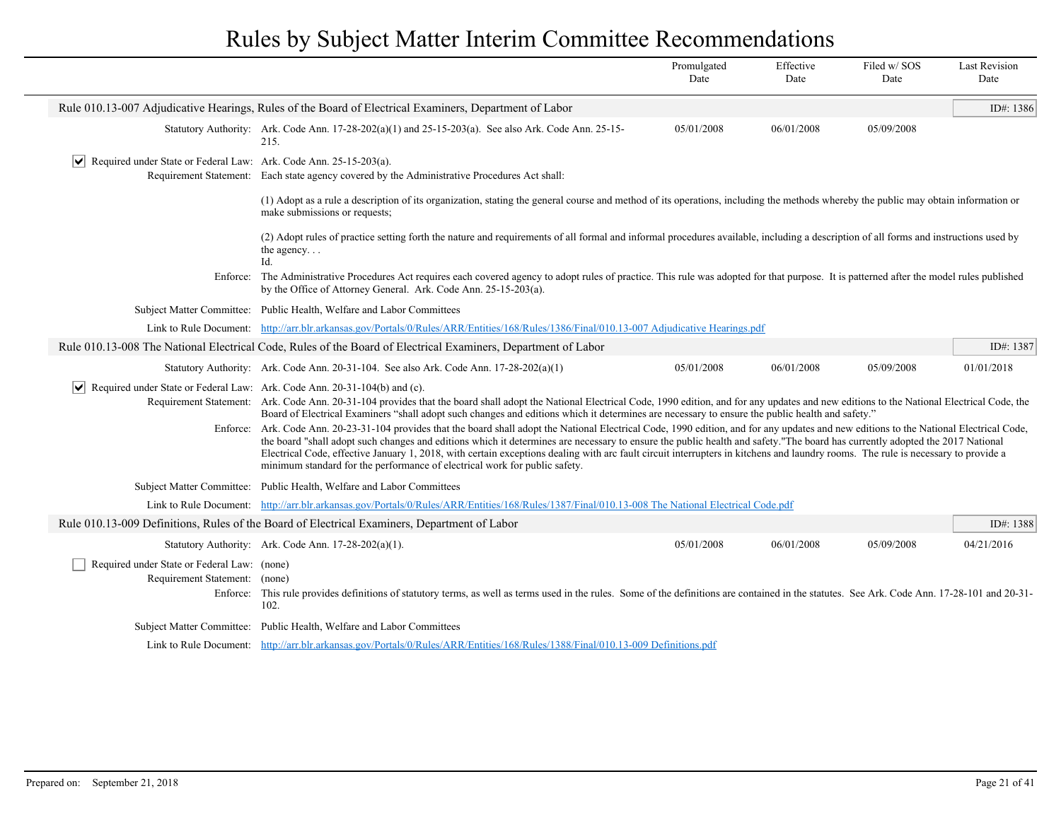# Rules by Subject Matter Interim Committee Recommendations

| | Promulgated Date | Effective Date | Filed w/ SOS Date | Last Revision Date |
|---|---|---|---|---|

## Rule 010.13-007 Adjudicative Hearings, Rules of the Board of Electrical Examiners, Department of Labor

ID#: 1386

**Statutory Authority:** Ark. Code Ann. 17-28-202(a)(1) and 25-15-203(a). See also Ark. Code Ann. 25-15-215.

| Promulgated Date | Effective Date | Filed w/ SOS Date | Last Revision Date |
|---|---|---|---|
| 05/01/2008 | 06/01/2008 | 05/09/2008 | |

☑ **Required under State or Federal Law:** Ark. Code Ann. 25-15-203(a).

**Requirement Statement:** Each state agency covered by the Administrative Procedures Act shall:

(1) Adopt as a rule a description of its organization, stating the general course and method of its operations, including the methods whereby the public may obtain information or make submissions or requests;

(2) Adopt rules of practice setting forth the nature and requirements of all formal and informal procedures available, including a description of all forms and instructions used by the agency. . .
Id.

**Enforce:** The Administrative Procedures Act requires each covered agency to adopt rules of practice. This rule was adopted for that purpose. It is patterned after the model rules published by the Office of Attorney General. Ark. Code Ann. 25-15-203(a).

**Subject Matter Committee:** Public Health, Welfare and Labor Committees

**Link to Rule Document:** [http://arr.blr.arkansas.gov/Portals/0/Rules/ARR/Entities/168/Rules/1386/Final/010.13-007 Adjudicative Hearings.pdf](http://arr.blr.arkansas.gov/Portals/0/Rules/ARR/Entities/168/Rules/1386/Final/010.13-007 Adjudicative Hearings.pdf)

## Rule 010.13-008 The National Electrical Code, Rules of the Board of Electrical Examiners, Department of Labor

ID#: 1387

**Statutory Authority:** Ark. Code Ann. 20-31-104. See also Ark. Code Ann. 17-28-202(a)(1)

| Promulgated Date | Effective Date | Filed w/ SOS Date | Last Revision Date |
|---|---|---|---|
| 05/01/2008 | 06/01/2008 | 05/09/2008 | 01/01/2018 |

☑ **Required under State or Federal Law:** Ark. Code Ann. 20-31-104(b) and (c).

**Requirement Statement:** Ark. Code Ann. 20-31-104 provides that the board shall adopt the National Electrical Code, 1990 edition, and for any updates and new editions to the National Electrical Code, the Board of Electrical Examiners "shall adopt such changes and editions which it determines are necessary to ensure the public health and safety."

**Enforce:** Ark. Code Ann. 20-23-31-104 provides that the board shall adopt the National Electrical Code, 1990 edition, and for any updates and new editions to the National Electrical Code, the board "shall adopt such changes and editions which it determines are necessary to ensure the public health and safety."The board has currently adopted the 2017 National Electrical Code, effective January 1, 2018, with certain exceptions dealing with arc fault circuit interrupters in kitchens and laundry rooms. The rule is necessary to provide a minimum standard for the performance of electrical work for public safety.

**Subject Matter Committee:** Public Health, Welfare and Labor Committees

**Link to Rule Document:** [http://arr.blr.arkansas.gov/Portals/0/Rules/ARR/Entities/168/Rules/1387/Final/010.13-008 The National Electrical Code.pdf](http://arr.blr.arkansas.gov/Portals/0/Rules/ARR/Entities/168/Rules/1387/Final/010.13-008 The National Electrical Code.pdf)

## Rule 010.13-009 Definitions, Rules of the Board of Electrical Examiners, Department of Labor

ID#: 1388

**Statutory Authority:** Ark. Code Ann. 17-28-202(a)(1).

| Promulgated Date | Effective Date | Filed w/ SOS Date | Last Revision Date |
|---|---|---|---|
| 05/01/2008 | 06/01/2008 | 05/09/2008 | 04/21/2016 |

☐ **Required under State or Federal Law:** (none)

**Requirement Statement:** (none)

**Enforce:** This rule provides definitions of statutory terms, as well as terms used in the rules. Some of the definitions are contained in the statutes. See Ark. Code Ann. 17-28-101 and 20-31-102.

**Subject Matter Committee:** Public Health, Welfare and Labor Committees

**Link to Rule Document:** [http://arr.blr.arkansas.gov/Portals/0/Rules/ARR/Entities/168/Rules/1388/Final/010.13-009 Definitions.pdf](http://arr.blr.arkansas.gov/Portals/0/Rules/ARR/Entities/168/Rules/1388/Final/010.13-009 Definitions.pdf)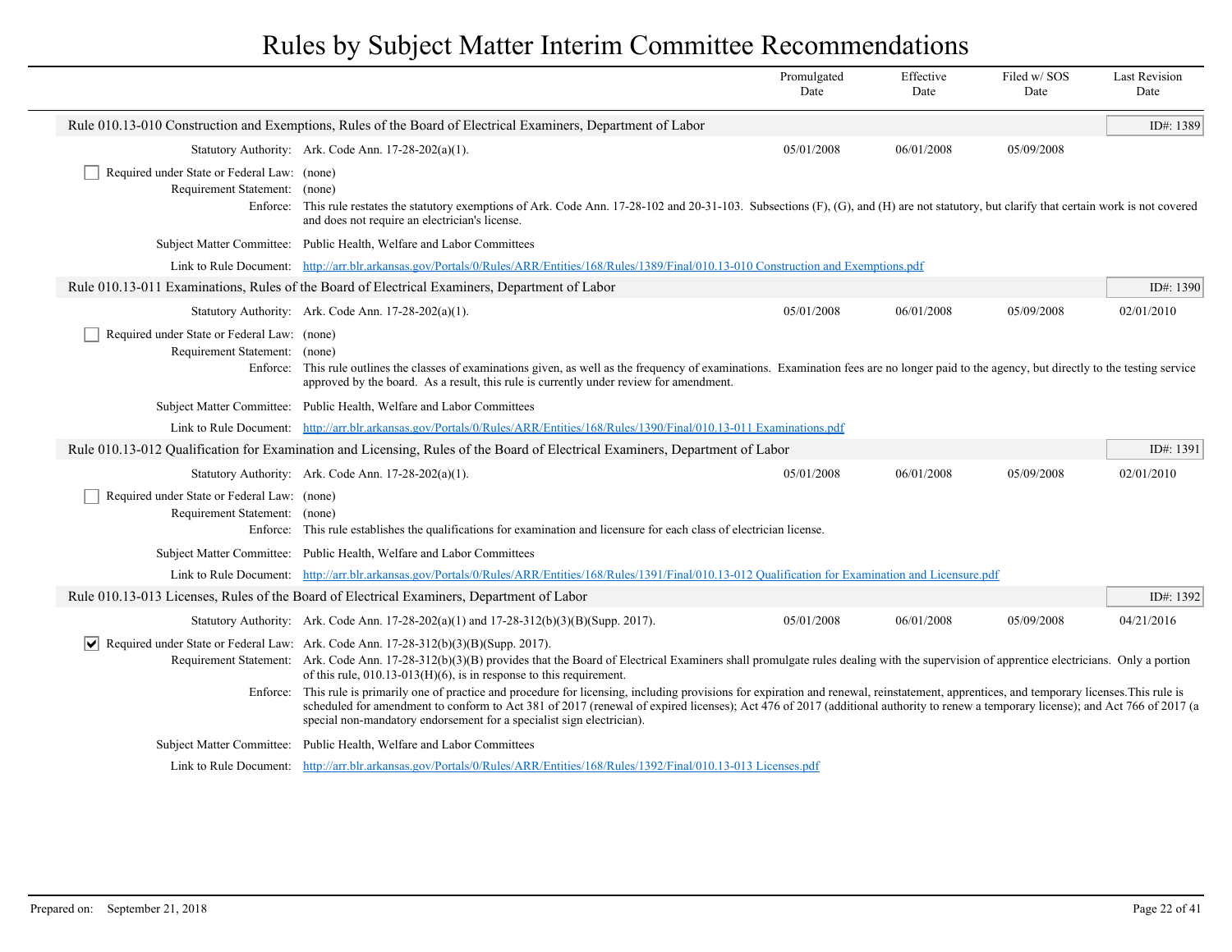# Rules by Subject Matter Interim Committee Recommendations

| | Promulgated Date | Effective Date | Filed w/ SOS Date | Last Revision Date |
|---|---|---|---|---|

## Rule 010.13-010 Construction and Exemptions, Rules of the Board of Electrical Examiners, Department of Labor

ID#: 1389

**Statutory Authority:** Ark. Code Ann. 17-28-202(a)(1).

| Promulgated Date | Effective Date | Filed w/ SOS Date | Last Revision Date |
|---|---|---|---|
| 05/01/2008 | 06/01/2008 | 05/09/2008 | |

☐ **Required under State or Federal Law:** (none)

**Requirement Statement:** (none)

**Enforce:** This rule restates the statutory exemptions of Ark. Code Ann. 17-28-102 and 20-31-103. Subsections (F), (G), and (H) are not statutory, but clarify that certain work is not covered and does not require an electrician's license.

**Subject Matter Committee:** Public Health, Welfare and Labor Committees

**Link to Rule Document:** http://arr.blr.arkansas.gov/Portals/0/Rules/ARR/Entities/168/Rules/1389/Final/010.13-010 Construction and Exemptions.pdf

## Rule 010.13-011 Examinations, Rules of the Board of Electrical Examiners, Department of Labor

ID#: 1390

**Statutory Authority:** Ark. Code Ann. 17-28-202(a)(1).

| Promulgated Date | Effective Date | Filed w/ SOS Date | Last Revision Date |
|---|---|---|---|
| 05/01/2008 | 06/01/2008 | 05/09/2008 | 02/01/2010 |

☐ **Required under State or Federal Law:** (none)

**Requirement Statement:** (none)

**Enforce:** This rule outlines the classes of examinations given, as well as the frequency of examinations. Examination fees are no longer paid to the agency, but directly to the testing service approved by the board. As a result, this rule is currently under review for amendment.

**Subject Matter Committee:** Public Health, Welfare and Labor Committees

**Link to Rule Document:** http://arr.blr.arkansas.gov/Portals/0/Rules/ARR/Entities/168/Rules/1390/Final/010.13-011 Examinations.pdf

## Rule 010.13-012 Qualification for Examination and Licensing, Rules of the Board of Electrical Examiners, Department of Labor

ID#: 1391

**Statutory Authority:** Ark. Code Ann. 17-28-202(a)(1).

| Promulgated Date | Effective Date | Filed w/ SOS Date | Last Revision Date |
|---|---|---|---|
| 05/01/2008 | 06/01/2008 | 05/09/2008 | 02/01/2010 |

☐ **Required under State or Federal Law:** (none)

**Requirement Statement:** (none)

**Enforce:** This rule establishes the qualifications for examination and licensure for each class of electrician license.

**Subject Matter Committee:** Public Health, Welfare and Labor Committees

**Link to Rule Document:** http://arr.blr.arkansas.gov/Portals/0/Rules/ARR/Entities/168/Rules/1391/Final/010.13-012 Qualification for Examination and Licensure.pdf

## Rule 010.13-013 Licenses, Rules of the Board of Electrical Examiners, Department of Labor

ID#: 1392

**Statutory Authority:** Ark. Code Ann. 17-28-202(a)(1) and 17-28-312(b)(3)(B)(Supp. 2017).

| Promulgated Date | Effective Date | Filed w/ SOS Date | Last Revision Date |
|---|---|---|---|
| 05/01/2008 | 06/01/2008 | 05/09/2008 | 04/21/2016 |

☑ **Required under State or Federal Law:** Ark. Code Ann. 17-28-312(b)(3)(B)(Supp. 2017).

**Requirement Statement:** Ark. Code Ann. 17-28-312(b)(3)(B) provides that the Board of Electrical Examiners shall promulgate rules dealing with the supervision of apprentice electricians. Only a portion of this rule, 010.13-013(H)(6), is in response to this requirement.

**Enforce:** This rule is primarily one of practice and procedure for licensing, including provisions for expiration and renewal, reinstatement, apprentices, and temporary licenses.This rule is scheduled for amendment to conform to Act 381 of 2017 (renewal of expired licenses); Act 476 of 2017 (additional authority to renew a temporary license); and Act 766 of 2017 (a special non-mandatory endorsement for a specialist sign electrician).

**Subject Matter Committee:** Public Health, Welfare and Labor Committees

**Link to Rule Document:** http://arr.blr.arkansas.gov/Portals/0/Rules/ARR/Entities/168/Rules/1392/Final/010.13-013 Licenses.pdf

Prepared on: September 21, 2018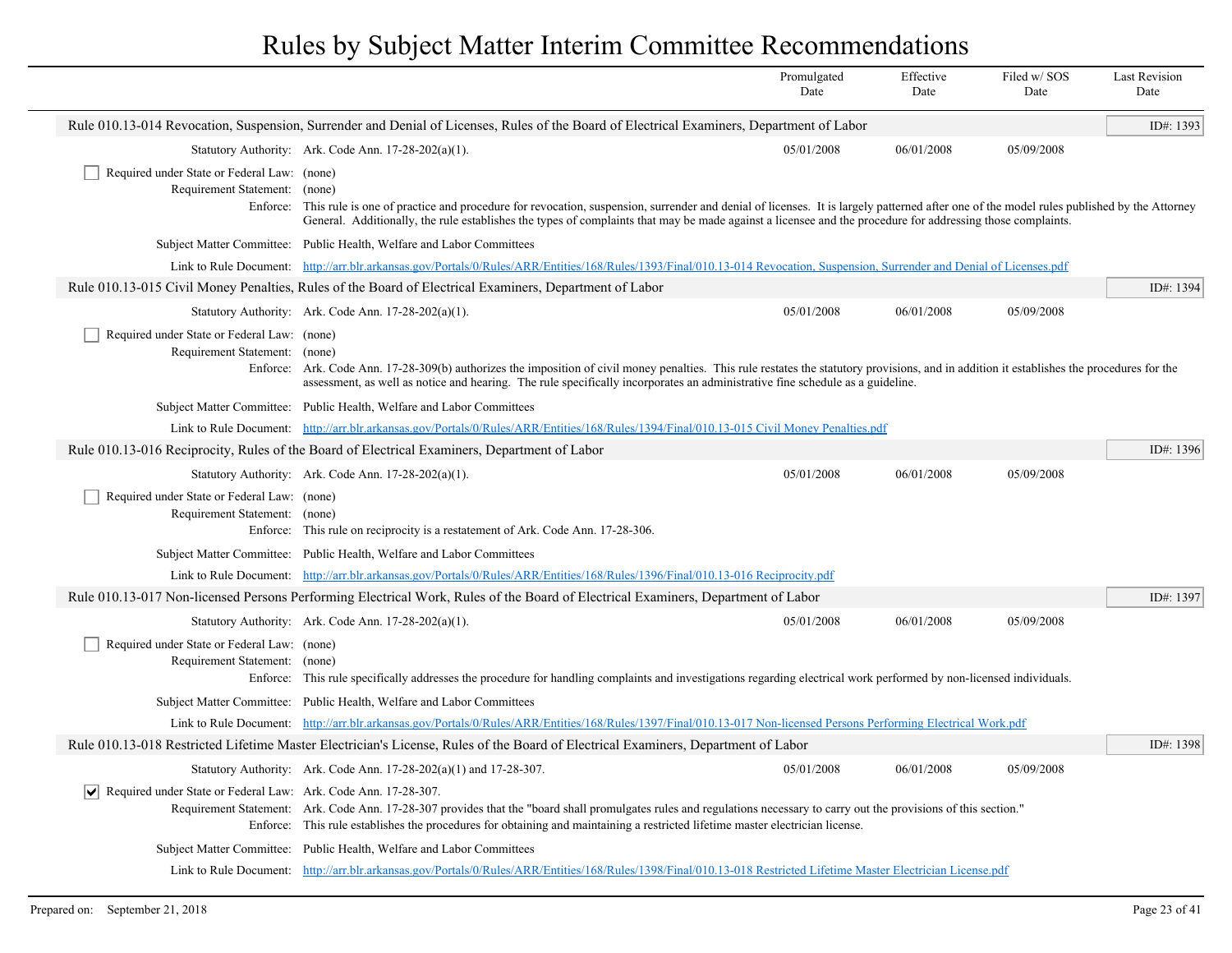# Rules by Subject Matter Interim Committee Recommendations

| | Promulgated Date | Effective Date | Filed w/ SOS Date | Last Revision Date |
|---|---|---|---|---|

**Rule 010.13-014 Revocation, Suspension, Surrender and Denial of Licenses, Rules of the Board of Electrical Examiners, Department of Labor** — ID#: 1393

Statutory Authority: Ark. Code Ann. 17-28-202(a)(1). — Promulgated: 05/01/2008 — Effective: 06/01/2008 — Filed w/ SOS: 05/09/2008

☐ Required under State or Federal Law: (none)

Requirement Statement: (none)

Enforce: This rule is one of practice and procedure for revocation, suspension, surrender and denial of licenses. It is largely patterned after one of the model rules published by the Attorney General. Additionally, the rule establishes the types of complaints that may be made against a licensee and the procedure for addressing those complaints.

Subject Matter Committee: Public Health, Welfare and Labor Committees

Link to Rule Document: [http://arr.blr.arkansas.gov/Portals/0/Rules/ARR/Entities/168/Rules/1393/Final/010.13-014 Revocation, Suspension, Surrender and Denial of Licenses.pdf](http://arr.blr.arkansas.gov/Portals/0/Rules/ARR/Entities/168/Rules/1393/Final/010.13-014 Revocation, Suspension, Surrender and Denial of Licenses.pdf)

**Rule 010.13-015 Civil Money Penalties, Rules of the Board of Electrical Examiners, Department of Labor** — ID#: 1394

Statutory Authority: Ark. Code Ann. 17-28-202(a)(1). — Promulgated: 05/01/2008 — Effective: 06/01/2008 — Filed w/ SOS: 05/09/2008

☐ Required under State or Federal Law: (none)

Requirement Statement: (none)

Enforce: Ark. Code Ann. 17-28-309(b) authorizes the imposition of civil money penalties. This rule restates the statutory provisions, and in addition it establishes the procedures for the assessment, as well as notice and hearing. The rule specifically incorporates an administrative fine schedule as a guideline.

Subject Matter Committee: Public Health, Welfare and Labor Committees

Link to Rule Document: [http://arr.blr.arkansas.gov/Portals/0/Rules/ARR/Entities/168/Rules/1394/Final/010.13-015 Civil Money Penalties.pdf](http://arr.blr.arkansas.gov/Portals/0/Rules/ARR/Entities/168/Rules/1394/Final/010.13-015 Civil Money Penalties.pdf)

**Rule 010.13-016 Reciprocity, Rules of the Board of Electrical Examiners, Department of Labor** — ID#: 1396

Statutory Authority: Ark. Code Ann. 17-28-202(a)(1). — Promulgated: 05/01/2008 — Effective: 06/01/2008 — Filed w/ SOS: 05/09/2008

☐ Required under State or Federal Law: (none)

Requirement Statement: (none)

Enforce: This rule on reciprocity is a restatement of Ark. Code Ann. 17-28-306.

Subject Matter Committee: Public Health, Welfare and Labor Committees

Link to Rule Document: [http://arr.blr.arkansas.gov/Portals/0/Rules/ARR/Entities/168/Rules/1396/Final/010.13-016 Reciprocity.pdf](http://arr.blr.arkansas.gov/Portals/0/Rules/ARR/Entities/168/Rules/1396/Final/010.13-016 Reciprocity.pdf)

**Rule 010.13-017 Non-licensed Persons Performing Electrical Work, Rules of the Board of Electrical Examiners, Department of Labor** — ID#: 1397

Statutory Authority: Ark. Code Ann. 17-28-202(a)(1). — Promulgated: 05/01/2008 — Effective: 06/01/2008 — Filed w/ SOS: 05/09/2008

☐ Required under State or Federal Law: (none)

Requirement Statement: (none)

Enforce: This rule specifically addresses the procedure for handling complaints and investigations regarding electrical work performed by non-licensed individuals.

Subject Matter Committee: Public Health, Welfare and Labor Committees

Link to Rule Document: [http://arr.blr.arkansas.gov/Portals/0/Rules/ARR/Entities/168/Rules/1397/Final/010.13-017 Non-licensed Persons Performing Electrical Work.pdf](http://arr.blr.arkansas.gov/Portals/0/Rules/ARR/Entities/168/Rules/1397/Final/010.13-017 Non-licensed Persons Performing Electrical Work.pdf)

**Rule 010.13-018 Restricted Lifetime Master Electrician's License, Rules of the Board of Electrical Examiners, Department of Labor** — ID#: 1398

Statutory Authority: Ark. Code Ann. 17-28-202(a)(1) and 17-28-307. — Promulgated: 05/01/2008 — Effective: 06/01/2008 — Filed w/ SOS: 05/09/2008

☑ Required under State or Federal Law: Ark. Code Ann. 17-28-307.

Requirement Statement: Ark. Code Ann. 17-28-307 provides that the "board shall promulgates rules and regulations necessary to carry out the provisions of this section."

Enforce: This rule establishes the procedures for obtaining and maintaining a restricted lifetime master electrician license.

Subject Matter Committee: Public Health, Welfare and Labor Committees

Link to Rule Document: [http://arr.blr.arkansas.gov/Portals/0/Rules/ARR/Entities/168/Rules/1398/Final/010.13-018 Restricted Lifetime Master Electrician License.pdf](http://arr.blr.arkansas.gov/Portals/0/Rules/ARR/Entities/168/Rules/1398/Final/010.13-018 Restricted Lifetime Master Electrician License.pdf)

Prepared on: September 21, 2018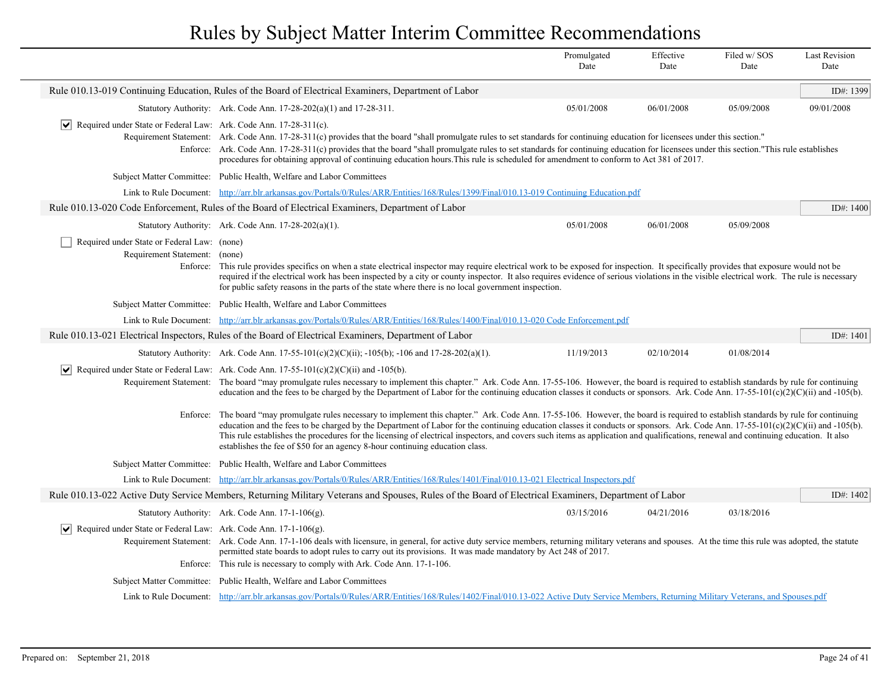# Rules by Subject Matter Interim Committee Recommendations

| | Promulgated Date | Effective Date | Filed w/ SOS Date | Last Revision Date |
|---|---|---|---|---|

## Rule 010.13-019 Continuing Education, Rules of the Board of Electrical Examiners, Department of Labor

ID#: 1399

| | Promulgated Date | Effective Date | Filed w/ SOS Date | Last Revision Date |
|---|---|---|---|---|
| Statutory Authority: Ark. Code Ann. 17-28-202(a)(1) and 17-28-311. | 05/01/2008 | 06/01/2008 | 05/09/2008 | 09/01/2008 |

☑ Required under State or Federal Law: Ark. Code Ann. 17-28-311(c).

Requirement Statement: Ark. Code Ann. 17-28-311(c) provides that the board "shall promulgate rules to set standards for continuing education for licensees under this section."

Enforce: Ark. Code Ann. 17-28-311(c) provides that the board "shall promulgate rules to set standards for continuing education for licensees under this section."This rule establishes procedures for obtaining approval of continuing education hours.This rule is scheduled for amendment to conform to Act 381 of 2017.

Subject Matter Committee: Public Health, Welfare and Labor Committees

Link to Rule Document: http://arr.blr.arkansas.gov/Portals/0/Rules/ARR/Entities/168/Rules/1399/Final/010.13-019 Continuing Education.pdf

## Rule 010.13-020 Code Enforcement, Rules of the Board of Electrical Examiners, Department of Labor

ID#: 1400

| | Promulgated Date | Effective Date | Filed w/ SOS Date | Last Revision Date |
|---|---|---|---|---|
| Statutory Authority: Ark. Code Ann. 17-28-202(a)(1). | 05/01/2008 | 06/01/2008 | 05/09/2008 | |

☐ Required under State or Federal Law: (none)

Requirement Statement: (none)

Enforce: This rule provides specifics on when a state electrical inspector may require electrical work to be exposed for inspection. It specifically provides that exposure would not be required if the electrical work has been inspected by a city or county inspector. It also requires evidence of serious violations in the visible electrical work. The rule is necessary for public safety reasons in the parts of the state where there is no local government inspection.

Subject Matter Committee: Public Health, Welfare and Labor Committees

Link to Rule Document: http://arr.blr.arkansas.gov/Portals/0/Rules/ARR/Entities/168/Rules/1400/Final/010.13-020 Code Enforcement.pdf

## Rule 010.13-021 Electrical Inspectors, Rules of the Board of Electrical Examiners, Department of Labor

ID#: 1401

| | Promulgated Date | Effective Date | Filed w/ SOS Date | Last Revision Date |
|---|---|---|---|---|
| Statutory Authority: Ark. Code Ann. 17-55-101(c)(2)(C)(ii); -105(b); -106 and 17-28-202(a)(1). | 11/19/2013 | 02/10/2014 | 01/08/2014 | |

☑ Required under State or Federal Law: Ark. Code Ann. 17-55-101(c)(2)(C)(ii) and -105(b).

Requirement Statement: The board "may promulgate rules necessary to implement this chapter." Ark. Code Ann. 17-55-106. However, the board is required to establish standards by rule for continuing education and the fees to be charged by the Department of Labor for the continuing education classes it conducts or sponsors. Ark. Code Ann. 17-55-101(c)(2)(C)(ii) and -105(b).

Enforce: The board "may promulgate rules necessary to implement this chapter." Ark. Code Ann. 17-55-106. However, the board is required to establish standards by rule for continuing education and the fees to be charged by the Department of Labor for the continuing education classes it conducts or sponsors. Ark. Code Ann. 17-55-101(c)(2)(C)(ii) and -105(b). This rule establishes the procedures for the licensing of electrical inspectors, and covers such items as application and qualifications, renewal and continuing education. It also establishes the fee of $50 for an agency 8-hour continuing education class.

Subject Matter Committee: Public Health, Welfare and Labor Committees

Link to Rule Document: http://arr.blr.arkansas.gov/Portals/0/Rules/ARR/Entities/168/Rules/1401/Final/010.13-021 Electrical Inspectors.pdf

## Rule 010.13-022 Active Duty Service Members, Returning Military Veterans and Spouses, Rules of the Board of Electrical Examiners, Department of Labor

ID#: 1402

| | Promulgated Date | Effective Date | Filed w/ SOS Date | Last Revision Date |
|---|---|---|---|---|
| Statutory Authority: Ark. Code Ann. 17-1-106(g). | 03/15/2016 | 04/21/2016 | 03/18/2016 | |

☑ Required under State or Federal Law: Ark. Code Ann. 17-1-106(g).

Requirement Statement: Ark. Code Ann. 17-1-106 deals with licensure, in general, for active duty service members, returning military veterans and spouses. At the time this rule was adopted, the statute permitted state boards to adopt rules to carry out its provisions. It was made mandatory by Act 248 of 2017.

Enforce: This rule is necessary to comply with Ark. Code Ann. 17-1-106.

Subject Matter Committee: Public Health, Welfare and Labor Committees

Link to Rule Document: http://arr.blr.arkansas.gov/Portals/0/Rules/ARR/Entities/168/Rules/1402/Final/010.13-022 Active Duty Service Members, Returning Military Veterans, and Spouses.pdf

Prepared on: September 21, 2018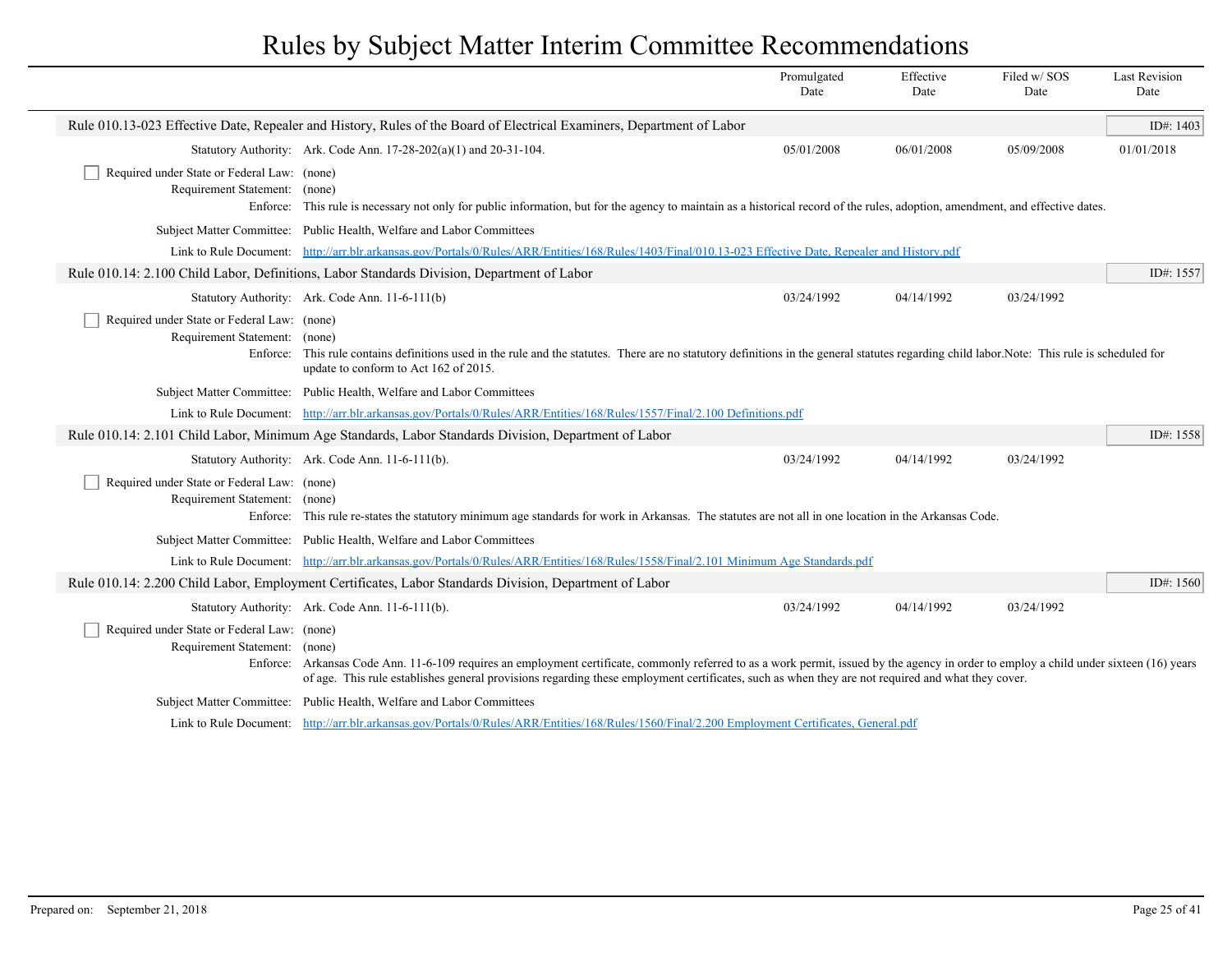# Rules by Subject Matter Interim Committee Recommendations

| | Promulgated Date | Effective Date | Filed w/ SOS Date | Last Revision Date |
|---|---|---|---|---|

## Rule 010.13-023 Effective Date, Repealer and History, Rules of the Board of Electrical Examiners, Department of Labor

ID#: 1403

| | Promulgated Date | Effective Date | Filed w/ SOS Date | Last Revision Date |
|---|---|---|---|---|
| Statutory Authority: Ark. Code Ann. 17-28-202(a)(1) and 20-31-104. | 05/01/2008 | 06/01/2008 | 05/09/2008 | 01/01/2018 |

- [ ] Required under State or Federal Law: (none)

Requirement Statement: (none)

Enforce: This rule is necessary not only for public information, but for the agency to maintain as a historical record of the rules, adoption, amendment, and effective dates.

Subject Matter Committee: Public Health, Welfare and Labor Committees

Link to Rule Document: http://arr.blr.arkansas.gov/Portals/0/Rules/ARR/Entities/168/Rules/1403/Final/010.13-023 Effective Date, Repealer and History.pdf

## Rule 010.14: 2.100 Child Labor, Definitions, Labor Standards Division, Department of Labor

ID#: 1557

| | Promulgated Date | Effective Date | Filed w/ SOS Date | Last Revision Date |
|---|---|---|---|---|
| Statutory Authority: Ark. Code Ann. 11-6-111(b) | 03/24/1992 | 04/14/1992 | 03/24/1992 | |

- [ ] Required under State or Federal Law: (none)

Requirement Statement: (none)

Enforce: This rule contains definitions used in the rule and the statutes. There are no statutory definitions in the general statutes regarding child labor.Note: This rule is scheduled for update to conform to Act 162 of 2015.

Subject Matter Committee: Public Health, Welfare and Labor Committees

Link to Rule Document: http://arr.blr.arkansas.gov/Portals/0/Rules/ARR/Entities/168/Rules/1557/Final/2.100 Definitions.pdf

## Rule 010.14: 2.101 Child Labor, Minimum Age Standards, Labor Standards Division, Department of Labor

ID#: 1558

| | Promulgated Date | Effective Date | Filed w/ SOS Date | Last Revision Date |
|---|---|---|---|---|
| Statutory Authority: Ark. Code Ann. 11-6-111(b). | 03/24/1992 | 04/14/1992 | 03/24/1992 | |

- [ ] Required under State or Federal Law: (none)

Requirement Statement: (none)

Enforce: This rule re-states the statutory minimum age standards for work in Arkansas. The statutes are not all in one location in the Arkansas Code.

Subject Matter Committee: Public Health, Welfare and Labor Committees

Link to Rule Document: http://arr.blr.arkansas.gov/Portals/0/Rules/ARR/Entities/168/Rules/1558/Final/2.101 Minimum Age Standards.pdf

## Rule 010.14: 2.200 Child Labor, Employment Certificates, Labor Standards Division, Department of Labor

ID#: 1560

| | Promulgated Date | Effective Date | Filed w/ SOS Date | Last Revision Date |
|---|---|---|---|---|
| Statutory Authority: Ark. Code Ann. 11-6-111(b). | 03/24/1992 | 04/14/1992 | 03/24/1992 | |

- [ ] Required under State or Federal Law: (none)

Requirement Statement: (none)

Enforce: Arkansas Code Ann. 11-6-109 requires an employment certificate, commonly referred to as a work permit, issued by the agency in order to employ a child under sixteen (16) years of age. This rule establishes general provisions regarding these employment certificates, such as when they are not required and what they cover.

Subject Matter Committee: Public Health, Welfare and Labor Committees

Link to Rule Document: http://arr.blr.arkansas.gov/Portals/0/Rules/ARR/Entities/168/Rules/1560/Final/2.200 Employment Certificates, General.pdf

Prepared on: September 21, 2018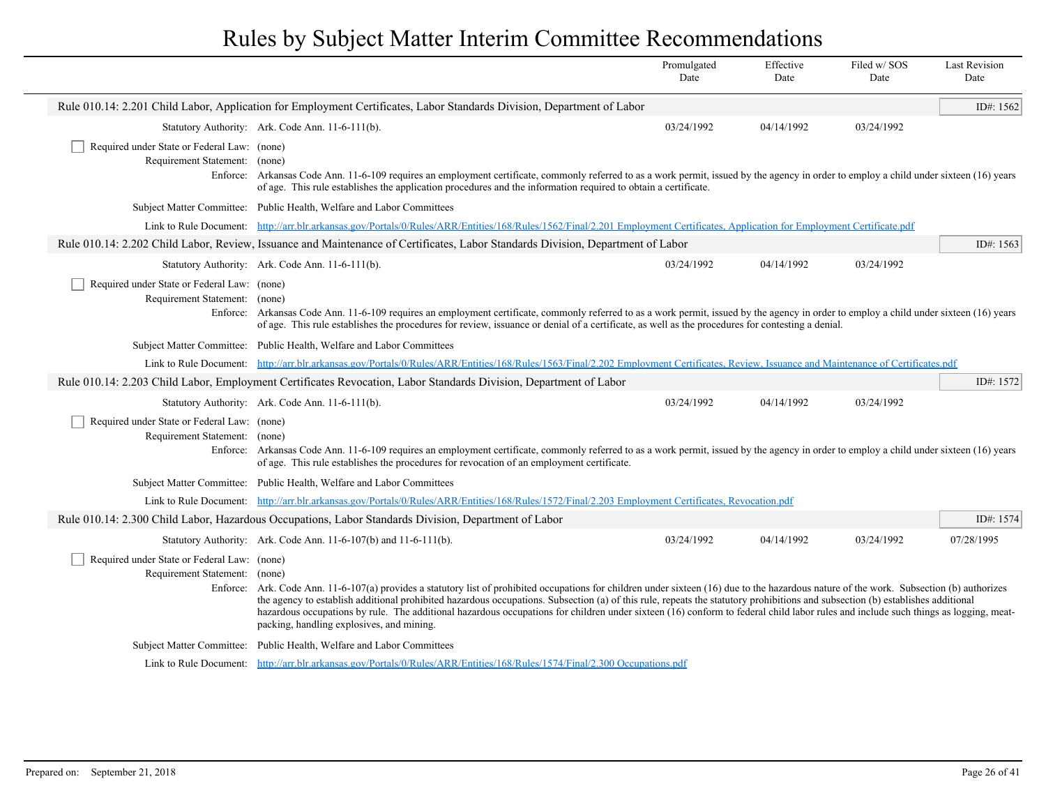# Rules by Subject Matter Interim Committee Recommendations

| | Promulgated Date | Effective Date | Filed w/ SOS Date | Last Revision Date |
|---|---|---|---|---|

## Rule 010.14: 2.201 Child Labor, Application for Employment Certificates, Labor Standards Division, Department of Labor

**ID#: 1562**

| | Promulgated Date | Effective Date | Filed w/ SOS Date | Last Revision Date |
|---|---|---|---|---|
| Statutory Authority: Ark. Code Ann. 11-6-111(b). | 03/24/1992 | 04/14/1992 | 03/24/1992 | |

☐ Required under State or Federal Law: (none)

Requirement Statement: (none)

Enforce: Arkansas Code Ann. 11-6-109 requires an employment certificate, commonly referred to as a work permit, issued by the agency in order to employ a child under sixteen (16) years of age. This rule establishes the application procedures and the information required to obtain a certificate.

Subject Matter Committee: Public Health, Welfare and Labor Committees

Link to Rule Document: [http://arr.blr.arkansas.gov/Portals/0/Rules/ARR/Entities/168/Rules/1562/Final/2.201 Employment Certificates, Application for Employment Certificate.pdf](http://arr.blr.arkansas.gov/Portals/0/Rules/ARR/Entities/168/Rules/1562/Final/2.201 Employment Certificates, Application for Employment Certificate.pdf)

## Rule 010.14: 2.202 Child Labor, Review, Issuance and Maintenance of Certificates, Labor Standards Division, Department of Labor

**ID#: 1563**

| | Promulgated Date | Effective Date | Filed w/ SOS Date | Last Revision Date |
|---|---|---|---|---|
| Statutory Authority: Ark. Code Ann. 11-6-111(b). | 03/24/1992 | 04/14/1992 | 03/24/1992 | |

☐ Required under State or Federal Law: (none)

Requirement Statement: (none)

Enforce: Arkansas Code Ann. 11-6-109 requires an employment certificate, commonly referred to as a work permit, issued by the agency in order to employ a child under sixteen (16) years of age. This rule establishes the procedures for review, issuance or denial of a certificate, as well as the procedures for contesting a denial.

Subject Matter Committee: Public Health, Welfare and Labor Committees

Link to Rule Document: [http://arr.blr.arkansas.gov/Portals/0/Rules/ARR/Entities/168/Rules/1563/Final/2.202 Employment Certificates, Review, Issuance and Maintenance of Certificates.pdf](http://arr.blr.arkansas.gov/Portals/0/Rules/ARR/Entities/168/Rules/1563/Final/2.202 Employment Certificates, Review, Issuance and Maintenance of Certificates.pdf)

## Rule 010.14: 2.203 Child Labor, Employment Certificates Revocation, Labor Standards Division, Department of Labor

**ID#: 1572**

| | Promulgated Date | Effective Date | Filed w/ SOS Date | Last Revision Date |
|---|---|---|---|---|
| Statutory Authority: Ark. Code Ann. 11-6-111(b). | 03/24/1992 | 04/14/1992 | 03/24/1992 | |

☐ Required under State or Federal Law: (none)

Requirement Statement: (none)

Enforce: Arkansas Code Ann. 11-6-109 requires an employment certificate, commonly referred to as a work permit, issued by the agency in order to employ a child under sixteen (16) years of age. This rule establishes the procedures for revocation of an employment certificate.

Subject Matter Committee: Public Health, Welfare and Labor Committees

Link to Rule Document: [http://arr.blr.arkansas.gov/Portals/0/Rules/ARR/Entities/168/Rules/1572/Final/2.203 Employment Certificates, Revocation.pdf](http://arr.blr.arkansas.gov/Portals/0/Rules/ARR/Entities/168/Rules/1572/Final/2.203 Employment Certificates, Revocation.pdf)

## Rule 010.14: 2.300 Child Labor, Hazardous Occupations, Labor Standards Division, Department of Labor

**ID#: 1574**

| | Promulgated Date | Effective Date | Filed w/ SOS Date | Last Revision Date |
|---|---|---|---|---|
| Statutory Authority: Ark. Code Ann. 11-6-107(b) and 11-6-111(b). | 03/24/1992 | 04/14/1992 | 03/24/1992 | 07/28/1995 |

☐ Required under State or Federal Law: (none)

Requirement Statement: (none)

Enforce: Ark. Code Ann. 11-6-107(a) provides a statutory list of prohibited occupations for children under sixteen (16) due to the hazardous nature of the work. Subsection (b) authorizes the agency to establish additional prohibited hazardous occupations. Subsection (a) of this rule, repeats the statutory prohibitions and subsection (b) establishes additional hazardous occupations by rule. The additional hazardous occupations for children under sixteen (16) conform to federal child labor rules and include such things as logging, meat-packing, handling explosives, and mining.

Subject Matter Committee: Public Health, Welfare and Labor Committees

Link to Rule Document: [http://arr.blr.arkansas.gov/Portals/0/Rules/ARR/Entities/168/Rules/1574/Final/2.300 Occupations.pdf](http://arr.blr.arkansas.gov/Portals/0/Rules/ARR/Entities/168/Rules/1574/Final/2.300 Occupations.pdf)

Prepared on: September 21, 2018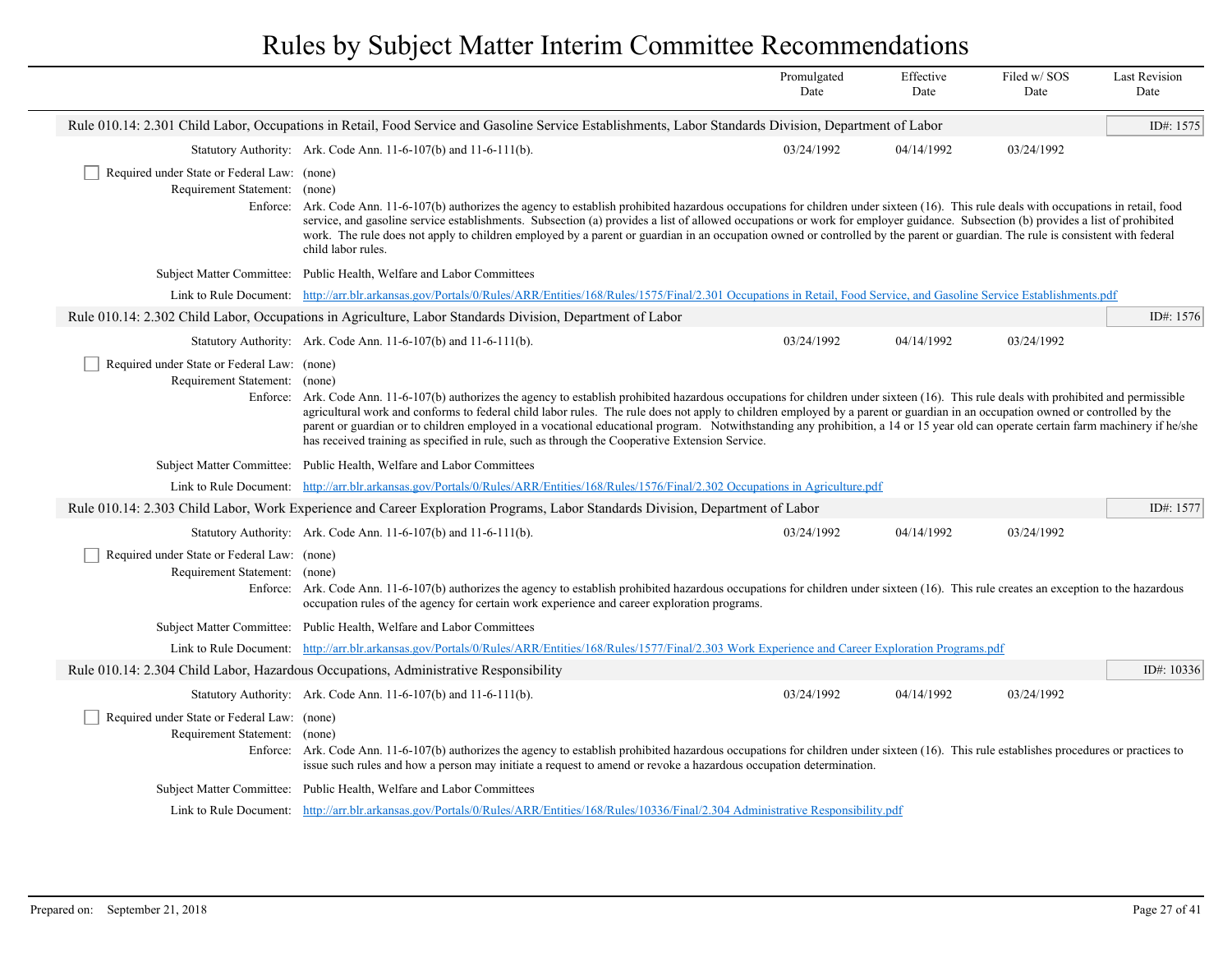# Rules by Subject Matter Interim Committee Recommendations

| | Promulgated Date | Effective Date | Filed w/ SOS Date | Last Revision Date |
|---|---|---|---|---|

## Rule 010.14: 2.301 Child Labor, Occupations in Retail, Food Service and Gasoline Service Establishments, Labor Standards Division, Department of Labor

ID#: 1575

| | Promulgated Date | Effective Date | Filed w/ SOS Date | Last Revision Date |
|---|---|---|---|---|
| Statutory Authority: Ark. Code Ann. 11-6-107(b) and 11-6-111(b). | 03/24/1992 | 04/14/1992 | 03/24/1992 | |

☐ Required under State or Federal Law: (none)

Requirement Statement: (none)

Enforce: Ark. Code Ann. 11-6-107(b) authorizes the agency to establish prohibited hazardous occupations for children under sixteen (16). This rule deals with occupations in retail, food service, and gasoline service establishments. Subsection (a) provides a list of allowed occupations or work for employer guidance. Subsection (b) provides a list of prohibited work. The rule does not apply to children employed by a parent or guardian in an occupation owned or controlled by the parent or guardian. The rule is consistent with federal child labor rules.

Subject Matter Committee: Public Health, Welfare and Labor Committees

Link to Rule Document: [http://arr.blr.arkansas.gov/Portals/0/Rules/ARR/Entities/168/Rules/1575/Final/2.301 Occupations in Retail, Food Service, and Gasoline Service Establishments.pdf](http://arr.blr.arkansas.gov/Portals/0/Rules/ARR/Entities/168/Rules/1575/Final/2.301 Occupations in Retail, Food Service, and Gasoline Service Establishments.pdf)

## Rule 010.14: 2.302 Child Labor, Occupations in Agriculture, Labor Standards Division, Department of Labor

ID#: 1576

| | Promulgated Date | Effective Date | Filed w/ SOS Date | Last Revision Date |
|---|---|---|---|---|
| Statutory Authority: Ark. Code Ann. 11-6-107(b) and 11-6-111(b). | 03/24/1992 | 04/14/1992 | 03/24/1992 | |

☐ Required under State or Federal Law: (none)

Requirement Statement: (none)

Enforce: Ark. Code Ann. 11-6-107(b) authorizes the agency to establish prohibited hazardous occupations for children under sixteen (16). This rule deals with prohibited and permissible agricultural work and conforms to federal child labor rules. The rule does not apply to children employed by a parent or guardian in an occupation owned or controlled by the parent or guardian or to children employed in a vocational educational program. Notwithstanding any prohibition, a 14 or 15 year old can operate certain farm machinery if he/she has received training as specified in rule, such as through the Cooperative Extension Service.

Subject Matter Committee: Public Health, Welfare and Labor Committees

Link to Rule Document: [http://arr.blr.arkansas.gov/Portals/0/Rules/ARR/Entities/168/Rules/1576/Final/2.302 Occupations in Agriculture.pdf](http://arr.blr.arkansas.gov/Portals/0/Rules/ARR/Entities/168/Rules/1576/Final/2.302 Occupations in Agriculture.pdf)

## Rule 010.14: 2.303 Child Labor, Work Experience and Career Exploration Programs, Labor Standards Division, Department of Labor

ID#: 1577

| | Promulgated Date | Effective Date | Filed w/ SOS Date | Last Revision Date |
|---|---|---|---|---|
| Statutory Authority: Ark. Code Ann. 11-6-107(b) and 11-6-111(b). | 03/24/1992 | 04/14/1992 | 03/24/1992 | |

☐ Required under State or Federal Law: (none)

Requirement Statement: (none)

Enforce: Ark. Code Ann. 11-6-107(b) authorizes the agency to establish prohibited hazardous occupations for children under sixteen (16). This rule creates an exception to the hazardous occupation rules of the agency for certain work experience and career exploration programs.

Subject Matter Committee: Public Health, Welfare and Labor Committees

Link to Rule Document: [http://arr.blr.arkansas.gov/Portals/0/Rules/ARR/Entities/168/Rules/1577/Final/2.303 Work Experience and Career Exploration Programs.pdf](http://arr.blr.arkansas.gov/Portals/0/Rules/ARR/Entities/168/Rules/1577/Final/2.303 Work Experience and Career Exploration Programs.pdf)

## Rule 010.14: 2.304 Child Labor, Hazardous Occupations, Administrative Responsibility

ID#: 10336

| | Promulgated Date | Effective Date | Filed w/ SOS Date | Last Revision Date |
|---|---|---|---|---|
| Statutory Authority: Ark. Code Ann. 11-6-107(b) and 11-6-111(b). | 03/24/1992 | 04/14/1992 | 03/24/1992 | |

☐ Required under State or Federal Law: (none)

Requirement Statement: (none)

Enforce: Ark. Code Ann. 11-6-107(b) authorizes the agency to establish prohibited hazardous occupations for children under sixteen (16). This rule establishes procedures or practices to issue such rules and how a person may initiate a request to amend or revoke a hazardous occupation determination.

Subject Matter Committee: Public Health, Welfare and Labor Committees

Link to Rule Document: [http://arr.blr.arkansas.gov/Portals/0/Rules/ARR/Entities/168/Rules/10336/Final/2.304 Administrative Responsibility.pdf](http://arr.blr.arkansas.gov/Portals/0/Rules/ARR/Entities/168/Rules/10336/Final/2.304 Administrative Responsibility.pdf)

Prepared on: September 21, 2018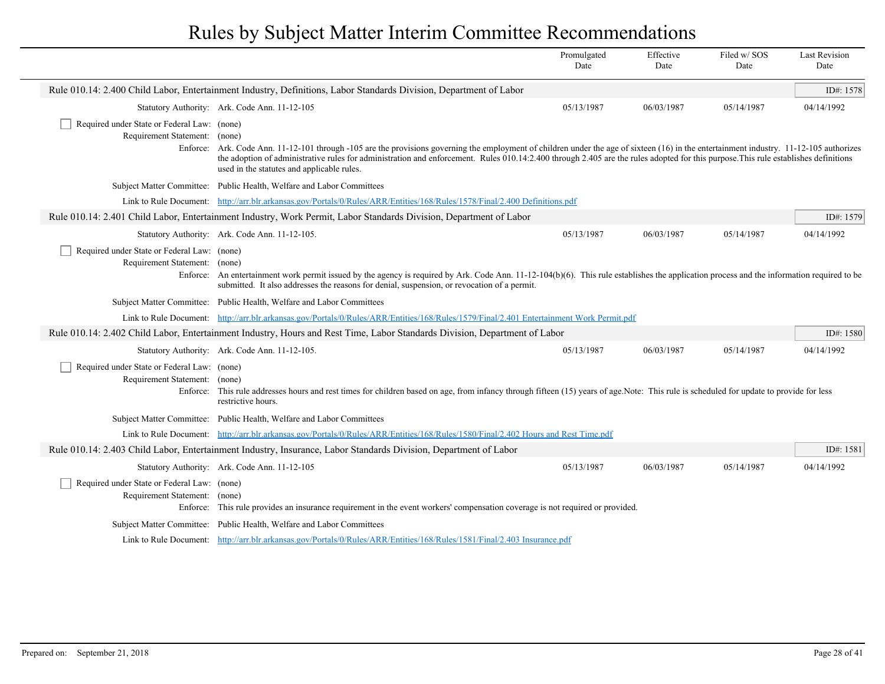# Rules by Subject Matter Interim Committee Recommendations

| | | Promulgated Date | Effective Date | Filed w/ SOS Date | Last Revision Date |
|---|---|---|---|---|---|

## Rule 010.14: 2.400 Child Labor, Entertainment Industry, Definitions, Labor Standards Division, Department of Labor

ID#: 1578

| | | Promulgated Date | Effective Date | Filed w/ SOS Date | Last Revision Date |
|---|---|---|---|---|---|
| Statutory Authority: | Ark. Code Ann. 11-12-105 | 05/13/1987 | 06/03/1987 | 05/14/1987 | 04/14/1992 |

☐ Required under State or Federal Law: (none)

Requirement Statement: (none)

Enforce: Ark. Code Ann. 11-12-101 through -105 are the provisions governing the employment of children under the age of sixteen (16) in the entertainment industry. 11-12-105 authorizes the adoption of administrative rules for administration and enforcement. Rules 010.14:2.400 through 2.405 are the rules adopted for this purpose.This rule establishes definitions used in the statutes and applicable rules.

Subject Matter Committee: Public Health, Welfare and Labor Committees

Link to Rule Document: [http://arr.blr.arkansas.gov/Portals/0/Rules/ARR/Entities/168/Rules/1578/Final/2.400 Definitions.pdf](http://arr.blr.arkansas.gov/Portals/0/Rules/ARR/Entities/168/Rules/1578/Final/2.400 Definitions.pdf)

## Rule 010.14: 2.401 Child Labor, Entertainment Industry, Work Permit, Labor Standards Division, Department of Labor

ID#: 1579

| | | Promulgated Date | Effective Date | Filed w/ SOS Date | Last Revision Date |
|---|---|---|---|---|---|
| Statutory Authority: | Ark. Code Ann. 11-12-105. | 05/13/1987 | 06/03/1987 | 05/14/1987 | 04/14/1992 |

☐ Required under State or Federal Law: (none)

Requirement Statement: (none)

Enforce: An entertainment work permit issued by the agency is required by Ark. Code Ann. 11-12-104(b)(6). This rule establishes the application process and the information required to be submitted. It also addresses the reasons for denial, suspension, or revocation of a permit.

Subject Matter Committee: Public Health, Welfare and Labor Committees

Link to Rule Document: [http://arr.blr.arkansas.gov/Portals/0/Rules/ARR/Entities/168/Rules/1579/Final/2.401 Entertainment Work Permit.pdf](http://arr.blr.arkansas.gov/Portals/0/Rules/ARR/Entities/168/Rules/1579/Final/2.401 Entertainment Work Permit.pdf)

## Rule 010.14: 2.402 Child Labor, Entertainment Industry, Hours and Rest Time, Labor Standards Division, Department of Labor

ID#: 1580

| | | Promulgated Date | Effective Date | Filed w/ SOS Date | Last Revision Date |
|---|---|---|---|---|---|
| Statutory Authority: | Ark. Code Ann. 11-12-105. | 05/13/1987 | 06/03/1987 | 05/14/1987 | 04/14/1992 |

☐ Required under State or Federal Law: (none)

Requirement Statement: (none)

Enforce: This rule addresses hours and rest times for children based on age, from infancy through fifteen (15) years of age.Note: This rule is scheduled for update to provide for less restrictive hours.

Subject Matter Committee: Public Health, Welfare and Labor Committees

Link to Rule Document: [http://arr.blr.arkansas.gov/Portals/0/Rules/ARR/Entities/168/Rules/1580/Final/2.402 Hours and Rest Time.pdf](http://arr.blr.arkansas.gov/Portals/0/Rules/ARR/Entities/168/Rules/1580/Final/2.402 Hours and Rest Time.pdf)

## Rule 010.14: 2.403 Child Labor, Entertainment Industry, Insurance, Labor Standards Division, Department of Labor

ID#: 1581

| | | Promulgated Date | Effective Date | Filed w/ SOS Date | Last Revision Date |
|---|---|---|---|---|---|
| Statutory Authority: | Ark. Code Ann. 11-12-105 | 05/13/1987 | 06/03/1987 | 05/14/1987 | 04/14/1992 |

☐ Required under State or Federal Law: (none)

Requirement Statement: (none)

Enforce: This rule provides an insurance requirement in the event workers' compensation coverage is not required or provided.

Subject Matter Committee: Public Health, Welfare and Labor Committees

Link to Rule Document: [http://arr.blr.arkansas.gov/Portals/0/Rules/ARR/Entities/168/Rules/1581/Final/2.403 Insurance.pdf](http://arr.blr.arkansas.gov/Portals/0/Rules/ARR/Entities/168/Rules/1581/Final/2.403 Insurance.pdf)

Prepared on: September 21, 2018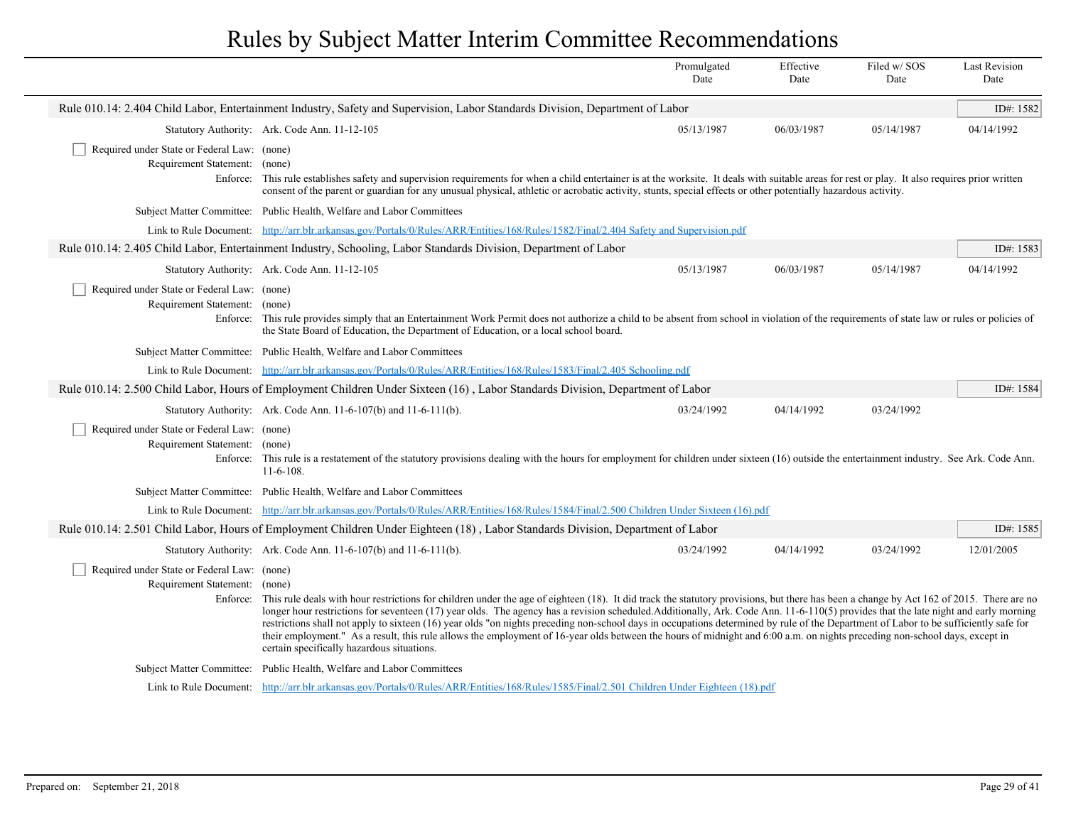# Rules by Subject Matter Interim Committee Recommendations

| | Promulgated Date | Effective Date | Filed w/ SOS Date | Last Revision Date |
|---|---|---|---|---|

## Rule 010.14: 2.404 Child Labor, Entertainment Industry, Safety and Supervision, Labor Standards Division, Department of Labor

ID#: 1582

| Statutory Authority: | Promulgated Date | Effective Date | Filed w/ SOS Date | Last Revision Date |
|---|---|---|---|---|
| Ark. Code Ann. 11-12-105 | 05/13/1987 | 06/03/1987 | 05/14/1987 | 04/14/1992 |

- [ ] Required under State or Federal Law: (none)

Requirement Statement: (none)

Enforce: This rule establishes safety and supervision requirements for when a child entertainer is at the worksite. It deals with suitable areas for rest or play. It also requires prior written consent of the parent or guardian for any unusual physical, athletic or acrobatic activity, stunts, special effects or other potentially hazardous activity.

Subject Matter Committee: Public Health, Welfare and Labor Committees

Link to Rule Document: [http://arr.blr.arkansas.gov/Portals/0/Rules/ARR/Entities/168/Rules/1582/Final/2.404 Safety and Supervision.pdf](http://arr.blr.arkansas.gov/Portals/0/Rules/ARR/Entities/168/Rules/1582/Final/2.404 Safety and Supervision.pdf)

## Rule 010.14: 2.405 Child Labor, Entertainment Industry, Schooling, Labor Standards Division, Department of Labor

ID#: 1583

| Statutory Authority: | Promulgated Date | Effective Date | Filed w/ SOS Date | Last Revision Date |
|---|---|---|---|---|
| Ark. Code Ann. 11-12-105 | 05/13/1987 | 06/03/1987 | 05/14/1987 | 04/14/1992 |

- [ ] Required under State or Federal Law: (none)

Requirement Statement: (none)

Enforce: This rule provides simply that an Entertainment Work Permit does not authorize a child to be absent from school in violation of the requirements of state law or rules or policies of the State Board of Education, the Department of Education, or a local school board.

Subject Matter Committee: Public Health, Welfare and Labor Committees

Link to Rule Document: [http://arr.blr.arkansas.gov/Portals/0/Rules/ARR/Entities/168/Rules/1583/Final/2.405 Schooling.pdf](http://arr.blr.arkansas.gov/Portals/0/Rules/ARR/Entities/168/Rules/1583/Final/2.405 Schooling.pdf)

## Rule 010.14: 2.500 Child Labor, Hours of Employment Children Under Sixteen (16) , Labor Standards Division, Department of Labor

ID#: 1584

| Statutory Authority: | Promulgated Date | Effective Date | Filed w/ SOS Date | Last Revision Date |
|---|---|---|---|---|
| Ark. Code Ann. 11-6-107(b) and 11-6-111(b). | 03/24/1992 | 04/14/1992 | 03/24/1992 | |

- [ ] Required under State or Federal Law: (none)

Requirement Statement: (none)

Enforce: This rule is a restatement of the statutory provisions dealing with the hours for employment for children under sixteen (16) outside the entertainment industry. See Ark. Code Ann. 11-6-108.

Subject Matter Committee: Public Health, Welfare and Labor Committees

Link to Rule Document: [http://arr.blr.arkansas.gov/Portals/0/Rules/ARR/Entities/168/Rules/1584/Final/2.500 Children Under Sixteen (16).pdf](http://arr.blr.arkansas.gov/Portals/0/Rules/ARR/Entities/168/Rules/1584/Final/2.500 Children Under Sixteen (16).pdf)

## Rule 010.14: 2.501 Child Labor, Hours of Employment Children Under Eighteen (18) , Labor Standards Division, Department of Labor

ID#: 1585

| Statutory Authority: | Promulgated Date | Effective Date | Filed w/ SOS Date | Last Revision Date |
|---|---|---|---|---|
| Ark. Code Ann. 11-6-107(b) and 11-6-111(b). | 03/24/1992 | 04/14/1992 | 03/24/1992 | 12/01/2005 |

- [ ] Required under State or Federal Law: (none)

Requirement Statement: (none)

Enforce: This rule deals with hour restrictions for children under the age of eighteen (18). It did track the statutory provisions, but there has been a change by Act 162 of 2015. There are no longer hour restrictions for seventeen (17) year olds. The agency has a revision scheduled.Additionally, Ark. Code Ann. 11-6-110(5) provides that the late night and early morning restrictions shall not apply to sixteen (16) year olds "on nights preceding non-school days in occupations determined by rule of the Department of Labor to be sufficiently safe for their employment." As a result, this rule allows the employment of 16-year olds between the hours of midnight and 6:00 a.m. on nights preceding non-school days, except in certain specifically hazardous situations.

Subject Matter Committee: Public Health, Welfare and Labor Committees

Link to Rule Document: [http://arr.blr.arkansas.gov/Portals/0/Rules/ARR/Entities/168/Rules/1585/Final/2.501 Children Under Eighteen (18).pdf](http://arr.blr.arkansas.gov/Portals/0/Rules/ARR/Entities/168/Rules/1585/Final/2.501 Children Under Eighteen (18).pdf)

Prepared on: September 21, 2018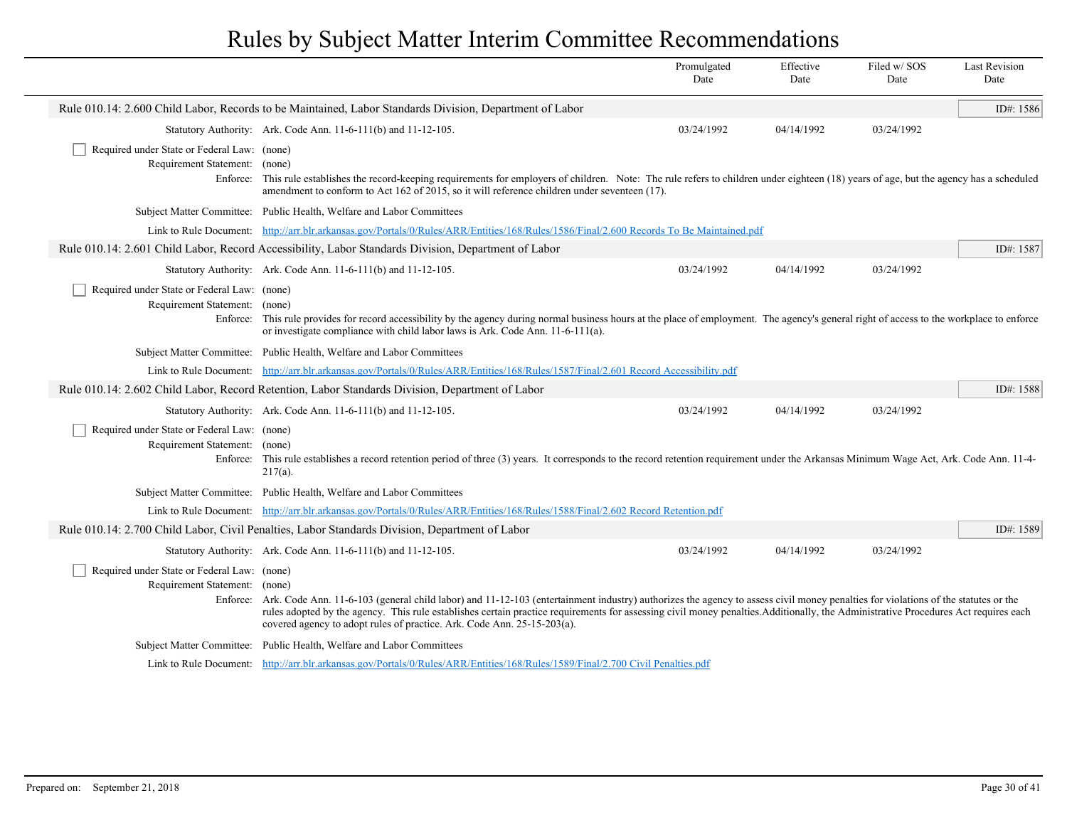# Rules by Subject Matter Interim Committee Recommendations

| | Promulgated Date | Effective Date | Filed w/ SOS Date | Last Revision Date |
|---|---|---|---|---|

## Rule 010.14: 2.600 Child Labor, Records to be Maintained, Labor Standards Division, Department of Labor — ID#: 1586

| | Promulgated Date | Effective Date | Filed w/ SOS Date | Last Revision Date |
|---|---|---|---|---|
| Statutory Authority: Ark. Code Ann. 11-6-111(b) and 11-12-105. | 03/24/1992 | 04/14/1992 | 03/24/1992 | |

☐ Required under State or Federal Law: (none)

Requirement Statement: (none)

Enforce: This rule establishes the record-keeping requirements for employers of children. Note: The rule refers to children under eighteen (18) years of age, but the agency has a scheduled amendment to conform to Act 162 of 2015, so it will reference children under seventeen (17).

Subject Matter Committee: Public Health, Welfare and Labor Committees

Link to Rule Document: [http://arr.blr.arkansas.gov/Portals/0/Rules/ARR/Entities/168/Rules/1586/Final/2.600 Records To Be Maintained.pdf](http://arr.blr.arkansas.gov/Portals/0/Rules/ARR/Entities/168/Rules/1586/Final/2.600 Records To Be Maintained.pdf)

## Rule 010.14: 2.601 Child Labor, Record Accessibility, Labor Standards Division, Department of Labor — ID#: 1587

| | Promulgated Date | Effective Date | Filed w/ SOS Date | Last Revision Date |
|---|---|---|---|---|
| Statutory Authority: Ark. Code Ann. 11-6-111(b) and 11-12-105. | 03/24/1992 | 04/14/1992 | 03/24/1992 | |

☐ Required under State or Federal Law: (none)

Requirement Statement: (none)

Enforce: This rule provides for record accessibility by the agency during normal business hours at the place of employment. The agency's general right of access to the workplace to enforce or investigate compliance with child labor laws is Ark. Code Ann. 11-6-111(a).

Subject Matter Committee: Public Health, Welfare and Labor Committees

Link to Rule Document: [http://arr.blr.arkansas.gov/Portals/0/Rules/ARR/Entities/168/Rules/1587/Final/2.601 Record Accessibility.pdf](http://arr.blr.arkansas.gov/Portals/0/Rules/ARR/Entities/168/Rules/1587/Final/2.601 Record Accessibility.pdf)

## Rule 010.14: 2.602 Child Labor, Record Retention, Labor Standards Division, Department of Labor — ID#: 1588

| | Promulgated Date | Effective Date | Filed w/ SOS Date | Last Revision Date |
|---|---|---|---|---|
| Statutory Authority: Ark. Code Ann. 11-6-111(b) and 11-12-105. | 03/24/1992 | 04/14/1992 | 03/24/1992 | |

☐ Required under State or Federal Law: (none)

Requirement Statement: (none)

Enforce: This rule establishes a record retention period of three (3) years. It corresponds to the record retention requirement under the Arkansas Minimum Wage Act, Ark. Code Ann. 11-4-217(a).

Subject Matter Committee: Public Health, Welfare and Labor Committees

Link to Rule Document: [http://arr.blr.arkansas.gov/Portals/0/Rules/ARR/Entities/168/Rules/1588/Final/2.602 Record Retention.pdf](http://arr.blr.arkansas.gov/Portals/0/Rules/ARR/Entities/168/Rules/1588/Final/2.602 Record Retention.pdf)

## Rule 010.14: 2.700 Child Labor, Civil Penalties, Labor Standards Division, Department of Labor — ID#: 1589

| | Promulgated Date | Effective Date | Filed w/ SOS Date | Last Revision Date |
|---|---|---|---|---|
| Statutory Authority: Ark. Code Ann. 11-6-111(b) and 11-12-105. | 03/24/1992 | 04/14/1992 | 03/24/1992 | |

☐ Required under State or Federal Law: (none)

Requirement Statement: (none)

Enforce: Ark. Code Ann. 11-6-103 (general child labor) and 11-12-103 (entertainment industry) authorizes the agency to assess civil money penalties for violations of the statutes or the rules adopted by the agency. This rule establishes certain practice requirements for assessing civil money penalties.Additionally, the Administrative Procedures Act requires each covered agency to adopt rules of practice. Ark. Code Ann. 25-15-203(a).

Subject Matter Committee: Public Health, Welfare and Labor Committees

Link to Rule Document: [http://arr.blr.arkansas.gov/Portals/0/Rules/ARR/Entities/168/Rules/1589/Final/2.700 Civil Penalties.pdf](http://arr.blr.arkansas.gov/Portals/0/Rules/ARR/Entities/168/Rules/1589/Final/2.700 Civil Penalties.pdf)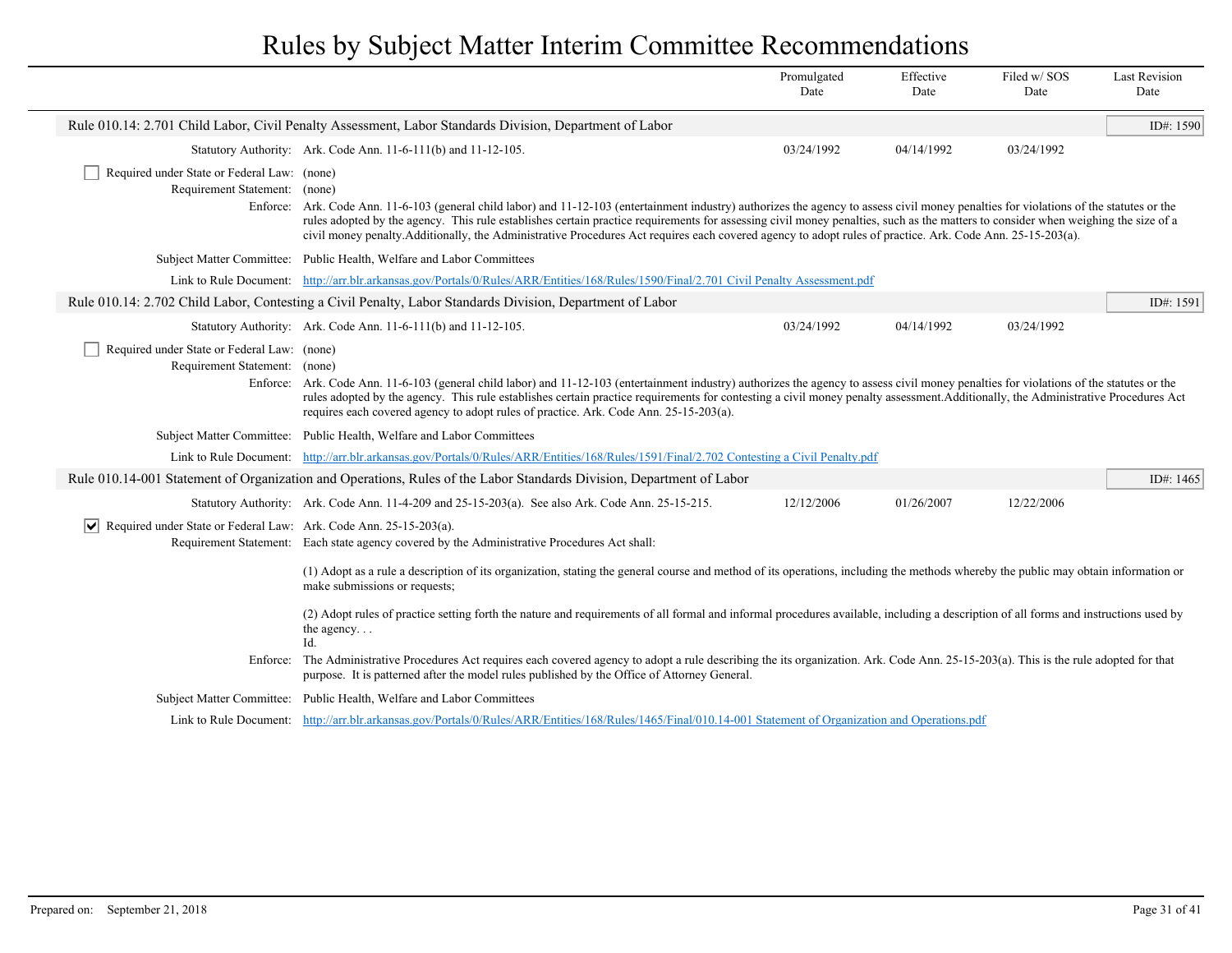# Rules by Subject Matter Interim Committee Recommendations

| | Promulgated Date | Effective Date | Filed w/ SOS Date | Last Revision Date |
|---|---|---|---|---|

## Rule 010.14: 2.701 Child Labor, Civil Penalty Assessment, Labor Standards Division, Department of Labor

ID#: 1590

**Statutory Authority:** Ark. Code Ann. 11-6-111(b) and 11-12-105.

| Promulgated Date | Effective Date | Filed w/ SOS Date | Last Revision Date |
|---|---|---|---|
| 03/24/1992 | 04/14/1992 | 03/24/1992 | |

☐ **Required under State or Federal Law:** (none)

**Requirement Statement:** (none)

**Enforce:** Ark. Code Ann. 11-6-103 (general child labor) and 11-12-103 (entertainment industry) authorizes the agency to assess civil money penalties for violations of the statutes or the rules adopted by the agency. This rule establishes certain practice requirements for assessing civil money penalties, such as the matters to consider when weighing the size of a civil money penalty.Additionally, the Administrative Procedures Act requires each covered agency to adopt rules of practice. Ark. Code Ann. 25-15-203(a).

**Subject Matter Committee:** Public Health, Welfare and Labor Committees

**Link to Rule Document:** http://arr.blr.arkansas.gov/Portals/0/Rules/ARR/Entities/168/Rules/1590/Final/2.701 Civil Penalty Assessment.pdf

## Rule 010.14: 2.702 Child Labor, Contesting a Civil Penalty, Labor Standards Division, Department of Labor

ID#: 1591

**Statutory Authority:** Ark. Code Ann. 11-6-111(b) and 11-12-105.

| Promulgated Date | Effective Date | Filed w/ SOS Date | Last Revision Date |
|---|---|---|---|
| 03/24/1992 | 04/14/1992 | 03/24/1992 | |

☐ **Required under State or Federal Law:** (none)

**Requirement Statement:** (none)

**Enforce:** Ark. Code Ann. 11-6-103 (general child labor) and 11-12-103 (entertainment industry) authorizes the agency to assess civil money penalties for violations of the statutes or the rules adopted by the agency. This rule establishes certain practice requirements for contesting a civil money penalty assessment.Additionally, the Administrative Procedures Act requires each covered agency to adopt rules of practice. Ark. Code Ann. 25-15-203(a).

**Subject Matter Committee:** Public Health, Welfare and Labor Committees

**Link to Rule Document:** http://arr.blr.arkansas.gov/Portals/0/Rules/ARR/Entities/168/Rules/1591/Final/2.702 Contesting a Civil Penalty.pdf

## Rule 010.14-001 Statement of Organization and Operations, Rules of the Labor Standards Division, Department of Labor

ID#: 1465

**Statutory Authority:** Ark. Code Ann. 11-4-209 and 25-15-203(a). See also Ark. Code Ann. 25-15-215.

| Promulgated Date | Effective Date | Filed w/ SOS Date | Last Revision Date |
|---|---|---|---|
| 12/12/2006 | 01/26/2007 | 12/22/2006 | |

☑ **Required under State or Federal Law:** Ark. Code Ann. 25-15-203(a).

**Requirement Statement:** Each state agency covered by the Administrative Procedures Act shall:

(1) Adopt as a rule a description of its organization, stating the general course and method of its operations, including the methods whereby the public may obtain information or make submissions or requests;

(2) Adopt rules of practice setting forth the nature and requirements of all formal and informal procedures available, including a description of all forms and instructions used by the agency. . .
Id.

**Enforce:** The Administrative Procedures Act requires each covered agency to adopt a rule describing the its organization. Ark. Code Ann. 25-15-203(a). This is the rule adopted for that purpose. It is patterned after the model rules published by the Office of Attorney General.

**Subject Matter Committee:** Public Health, Welfare and Labor Committees

**Link to Rule Document:** http://arr.blr.arkansas.gov/Portals/0/Rules/ARR/Entities/168/Rules/1465/Final/010.14-001 Statement of Organization and Operations.pdf

Prepared on: September 21, 2018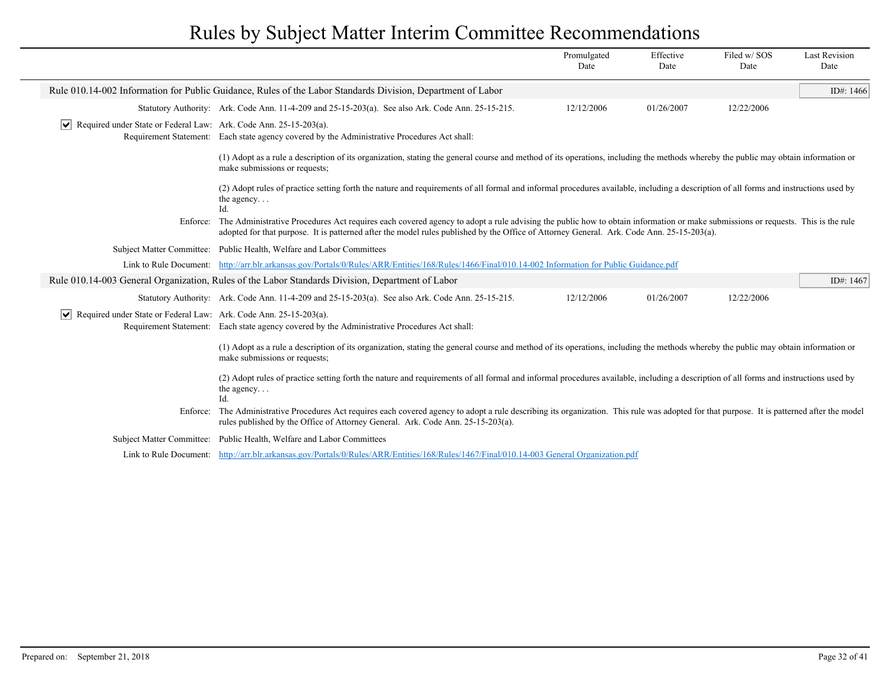# Rules by Subject Matter Interim Committee Recommendations

| | Promulgated Date | Effective Date | Filed w/ SOS Date | Last Revision Date |
|---|---|---|---|---|

## Rule 010.14-002 Information for Public Guidance, Rules of the Labor Standards Division, Department of Labor

ID#: 1466

| | | Promulgated Date | Effective Date | Filed w/ SOS Date | Last Revision Date |
|---|---|---|---|---|---|
| Statutory Authority: | Ark. Code Ann. 11-4-209 and 25-15-203(a). See also Ark. Code Ann. 25-15-215. | 12/12/2006 | 01/26/2007 | 12/22/2006 | |

☑ **Required under State or Federal Law:** Ark. Code Ann. 25-15-203(a).

**Requirement Statement:** Each state agency covered by the Administrative Procedures Act shall:

(1) Adopt as a rule a description of its organization, stating the general course and method of its operations, including the methods whereby the public may obtain information or make submissions or requests;

(2) Adopt rules of practice setting forth the nature and requirements of all formal and informal procedures available, including a description of all forms and instructions used by the agency. . .
Id.

**Enforce:** The Administrative Procedures Act requires each covered agency to adopt a rule advising the public how to obtain information or make submissions or requests. This is the rule adopted for that purpose. It is patterned after the model rules published by the Office of Attorney General. Ark. Code Ann. 25-15-203(a).

**Subject Matter Committee:** Public Health, Welfare and Labor Committees

**Link to Rule Document:** http://arr.blr.arkansas.gov/Portals/0/Rules/ARR/Entities/168/Rules/1466/Final/010.14-002 Information for Public Guidance.pdf

## Rule 010.14-003 General Organization, Rules of the Labor Standards Division, Department of Labor

ID#: 1467

| | | Promulgated Date | Effective Date | Filed w/ SOS Date | Last Revision Date |
|---|---|---|---|---|---|
| Statutory Authority: | Ark. Code Ann. 11-4-209 and 25-15-203(a). See also Ark. Code Ann. 25-15-215. | 12/12/2006 | 01/26/2007 | 12/22/2006 | |

☑ **Required under State or Federal Law:** Ark. Code Ann. 25-15-203(a).

**Requirement Statement:** Each state agency covered by the Administrative Procedures Act shall:

(1) Adopt as a rule a description of its organization, stating the general course and method of its operations, including the methods whereby the public may obtain information or make submissions or requests;

(2) Adopt rules of practice setting forth the nature and requirements of all formal and informal procedures available, including a description of all forms and instructions used by the agency. . .
Id.

**Enforce:** The Administrative Procedures Act requires each covered agency to adopt a rule describing its organization. This rule was adopted for that purpose. It is patterned after the model rules published by the Office of Attorney General. Ark. Code Ann. 25-15-203(a).

**Subject Matter Committee:** Public Health, Welfare and Labor Committees

**Link to Rule Document:** http://arr.blr.arkansas.gov/Portals/0/Rules/ARR/Entities/168/Rules/1467/Final/010.14-003 General Organization.pdf

Prepared on: September 21, 2018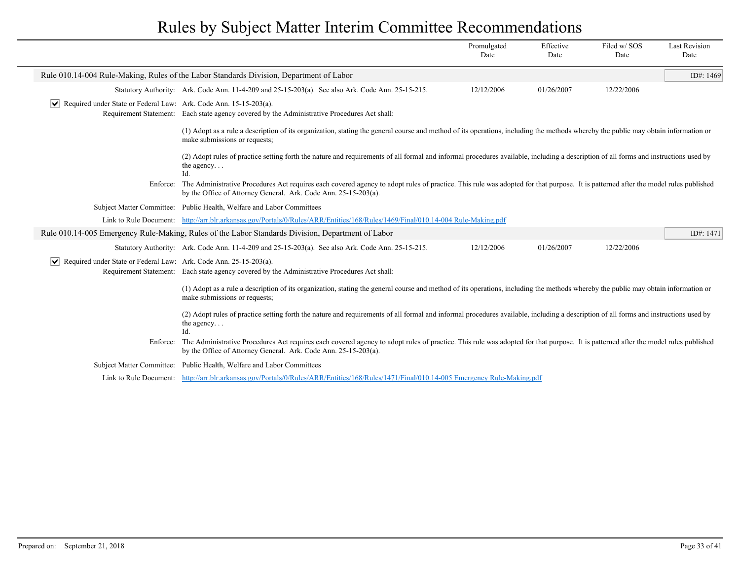# Rules by Subject Matter Interim Committee Recommendations

| | Promulgated Date | Effective Date | Filed w/ SOS Date | Last Revision Date |
|---|---|---|---|---|

## Rule 010.14-004 Rule-Making, Rules of the Labor Standards Division, Department of Labor

ID#: 1469

**Statutory Authority:** Ark. Code Ann. 11-4-209 and 25-15-203(a). See also Ark. Code Ann. 25-15-215.

| Promulgated Date | Effective Date | Filed w/ SOS Date | Last Revision Date |
|---|---|---|---|
| 12/12/2006 | 01/26/2007 | 12/22/2006 | |

☑ **Required under State or Federal Law:** Ark. Code Ann. 15-15-203(a).

**Requirement Statement:** Each state agency covered by the Administrative Procedures Act shall:

(1) Adopt as a rule a description of its organization, stating the general course and method of its operations, including the methods whereby the public may obtain information or make submissions or requests;

(2) Adopt rules of practice setting forth the nature and requirements of all formal and informal procedures available, including a description of all forms and instructions used by the agency. . .
Id.

**Enforce:** The Administrative Procedures Act requires each covered agency to adopt rules of practice. This rule was adopted for that purpose. It is patterned after the model rules published by the Office of Attorney General. Ark. Code Ann. 25-15-203(a).

**Subject Matter Committee:** Public Health, Welfare and Labor Committees

**Link to Rule Document:** http://arr.blr.arkansas.gov/Portals/0/Rules/ARR/Entities/168/Rules/1469/Final/010.14-004 Rule-Making.pdf

## Rule 010.14-005 Emergency Rule-Making, Rules of the Labor Standards Division, Department of Labor

ID#: 1471

**Statutory Authority:** Ark. Code Ann. 11-4-209 and 25-15-203(a). See also Ark. Code Ann. 25-15-215.

| Promulgated Date | Effective Date | Filed w/ SOS Date | Last Revision Date |
|---|---|---|---|
| 12/12/2006 | 01/26/2007 | 12/22/2006 | |

☑ **Required under State or Federal Law:** Ark. Code Ann. 25-15-203(a).

**Requirement Statement:** Each state agency covered by the Administrative Procedures Act shall:

(1) Adopt as a rule a description of its organization, stating the general course and method of its operations, including the methods whereby the public may obtain information or make submissions or requests;

(2) Adopt rules of practice setting forth the nature and requirements of all formal and informal procedures available, including a description of all forms and instructions used by the agency. . .
Id.

**Enforce:** The Administrative Procedures Act requires each covered agency to adopt rules of practice. This rule was adopted for that purpose. It is patterned after the model rules published by the Office of Attorney General. Ark. Code Ann. 25-15-203(a).

**Subject Matter Committee:** Public Health, Welfare and Labor Committees

**Link to Rule Document:** http://arr.blr.arkansas.gov/Portals/0/Rules/ARR/Entities/168/Rules/1471/Final/010.14-005 Emergency Rule-Making.pdf

Prepared on: September 21, 2018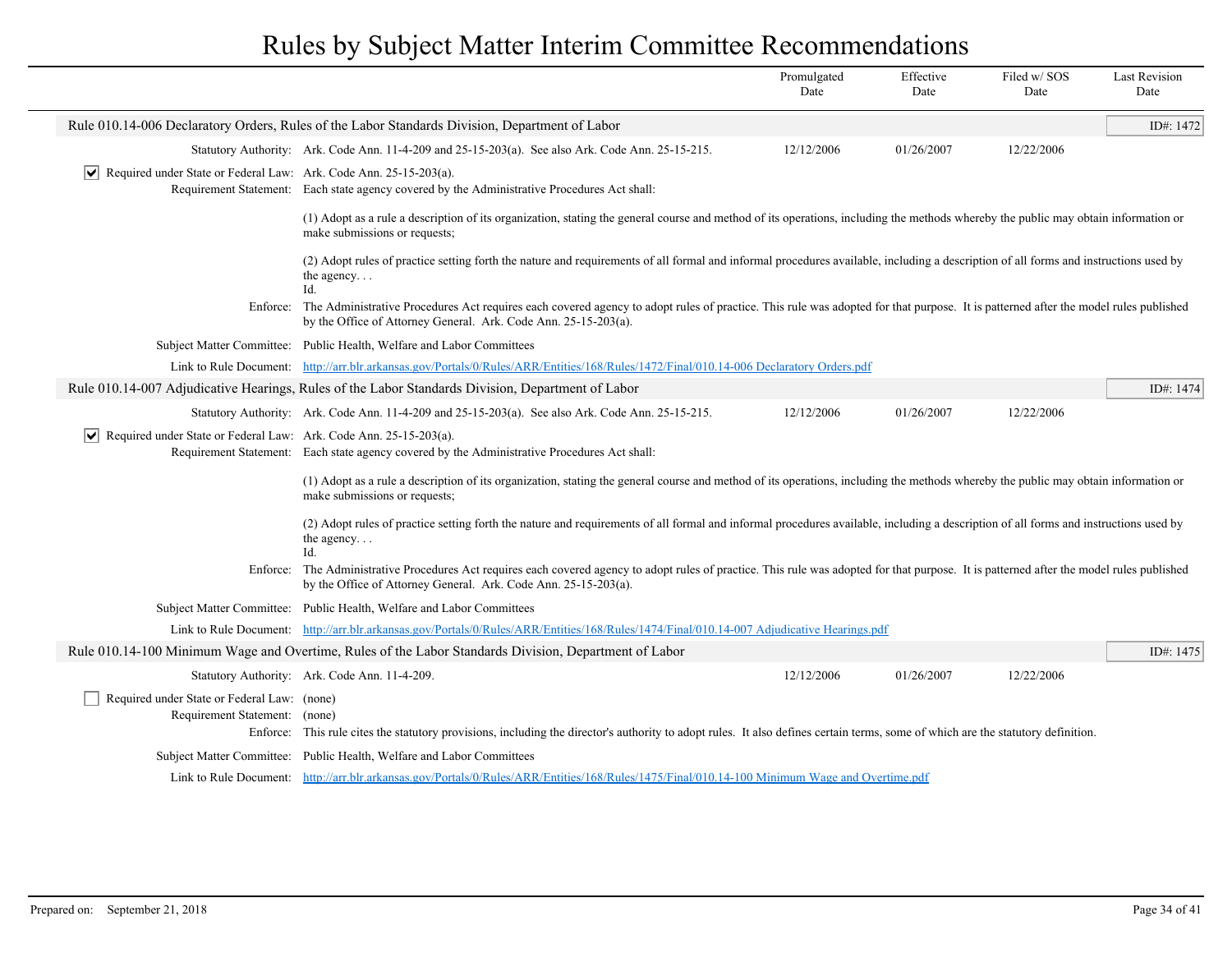# Rules by Subject Matter Interim Committee Recommendations

| | Promulgated Date | Effective Date | Filed w/ SOS Date | Last Revision Date |
|---|---|---|---|---|

## Rule 010.14-006 Declaratory Orders, Rules of the Labor Standards Division, Department of Labor

ID#: 1472

| | | Promulgated Date | Effective Date | Filed w/ SOS Date | Last Revision Date |
|---|---|---|---|---|---|
| Statutory Authority: | Ark. Code Ann. 11-4-209 and 25-15-203(a). See also Ark. Code Ann. 25-15-215. | 12/12/2006 | 01/26/2007 | 12/22/2006 | |

☑ Required under State or Federal Law: Ark. Code Ann. 25-15-203(a).

Requirement Statement: Each state agency covered by the Administrative Procedures Act shall:

(1) Adopt as a rule a description of its organization, stating the general course and method of its operations, including the methods whereby the public may obtain information or make submissions or requests;

(2) Adopt rules of practice setting forth the nature and requirements of all formal and informal procedures available, including a description of all forms and instructions used by the agency. . .
Id.

Enforce: The Administrative Procedures Act requires each covered agency to adopt rules of practice. This rule was adopted for that purpose. It is patterned after the model rules published by the Office of Attorney General. Ark. Code Ann. 25-15-203(a).

Subject Matter Committee: Public Health, Welfare and Labor Committees

Link to Rule Document: http://arr.blr.arkansas.gov/Portals/0/Rules/ARR/Entities/168/Rules/1472/Final/010.14-006 Declaratory Orders.pdf

## Rule 010.14-007 Adjudicative Hearings, Rules of the Labor Standards Division, Department of Labor

ID#: 1474

| | | Promulgated Date | Effective Date | Filed w/ SOS Date | Last Revision Date |
|---|---|---|---|---|---|
| Statutory Authority: | Ark. Code Ann. 11-4-209 and 25-15-203(a). See also Ark. Code Ann. 25-15-215. | 12/12/2006 | 01/26/2007 | 12/22/2006 | |

☑ Required under State or Federal Law: Ark. Code Ann. 25-15-203(a).

Requirement Statement: Each state agency covered by the Administrative Procedures Act shall:

(1) Adopt as a rule a description of its organization, stating the general course and method of its operations, including the methods whereby the public may obtain information or make submissions or requests;

(2) Adopt rules of practice setting forth the nature and requirements of all formal and informal procedures available, including a description of all forms and instructions used by the agency. . .
Id.

Enforce: The Administrative Procedures Act requires each covered agency to adopt rules of practice. This rule was adopted for that purpose. It is patterned after the model rules published by the Office of Attorney General. Ark. Code Ann. 25-15-203(a).

Subject Matter Committee: Public Health, Welfare and Labor Committees

Link to Rule Document: http://arr.blr.arkansas.gov/Portals/0/Rules/ARR/Entities/168/Rules/1474/Final/010.14-007 Adjudicative Hearings.pdf

## Rule 010.14-100 Minimum Wage and Overtime, Rules of the Labor Standards Division, Department of Labor

ID#: 1475

| | | Promulgated Date | Effective Date | Filed w/ SOS Date | Last Revision Date |
|---|---|---|---|---|---|
| Statutory Authority: | Ark. Code Ann. 11-4-209. | 12/12/2006 | 01/26/2007 | 12/22/2006 | |

☐ Required under State or Federal Law: (none)

Requirement Statement: (none)

Enforce: This rule cites the statutory provisions, including the director's authority to adopt rules. It also defines certain terms, some of which are the statutory definition.

Subject Matter Committee: Public Health, Welfare and Labor Committees

Link to Rule Document: http://arr.blr.arkansas.gov/Portals/0/Rules/ARR/Entities/168/Rules/1475/Final/010.14-100 Minimum Wage and Overtime.pdf

Prepared on: September 21, 2018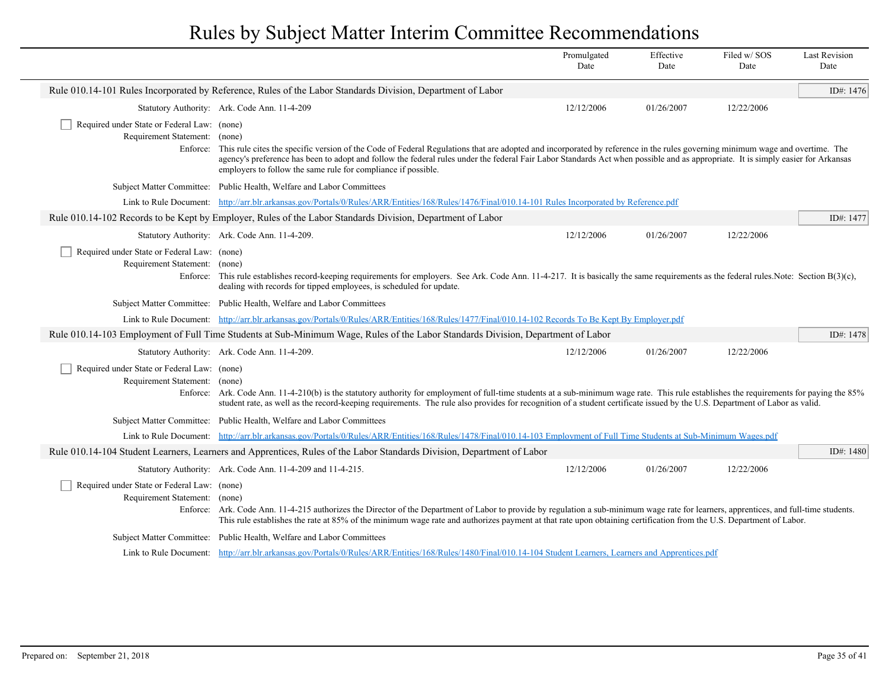# Rules by Subject Matter Interim Committee Recommendations

| | Promulgated Date | Effective Date | Filed w/ SOS Date | Last Revision Date |
|---|---|---|---|---|

**Rule 010.14-101 Rules Incorporated by Reference, Rules of the Labor Standards Division, Department of Labor** — ID#: 1476

| | Promulgated Date | Effective Date | Filed w/ SOS Date | Last Revision Date |
|---|---|---|---|---|
| Statutory Authority: Ark. Code Ann. 11-4-209 | 12/12/2006 | 01/26/2007 | 12/22/2006 | |

- [ ] Required under State or Federal Law: (none)

Requirement Statement: (none)

Enforce: This rule cites the specific version of the Code of Federal Regulations that are adopted and incorporated by reference in the rules governing minimum wage and overtime. The agency's preference has been to adopt and follow the federal rules under the federal Fair Labor Standards Act when possible and as appropriate. It is simply easier for Arkansas employers to follow the same rule for compliance if possible.

Subject Matter Committee: Public Health, Welfare and Labor Committees

Link to Rule Document: [http://arr.blr.arkansas.gov/Portals/0/Rules/ARR/Entities/168/Rules/1476/Final/010.14-101 Rules Incorporated by Reference.pdf](http://arr.blr.arkansas.gov/Portals/0/Rules/ARR/Entities/168/Rules/1476/Final/010.14-101 Rules Incorporated by Reference.pdf)

**Rule 010.14-102 Records to be Kept by Employer, Rules of the Labor Standards Division, Department of Labor** — ID#: 1477

| | Promulgated Date | Effective Date | Filed w/ SOS Date | Last Revision Date |
|---|---|---|---|---|
| Statutory Authority: Ark. Code Ann. 11-4-209. | 12/12/2006 | 01/26/2007 | 12/22/2006 | |

- [ ] Required under State or Federal Law: (none)

Requirement Statement: (none)

Enforce: This rule establishes record-keeping requirements for employers. See Ark. Code Ann. 11-4-217. It is basically the same requirements as the federal rules.Note: Section B(3)(c), dealing with records for tipped employees, is scheduled for update.

Subject Matter Committee: Public Health, Welfare and Labor Committees

Link to Rule Document: [http://arr.blr.arkansas.gov/Portals/0/Rules/ARR/Entities/168/Rules/1477/Final/010.14-102 Records To Be Kept By Employer.pdf](http://arr.blr.arkansas.gov/Portals/0/Rules/ARR/Entities/168/Rules/1477/Final/010.14-102 Records To Be Kept By Employer.pdf)

**Rule 010.14-103 Employment of Full Time Students at Sub-Minimum Wage, Rules of the Labor Standards Division, Department of Labor** — ID#: 1478

| | Promulgated Date | Effective Date | Filed w/ SOS Date | Last Revision Date |
|---|---|---|---|---|
| Statutory Authority: Ark. Code Ann. 11-4-209. | 12/12/2006 | 01/26/2007 | 12/22/2006 | |

- [ ] Required under State or Federal Law: (none)

Requirement Statement: (none)

Enforce: Ark. Code Ann. 11-4-210(b) is the statutory authority for employment of full-time students at a sub-minimum wage rate. This rule establishes the requirements for paying the 85% student rate, as well as the record-keeping requirements. The rule also provides for recognition of a student certificate issued by the U.S. Department of Labor as valid.

Subject Matter Committee: Public Health, Welfare and Labor Committees

Link to Rule Document: [http://arr.blr.arkansas.gov/Portals/0/Rules/ARR/Entities/168/Rules/1478/Final/010.14-103 Employment of Full Time Students at Sub-Minimum Wages.pdf](http://arr.blr.arkansas.gov/Portals/0/Rules/ARR/Entities/168/Rules/1478/Final/010.14-103 Employment of Full Time Students at Sub-Minimum Wages.pdf)

**Rule 010.14-104 Student Learners, Learners and Apprentices, Rules of the Labor Standards Division, Department of Labor** — ID#: 1480

| | Promulgated Date | Effective Date | Filed w/ SOS Date | Last Revision Date |
|---|---|---|---|---|
| Statutory Authority: Ark. Code Ann. 11-4-209 and 11-4-215. | 12/12/2006 | 01/26/2007 | 12/22/2006 | |

- [ ] Required under State or Federal Law: (none)

Requirement Statement: (none)

Enforce: Ark. Code Ann. 11-4-215 authorizes the Director of the Department of Labor to provide by regulation a sub-minimum wage rate for learners, apprentices, and full-time students. This rule establishes the rate at 85% of the minimum wage rate and authorizes payment at that rate upon obtaining certification from the U.S. Department of Labor.

Subject Matter Committee: Public Health, Welfare and Labor Committees

Link to Rule Document: [http://arr.blr.arkansas.gov/Portals/0/Rules/ARR/Entities/168/Rules/1480/Final/010.14-104 Student Learners, Learners and Apprentices.pdf](http://arr.blr.arkansas.gov/Portals/0/Rules/ARR/Entities/168/Rules/1480/Final/010.14-104 Student Learners, Learners and Apprentices.pdf)

Prepared on: September 21, 2018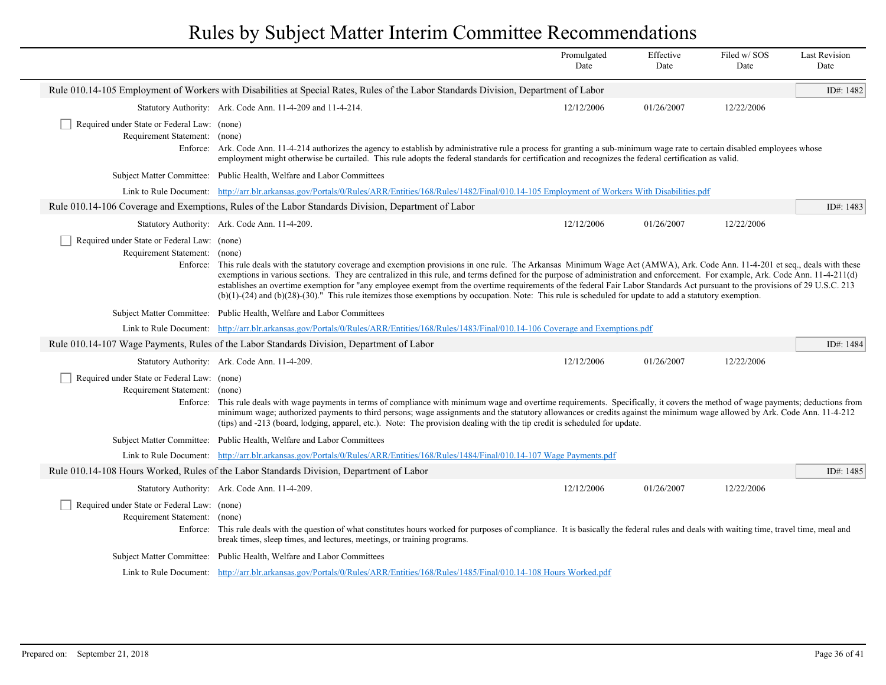# Rules by Subject Matter Interim Committee Recommendations

| | Promulgated Date | Effective Date | Filed w/ SOS Date | Last Revision Date |
|---|---|---|---|---|

## Rule 010.14-105 Employment of Workers with Disabilities at Special Rates, Rules of the Labor Standards Division, Department of Labor

ID#: 1482

**Statutory Authority:** Ark. Code Ann. 11-4-209 and 11-4-214.

| Promulgated Date | Effective Date | Filed w/ SOS Date | Last Revision Date |
|---|---|---|---|
| 12/12/2006 | 01/26/2007 | 12/22/2006 | |

☐ **Required under State or Federal Law:** (none)

**Requirement Statement:** (none)

**Enforce:** Ark. Code Ann. 11-4-214 authorizes the agency to establish by administrative rule a process for granting a sub-minimum wage rate to certain disabled employees whose employment might otherwise be curtailed. This rule adopts the federal standards for certification and recognizes the federal certification as valid.

**Subject Matter Committee:** Public Health, Welfare and Labor Committees

**Link to Rule Document:** http://arr.blr.arkansas.gov/Portals/0/Rules/ARR/Entities/168/Rules/1482/Final/010.14-105 Employment of Workers With Disabilities.pdf

## Rule 010.14-106 Coverage and Exemptions, Rules of the Labor Standards Division, Department of Labor

ID#: 1483

**Statutory Authority:** Ark. Code Ann. 11-4-209.

| Promulgated Date | Effective Date | Filed w/ SOS Date | Last Revision Date |
|---|---|---|---|
| 12/12/2006 | 01/26/2007 | 12/22/2006 | |

☐ **Required under State or Federal Law:** (none)

**Requirement Statement:** (none)

**Enforce:** This rule deals with the statutory coverage and exemption provisions in one rule. The Arkansas Minimum Wage Act (AMWA), Ark. Code Ann. 11-4-201 et seq., deals with these exemptions in various sections. They are centralized in this rule, and terms defined for the purpose of administration and enforcement. For example, Ark. Code Ann. 11-4-211(d) establishes an overtime exemption for "any employee exempt from the overtime requirements of the federal Fair Labor Standards Act pursuant to the provisions of 29 U.S.C. 213 (b)(1)-(24) and (b)(28)-(30)." This rule itemizes those exemptions by occupation. Note: This rule is scheduled for update to add a statutory exemption.

**Subject Matter Committee:** Public Health, Welfare and Labor Committees

**Link to Rule Document:** http://arr.blr.arkansas.gov/Portals/0/Rules/ARR/Entities/168/Rules/1483/Final/010.14-106 Coverage and Exemptions.pdf

## Rule 010.14-107 Wage Payments, Rules of the Labor Standards Division, Department of Labor

ID#: 1484

**Statutory Authority:** Ark. Code Ann. 11-4-209.

| Promulgated Date | Effective Date | Filed w/ SOS Date | Last Revision Date |
|---|---|---|---|
| 12/12/2006 | 01/26/2007 | 12/22/2006 | |

☐ **Required under State or Federal Law:** (none)

**Requirement Statement:** (none)

**Enforce:** This rule deals with wage payments in terms of compliance with minimum wage and overtime requirements. Specifically, it covers the method of wage payments; deductions from minimum wage; authorized payments to third persons; wage assignments and the statutory allowances or credits against the minimum wage allowed by Ark. Code Ann. 11-4-212 (tips) and -213 (board, lodging, apparel, etc.). Note: The provision dealing with the tip credit is scheduled for update.

**Subject Matter Committee:** Public Health, Welfare and Labor Committees

**Link to Rule Document:** http://arr.blr.arkansas.gov/Portals/0/Rules/ARR/Entities/168/Rules/1484/Final/010.14-107 Wage Payments.pdf

## Rule 010.14-108 Hours Worked, Rules of the Labor Standards Division, Department of Labor

ID#: 1485

**Statutory Authority:** Ark. Code Ann. 11-4-209.

| Promulgated Date | Effective Date | Filed w/ SOS Date | Last Revision Date |
|---|---|---|---|
| 12/12/2006 | 01/26/2007 | 12/22/2006 | |

☐ **Required under State or Federal Law:** (none)

**Requirement Statement:** (none)

**Enforce:** This rule deals with the question of what constitutes hours worked for purposes of compliance. It is basically the federal rules and deals with waiting time, travel time, meal and break times, sleep times, and lectures, meetings, or training programs.

**Subject Matter Committee:** Public Health, Welfare and Labor Committees

**Link to Rule Document:** http://arr.blr.arkansas.gov/Portals/0/Rules/ARR/Entities/168/Rules/1485/Final/010.14-108 Hours Worked.pdf

Prepared on: September 21, 2018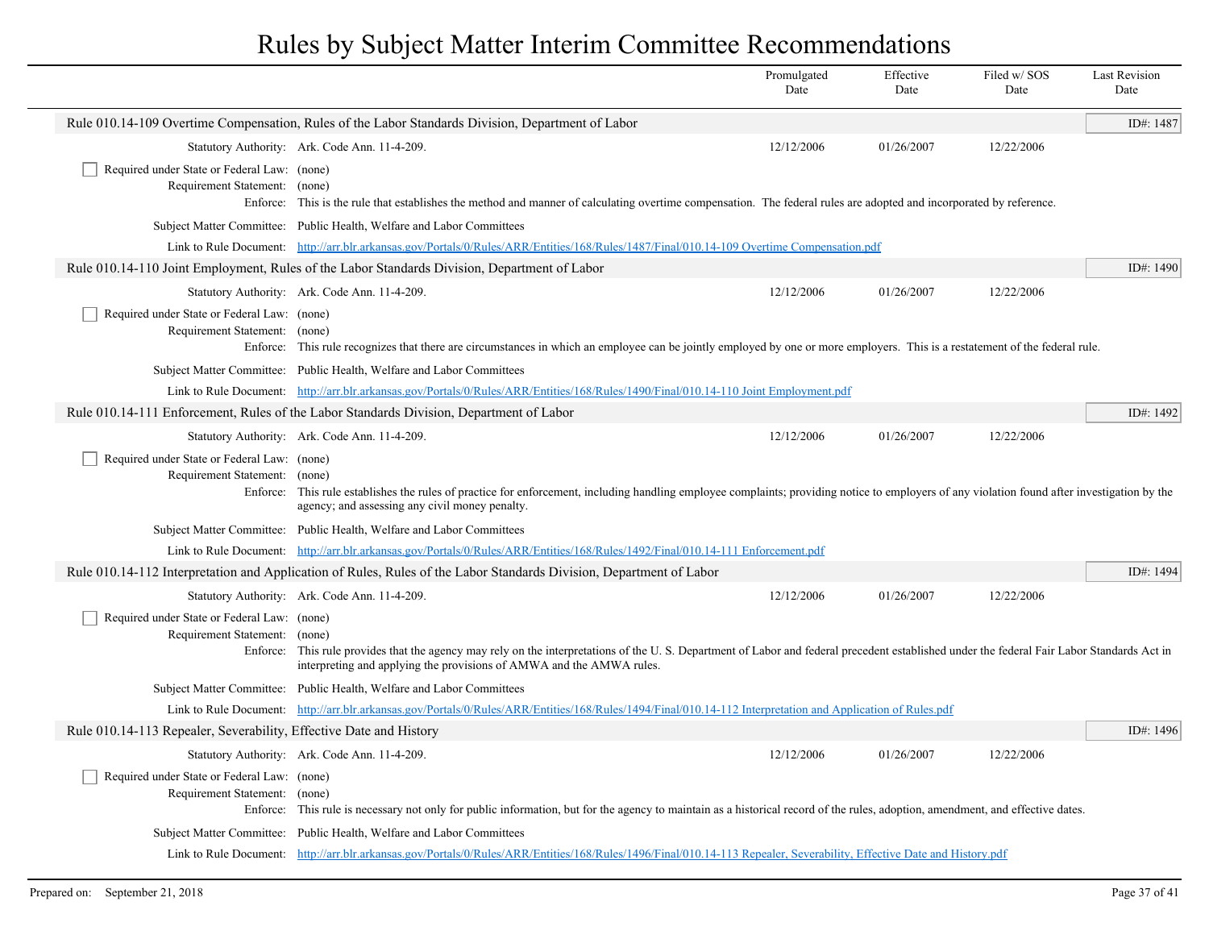# Rules by Subject Matter Interim Committee Recommendations

| | Promulgated Date | Effective Date | Filed w/ SOS Date | Last Revision Date |
|---|---|---|---|---|

## Rule 010.14-109 Overtime Compensation, Rules of the Labor Standards Division, Department of Labor

ID#: 1487

| | Promulgated Date | Effective Date | Filed w/ SOS Date | Last Revision Date |
|---|---|---|---|---|
| Statutory Authority: Ark. Code Ann. 11-4-209. | 12/12/2006 | 01/26/2007 | 12/22/2006 | |

☐ Required under State or Federal Law: (none)

Requirement Statement: (none)

Enforce: This is the rule that establishes the method and manner of calculating overtime compensation. The federal rules are adopted and incorporated by reference.

Subject Matter Committee: Public Health, Welfare and Labor Committees

Link to Rule Document: http://arr.blr.arkansas.gov/Portals/0/Rules/ARR/Entities/168/Rules/1487/Final/010.14-109 Overtime Compensation.pdf

## Rule 010.14-110 Joint Employment, Rules of the Labor Standards Division, Department of Labor

ID#: 1490

| | Promulgated Date | Effective Date | Filed w/ SOS Date | Last Revision Date |
|---|---|---|---|---|
| Statutory Authority: Ark. Code Ann. 11-4-209. | 12/12/2006 | 01/26/2007 | 12/22/2006 | |

☐ Required under State or Federal Law: (none)

Requirement Statement: (none)

Enforce: This rule recognizes that there are circumstances in which an employee can be jointly employed by one or more employers. This is a restatement of the federal rule.

Subject Matter Committee: Public Health, Welfare and Labor Committees

Link to Rule Document: http://arr.blr.arkansas.gov/Portals/0/Rules/ARR/Entities/168/Rules/1490/Final/010.14-110 Joint Employment.pdf

## Rule 010.14-111 Enforcement, Rules of the Labor Standards Division, Department of Labor

ID#: 1492

| | Promulgated Date | Effective Date | Filed w/ SOS Date | Last Revision Date |
|---|---|---|---|---|
| Statutory Authority: Ark. Code Ann. 11-4-209. | 12/12/2006 | 01/26/2007 | 12/22/2006 | |

☐ Required under State or Federal Law: (none)

Requirement Statement: (none)

Enforce: This rule establishes the rules of practice for enforcement, including handling employee complaints; providing notice to employers of any violation found after investigation by the agency; and assessing any civil money penalty.

Subject Matter Committee: Public Health, Welfare and Labor Committees

Link to Rule Document: http://arr.blr.arkansas.gov/Portals/0/Rules/ARR/Entities/168/Rules/1492/Final/010.14-111 Enforcement.pdf

## Rule 010.14-112 Interpretation and Application of Rules, Rules of the Labor Standards Division, Department of Labor

ID#: 1494

| | Promulgated Date | Effective Date | Filed w/ SOS Date | Last Revision Date |
|---|---|---|---|---|
| Statutory Authority: Ark. Code Ann. 11-4-209. | 12/12/2006 | 01/26/2007 | 12/22/2006 | |

☐ Required under State or Federal Law: (none)

Requirement Statement: (none)

Enforce: This rule provides that the agency may rely on the interpretations of the U. S. Department of Labor and federal precedent established under the federal Fair Labor Standards Act in interpreting and applying the provisions of AMWA and the AMWA rules.

Subject Matter Committee: Public Health, Welfare and Labor Committees

Link to Rule Document: http://arr.blr.arkansas.gov/Portals/0/Rules/ARR/Entities/168/Rules/1494/Final/010.14-112 Interpretation and Application of Rules.pdf

## Rule 010.14-113 Repealer, Severability, Effective Date and History

ID#: 1496

| | Promulgated Date | Effective Date | Filed w/ SOS Date | Last Revision Date |
|---|---|---|---|---|
| Statutory Authority: Ark. Code Ann. 11-4-209. | 12/12/2006 | 01/26/2007 | 12/22/2006 | |

☐ Required under State or Federal Law: (none)

Requirement Statement: (none)

Enforce: This rule is necessary not only for public information, but for the agency to maintain as a historical record of the rules, adoption, amendment, and effective dates.

Subject Matter Committee: Public Health, Welfare and Labor Committees

Link to Rule Document: http://arr.blr.arkansas.gov/Portals/0/Rules/ARR/Entities/168/Rules/1496/Final/010.14-113 Repealer, Severability, Effective Date and History.pdf

Prepared on: September 21, 2018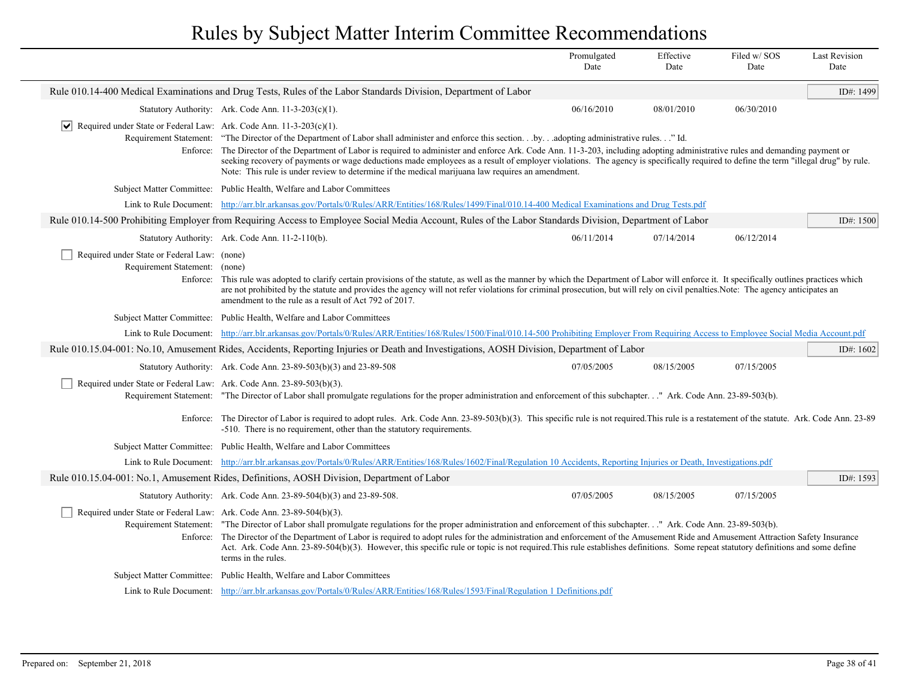# Rules by Subject Matter Interim Committee Recommendations

| | | Promulgated Date | Effective Date | Filed w/ SOS Date | Last Revision Date |
|---|---|---|---|---|---|

## Rule 010.14-400 Medical Examinations and Drug Tests, Rules of the Labor Standards Division, Department of Labor — ID#: 1499

| | | Promulgated Date | Effective Date | Filed w/ SOS Date | Last Revision Date |
|---|---|---|---|---|---|
| Statutory Authority: | Ark. Code Ann. 11-3-203(c)(1). | 06/16/2010 | 08/01/2010 | 06/30/2010 | |

- [x] Required under State or Federal Law: Ark. Code Ann. 11-3-203(c)(1).

**Requirement Statement:** "The Director of the Department of Labor shall administer and enforce this section. . .by. . .adopting administrative rules. . ." Id.

**Enforce:** The Director of the Department of Labor is required to administer and enforce Ark. Code Ann. 11-3-203, including adopting administrative rules and demanding payment or seeking recovery of payments or wage deductions made employees as a result of employer violations. The agency is specifically required to define the term "illegal drug" by rule. Note: This rule is under review to determine if the medical marijuana law requires an amendment.

**Subject Matter Committee:** Public Health, Welfare and Labor Committees

**Link to Rule Document:** http://arr.blr.arkansas.gov/Portals/0/Rules/ARR/Entities/168/Rules/1499/Final/010.14-400 Medical Examinations and Drug Tests.pdf

## Rule 010.14-500 Prohibiting Employer from Requiring Access to Employee Social Media Account, Rules of the Labor Standards Division, Department of Labor — ID#: 1500

| | | Promulgated Date | Effective Date | Filed w/ SOS Date | Last Revision Date |
|---|---|---|---|---|---|
| Statutory Authority: | Ark. Code Ann. 11-2-110(b). | 06/11/2014 | 07/14/2014 | 06/12/2014 | |

- [ ] Required under State or Federal Law: (none)

**Requirement Statement:** (none)

**Enforce:** This rule was adopted to clarify certain provisions of the statute, as well as the manner by which the Department of Labor will enforce it. It specifically outlines practices which are not prohibited by the statute and provides the agency will not refer violations for criminal prosecution, but will rely on civil penalties.Note: The agency anticipates an amendment to the rule as a result of Act 792 of 2017.

**Subject Matter Committee:** Public Health, Welfare and Labor Committees

**Link to Rule Document:** http://arr.blr.arkansas.gov/Portals/0/Rules/ARR/Entities/168/Rules/1500/Final/010.14-500 Prohibiting Employer From Requiring Access to Employee Social Media Account.pdf

## Rule 010.15.04-001: No.10, Amusement Rides, Accidents, Reporting Injuries or Death and Investigations, AOSH Division, Department of Labor — ID#: 1602

| | | Promulgated Date | Effective Date | Filed w/ SOS Date | Last Revision Date |
|---|---|---|---|---|---|
| Statutory Authority: | Ark. Code Ann. 23-89-503(b)(3) and 23-89-508 | 07/05/2005 | 08/15/2005 | 07/15/2005 | |

- [ ] Required under State or Federal Law: Ark. Code Ann. 23-89-503(b)(3).

**Requirement Statement:** "The Director of Labor shall promulgate regulations for the proper administration and enforcement of this subchapter. . ." Ark. Code Ann. 23-89-503(b).

**Enforce:** The Director of Labor is required to adopt rules. Ark. Code Ann. 23-89-503(b)(3). This specific rule is not required.This rule is a restatement of the statute. Ark. Code Ann. 23-89-510. There is no requirement, other than the statutory requirements.

**Subject Matter Committee:** Public Health, Welfare and Labor Committees

**Link to Rule Document:** http://arr.blr.arkansas.gov/Portals/0/Rules/ARR/Entities/168/Rules/1602/Final/Regulation 10 Accidents, Reporting Injuries or Death, Investigations.pdf

## Rule 010.15.04-001: No.1, Amusement Rides, Definitions, AOSH Division, Department of Labor — ID#: 1593

| | | Promulgated Date | Effective Date | Filed w/ SOS Date | Last Revision Date |
|---|---|---|---|---|---|
| Statutory Authority: | Ark. Code Ann. 23-89-504(b)(3) and 23-89-508. | 07/05/2005 | 08/15/2005 | 07/15/2005 | |

- [ ] Required under State or Federal Law: Ark. Code Ann. 23-89-504(b)(3).

**Requirement Statement:** "The Director of Labor shall promulgate regulations for the proper administration and enforcement of this subchapter. . ." Ark. Code Ann. 23-89-503(b).

**Enforce:** The Director of the Department of Labor is required to adopt rules for the administration and enforcement of the Amusement Ride and Amusement Attraction Safety Insurance Act. Ark. Code Ann. 23-89-504(b)(3). However, this specific rule or topic is not required.This rule establishes definitions. Some repeat statutory definitions and some define terms in the rules.

**Subject Matter Committee:** Public Health, Welfare and Labor Committees

**Link to Rule Document:** http://arr.blr.arkansas.gov/Portals/0/Rules/ARR/Entities/168/Rules/1593/Final/Regulation 1 Definitions.pdf

Prepared on: September 21, 2018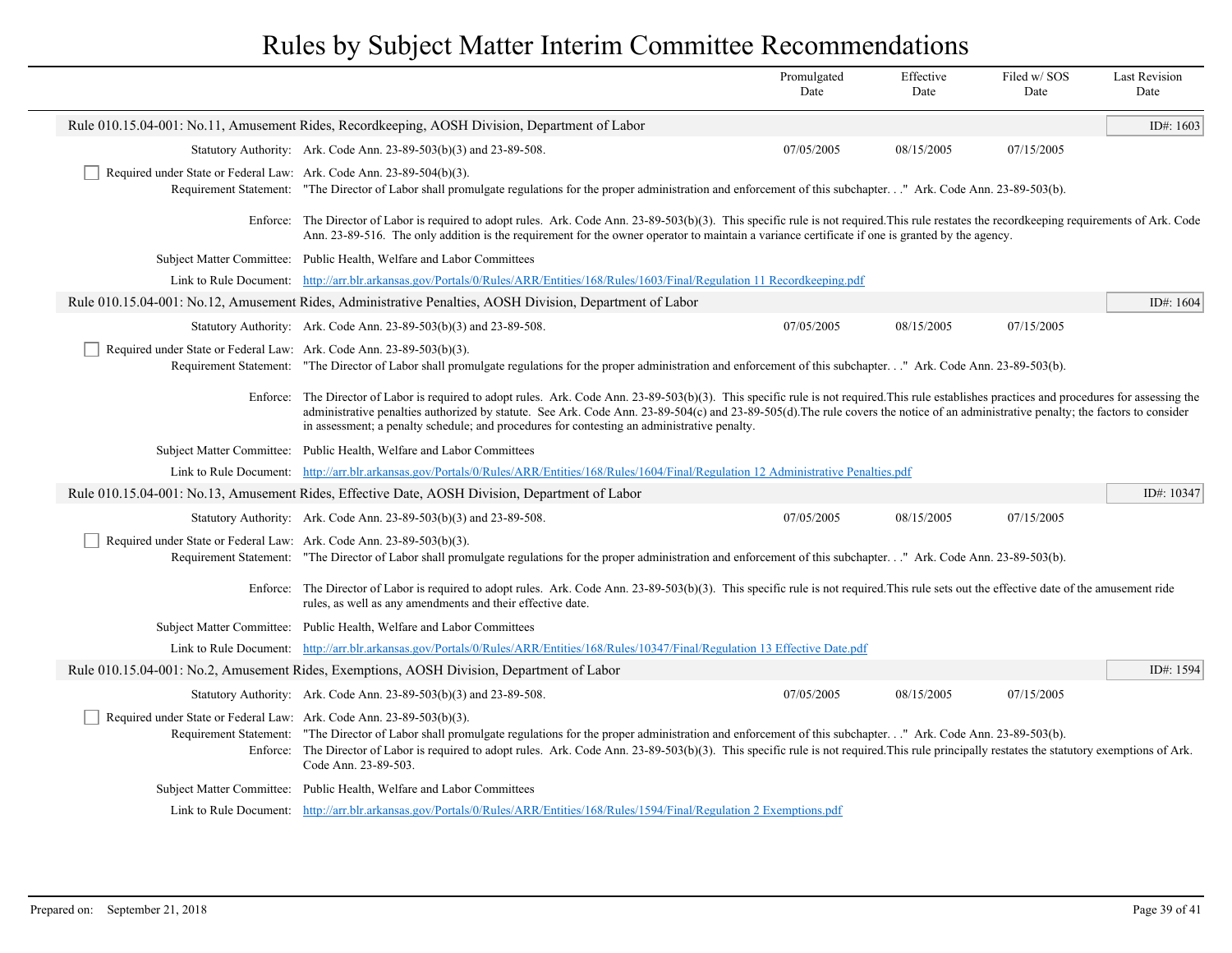# Rules by Subject Matter Interim Committee Recommendations

| | Promulgated Date | Effective Date | Filed w/ SOS Date | Last Revision Date |
|---|---|---|---|---|

## Rule 010.15.04-001: No.11, Amusement Rides, Recordkeeping, AOSH Division, Department of Labor

ID#: 1603

| | Promulgated Date | Effective Date | Filed w/ SOS Date | Last Revision Date |
|---|---|---|---|---|
| Statutory Authority: Ark. Code Ann. 23-89-503(b)(3) and 23-89-508. | 07/05/2005 | 08/15/2005 | 07/15/2005 | |

☐ Required under State or Federal Law: Ark. Code Ann. 23-89-504(b)(3).

Requirement Statement: "The Director of Labor shall promulgate regulations for the proper administration and enforcement of this subchapter. . ." Ark. Code Ann. 23-89-503(b).

Enforce: The Director of Labor is required to adopt rules. Ark. Code Ann. 23-89-503(b)(3). This specific rule is not required.This rule restates the recordkeeping requirements of Ark. Code Ann. 23-89-516. The only addition is the requirement for the owner operator to maintain a variance certificate if one is granted by the agency.

Subject Matter Committee: Public Health, Welfare and Labor Committees

Link to Rule Document: http://arr.blr.arkansas.gov/Portals/0/Rules/ARR/Entities/168/Rules/1603/Final/Regulation 11 Recordkeeping.pdf

## Rule 010.15.04-001: No.12, Amusement Rides, Administrative Penalties, AOSH Division, Department of Labor

ID#: 1604

| | Promulgated Date | Effective Date | Filed w/ SOS Date | Last Revision Date |
|---|---|---|---|---|
| Statutory Authority: Ark. Code Ann. 23-89-503(b)(3) and 23-89-508. | 07/05/2005 | 08/15/2005 | 07/15/2005 | |

☐ Required under State or Federal Law: Ark. Code Ann. 23-89-503(b)(3).

Requirement Statement: "The Director of Labor shall promulgate regulations for the proper administration and enforcement of this subchapter. . ." Ark. Code Ann. 23-89-503(b).

Enforce: The Director of Labor is required to adopt rules. Ark. Code Ann. 23-89-503(b)(3). This specific rule is not required.This rule establishes practices and procedures for assessing the administrative penalties authorized by statute. See Ark. Code Ann. 23-89-504(c) and 23-89-505(d).The rule covers the notice of an administrative penalty; the factors to consider in assessment; a penalty schedule; and procedures for contesting an administrative penalty.

Subject Matter Committee: Public Health, Welfare and Labor Committees

Link to Rule Document: http://arr.blr.arkansas.gov/Portals/0/Rules/ARR/Entities/168/Rules/1604/Final/Regulation 12 Administrative Penalties.pdf

## Rule 010.15.04-001: No.13, Amusement Rides, Effective Date, AOSH Division, Department of Labor

ID#: 10347

| | Promulgated Date | Effective Date | Filed w/ SOS Date | Last Revision Date |
|---|---|---|---|---|
| Statutory Authority: Ark. Code Ann. 23-89-503(b)(3) and 23-89-508. | 07/05/2005 | 08/15/2005 | 07/15/2005 | |

☐ Required under State or Federal Law: Ark. Code Ann. 23-89-503(b)(3).

Requirement Statement: "The Director of Labor shall promulgate regulations for the proper administration and enforcement of this subchapter. . ." Ark. Code Ann. 23-89-503(b).

Enforce: The Director of Labor is required to adopt rules. Ark. Code Ann. 23-89-503(b)(3). This specific rule is not required.This rule sets out the effective date of the amusement ride rules, as well as any amendments and their effective date.

Subject Matter Committee: Public Health, Welfare and Labor Committees

Link to Rule Document: http://arr.blr.arkansas.gov/Portals/0/Rules/ARR/Entities/168/Rules/10347/Final/Regulation 13 Effective Date.pdf

## Rule 010.15.04-001: No.2, Amusement Rides, Exemptions, AOSH Division, Department of Labor

ID#: 1594

| | Promulgated Date | Effective Date | Filed w/ SOS Date | Last Revision Date |
|---|---|---|---|---|
| Statutory Authority: Ark. Code Ann. 23-89-503(b)(3) and 23-89-508. | 07/05/2005 | 08/15/2005 | 07/15/2005 | |

☐ Required under State or Federal Law: Ark. Code Ann. 23-89-503(b)(3).

Requirement Statement: "The Director of Labor shall promulgate regulations for the proper administration and enforcement of this subchapter. . ." Ark. Code Ann. 23-89-503(b).

Enforce: The Director of Labor is required to adopt rules. Ark. Code Ann. 23-89-503(b)(3). This specific rule is not required.This rule principally restates the statutory exemptions of Ark. Code Ann. 23-89-503.

Subject Matter Committee: Public Health, Welfare and Labor Committees

Link to Rule Document: http://arr.blr.arkansas.gov/Portals/0/Rules/ARR/Entities/168/Rules/1594/Final/Regulation 2 Exemptions.pdf

Prepared on: September 21, 2018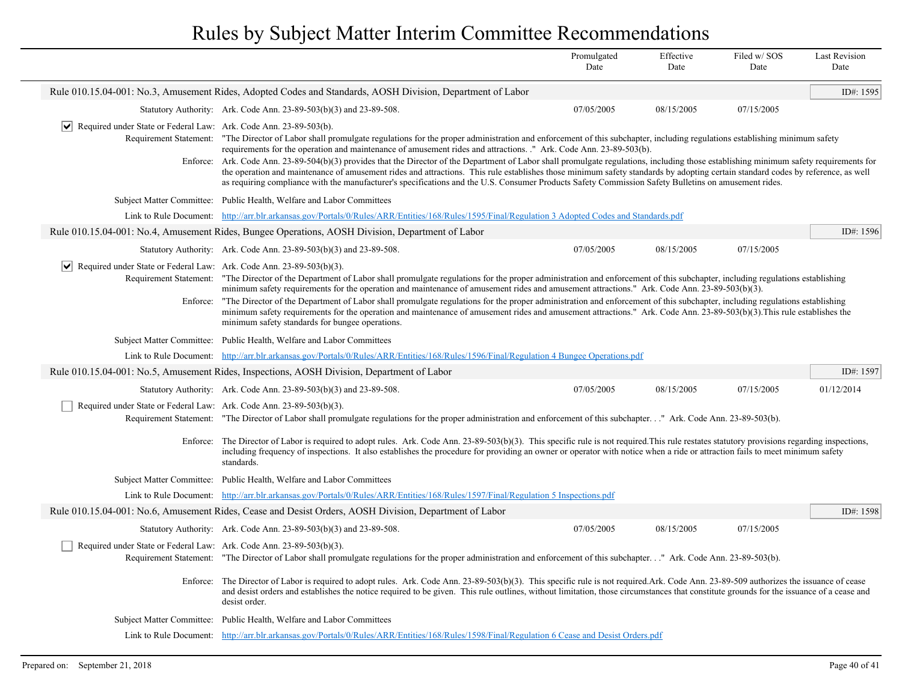# Rules by Subject Matter Interim Committee Recommendations

| | Promulgated Date | Effective Date | Filed w/ SOS Date | Last Revision Date |
|---|---|---|---|---|

## Rule 010.15.04-001: No.3, Amusement Rides, Adopted Codes and Standards, AOSH Division, Department of Labor

ID#: 1595

| | Promulgated Date | Effective Date | Filed w/ SOS Date | Last Revision Date |
|---|---|---|---|---|
| **Statutory Authority:** Ark. Code Ann. 23-89-503(b)(3) and 23-89-508. | 07/05/2005 | 08/15/2005 | 07/15/2005 | |

☑ **Required under State or Federal Law:** Ark. Code Ann. 23-89-503(b).

**Requirement Statement:** "The Director of Labor shall promulgate regulations for the proper administration and enforcement of this subchapter, including regulations establishing minimum safety requirements for the operation and maintenance of amusement rides and attractions. ." Ark. Code Ann. 23-89-503(b).

**Enforce:** Ark. Code Ann. 23-89-504(b)(3) provides that the Director of the Department of Labor shall promulgate regulations, including those establishing minimum safety requirements for the operation and maintenance of amusement rides and attractions. This rule establishes those minimum safety standards by adopting certain standard codes by reference, as well as requiring compliance with the manufacturer's specifications and the U.S. Consumer Products Safety Commission Safety Bulletins on amusement rides.

**Subject Matter Committee:** Public Health, Welfare and Labor Committees

**Link to Rule Document:** [http://arr.blr.arkansas.gov/Portals/0/Rules/ARR/Entities/168/Rules/1595/Final/Regulation 3 Adopted Codes and Standards.pdf](http://arr.blr.arkansas.gov/Portals/0/Rules/ARR/Entities/168/Rules/1595/Final/Regulation 3 Adopted Codes and Standards.pdf)

## Rule 010.15.04-001: No.4, Amusement Rides, Bungee Operations, AOSH Division, Department of Labor

ID#: 1596

| | Promulgated Date | Effective Date | Filed w/ SOS Date | Last Revision Date |
|---|---|---|---|---|
| **Statutory Authority:** Ark. Code Ann. 23-89-503(b)(3) and 23-89-508. | 07/05/2005 | 08/15/2005 | 07/15/2005 | |

☑ **Required under State or Federal Law:** Ark. Code Ann. 23-89-503(b)(3).

**Requirement Statement:** "The Director of the Department of Labor shall promulgate regulations for the proper administration and enforcement of this subchapter, including regulations establishing minimum safety requirements for the operation and maintenance of amusement rides and amusement attractions." Ark. Code Ann. 23-89-503(b)(3).

**Enforce:** "The Director of the Department of Labor shall promulgate regulations for the proper administration and enforcement of this subchapter, including regulations establishing minimum safety requirements for the operation and maintenance of amusement rides and amusement attractions." Ark. Code Ann. 23-89-503(b)(3).This rule establishes the minimum safety standards for bungee operations.

**Subject Matter Committee:** Public Health, Welfare and Labor Committees

**Link to Rule Document:** [http://arr.blr.arkansas.gov/Portals/0/Rules/ARR/Entities/168/Rules/1596/Final/Regulation 4 Bungee Operations.pdf](http://arr.blr.arkansas.gov/Portals/0/Rules/ARR/Entities/168/Rules/1596/Final/Regulation 4 Bungee Operations.pdf)

## Rule 010.15.04-001: No.5, Amusement Rides, Inspections, AOSH Division, Department of Labor

ID#: 1597

| | Promulgated Date | Effective Date | Filed w/ SOS Date | Last Revision Date |
|---|---|---|---|---|
| **Statutory Authority:** Ark. Code Ann. 23-89-503(b)(3) and 23-89-508. | 07/05/2005 | 08/15/2005 | 07/15/2005 | 01/12/2014 |

☐ **Required under State or Federal Law:** Ark. Code Ann. 23-89-503(b)(3).

**Requirement Statement:** "The Director of Labor shall promulgate regulations for the proper administration and enforcement of this subchapter. . ." Ark. Code Ann. 23-89-503(b).

**Enforce:** The Director of Labor is required to adopt rules. Ark. Code Ann. 23-89-503(b)(3). This specific rule is not required.This rule restates statutory provisions regarding inspections, including frequency of inspections. It also establishes the procedure for providing an owner or operator with notice when a ride or attraction fails to meet minimum safety standards.

**Subject Matter Committee:** Public Health, Welfare and Labor Committees

**Link to Rule Document:** [http://arr.blr.arkansas.gov/Portals/0/Rules/ARR/Entities/168/Rules/1597/Final/Regulation 5 Inspections.pdf](http://arr.blr.arkansas.gov/Portals/0/Rules/ARR/Entities/168/Rules/1597/Final/Regulation 5 Inspections.pdf)

## Rule 010.15.04-001: No.6, Amusement Rides, Cease and Desist Orders, AOSH Division, Department of Labor

ID#: 1598

| | Promulgated Date | Effective Date | Filed w/ SOS Date | Last Revision Date |
|---|---|---|---|---|
| **Statutory Authority:** Ark. Code Ann. 23-89-503(b)(3) and 23-89-508. | 07/05/2005 | 08/15/2005 | 07/15/2005 | |

☐ **Required under State or Federal Law:** Ark. Code Ann. 23-89-503(b)(3).

**Requirement Statement:** "The Director of Labor shall promulgate regulations for the proper administration and enforcement of this subchapter. . ." Ark. Code Ann. 23-89-503(b).

**Enforce:** The Director of Labor is required to adopt rules. Ark. Code Ann. 23-89-503(b)(3). This specific rule is not required.Ark. Code Ann. 23-89-509 authorizes the issuance of cease and desist orders and establishes the notice required to be given. This rule outlines, without limitation, those circumstances that constitute grounds for the issuance of a cease and desist order.

**Subject Matter Committee:** Public Health, Welfare and Labor Committees

**Link to Rule Document:** [http://arr.blr.arkansas.gov/Portals/0/Rules/ARR/Entities/168/Rules/1598/Final/Regulation 6 Cease and Desist Orders.pdf](http://arr.blr.arkansas.gov/Portals/0/Rules/ARR/Entities/168/Rules/1598/Final/Regulation 6 Cease and Desist Orders.pdf)

Prepared on: September 21, 2018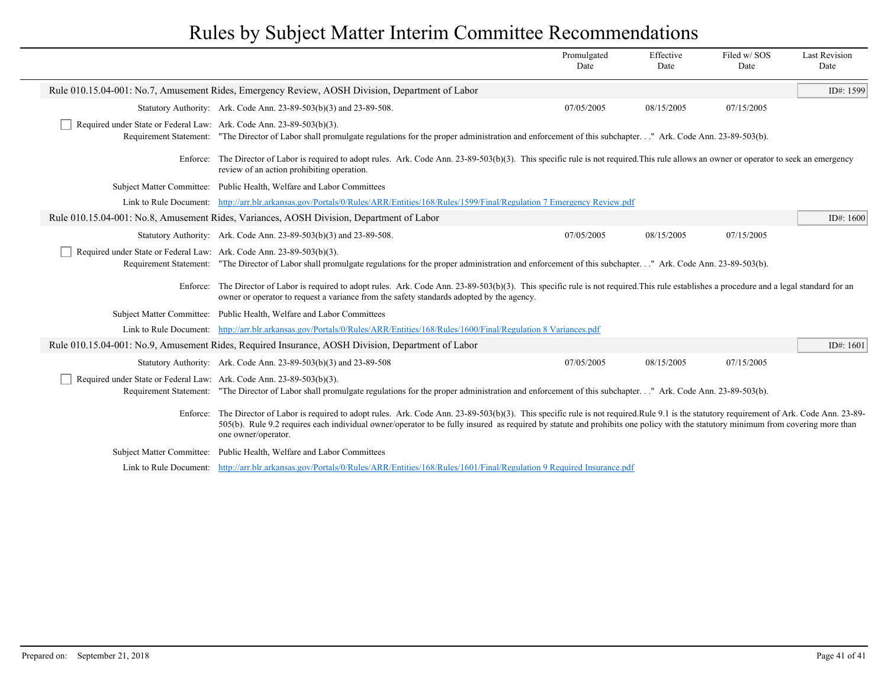# Rules by Subject Matter Interim Committee Recommendations

| | | Promulgated Date | Effective Date | Filed w/ SOS Date | Last Revision Date |
|---|---|---|---|---|---|

## Rule 010.15.04-001: No.7, Amusement Rides, Emergency Review, AOSH Division, Department of Labor

ID#: 1599

| | | Promulgated Date | Effective Date | Filed w/ SOS Date | Last Revision Date |
|---|---|---|---|---|---|
| Statutory Authority: | Ark. Code Ann. 23-89-503(b)(3) and 23-89-508. | 07/05/2005 | 08/15/2005 | 07/15/2005 | |

☐ Required under State or Federal Law: Ark. Code Ann. 23-89-503(b)(3).

Requirement Statement: "The Director of Labor shall promulgate regulations for the proper administration and enforcement of this subchapter. . ." Ark. Code Ann. 23-89-503(b).

Enforce: The Director of Labor is required to adopt rules. Ark. Code Ann. 23-89-503(b)(3). This specific rule is not required.This rule allows an owner or operator to seek an emergency review of an action prohibiting operation.

Subject Matter Committee: Public Health, Welfare and Labor Committees

Link to Rule Document: http://arr.blr.arkansas.gov/Portals/0/Rules/ARR/Entities/168/Rules/1599/Final/Regulation 7 Emergency Review.pdf

## Rule 010.15.04-001: No.8, Amusement Rides, Variances, AOSH Division, Department of Labor

ID#: 1600

| | | Promulgated Date | Effective Date | Filed w/ SOS Date | Last Revision Date |
|---|---|---|---|---|---|
| Statutory Authority: | Ark. Code Ann. 23-89-503(b)(3) and 23-89-508. | 07/05/2005 | 08/15/2005 | 07/15/2005 | |

☐ Required under State or Federal Law: Ark. Code Ann. 23-89-503(b)(3).

Requirement Statement: "The Director of Labor shall promulgate regulations for the proper administration and enforcement of this subchapter. . ." Ark. Code Ann. 23-89-503(b).

Enforce: The Director of Labor is required to adopt rules. Ark. Code Ann. 23-89-503(b)(3). This specific rule is not required.This rule establishes a procedure and a legal standard for an owner or operator to request a variance from the safety standards adopted by the agency.

Subject Matter Committee: Public Health, Welfare and Labor Committees

Link to Rule Document: http://arr.blr.arkansas.gov/Portals/0/Rules/ARR/Entities/168/Rules/1600/Final/Regulation 8 Variances.pdf

## Rule 010.15.04-001: No.9, Amusement Rides, Required Insurance, AOSH Division, Department of Labor

ID#: 1601

| | | Promulgated Date | Effective Date | Filed w/ SOS Date | Last Revision Date |
|---|---|---|---|---|---|
| Statutory Authority: | Ark. Code Ann. 23-89-503(b)(3) and 23-89-508 | 07/05/2005 | 08/15/2005 | 07/15/2005 | |

☐ Required under State or Federal Law: Ark. Code Ann. 23-89-503(b)(3).

Requirement Statement: "The Director of Labor shall promulgate regulations for the proper administration and enforcement of this subchapter. . ." Ark. Code Ann. 23-89-503(b).

Enforce: The Director of Labor is required to adopt rules. Ark. Code Ann. 23-89-503(b)(3). This specific rule is not required.Rule 9.1 is the statutory requirement of Ark. Code Ann. 23-89-505(b). Rule 9.2 requires each individual owner/operator to be fully insured as required by statute and prohibits one policy with the statutory minimum from covering more than one owner/operator.

Subject Matter Committee: Public Health, Welfare and Labor Committees

Link to Rule Document: http://arr.blr.arkansas.gov/Portals/0/Rules/ARR/Entities/168/Rules/1601/Final/Regulation 9 Required Insurance.pdf

Prepared on: September 21, 2018